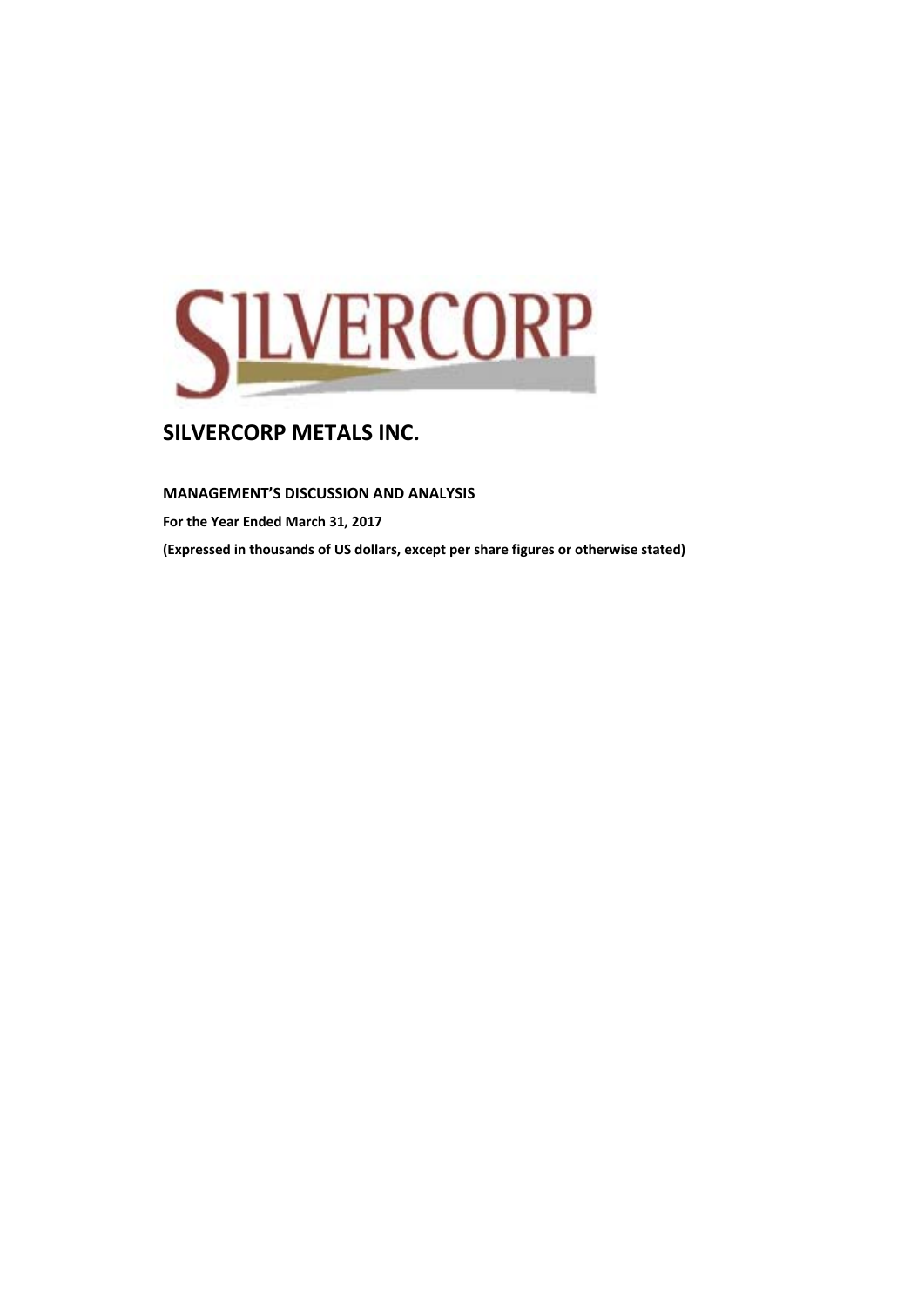# SILVERCORP METALS INC.

**MANAGEMENT'S DISCUSSION AND ANALYSIS**

**For the Year Ended March 31, 2017**

**(Expressed in thousands of US dollars, except per share figures or otherwise stated)**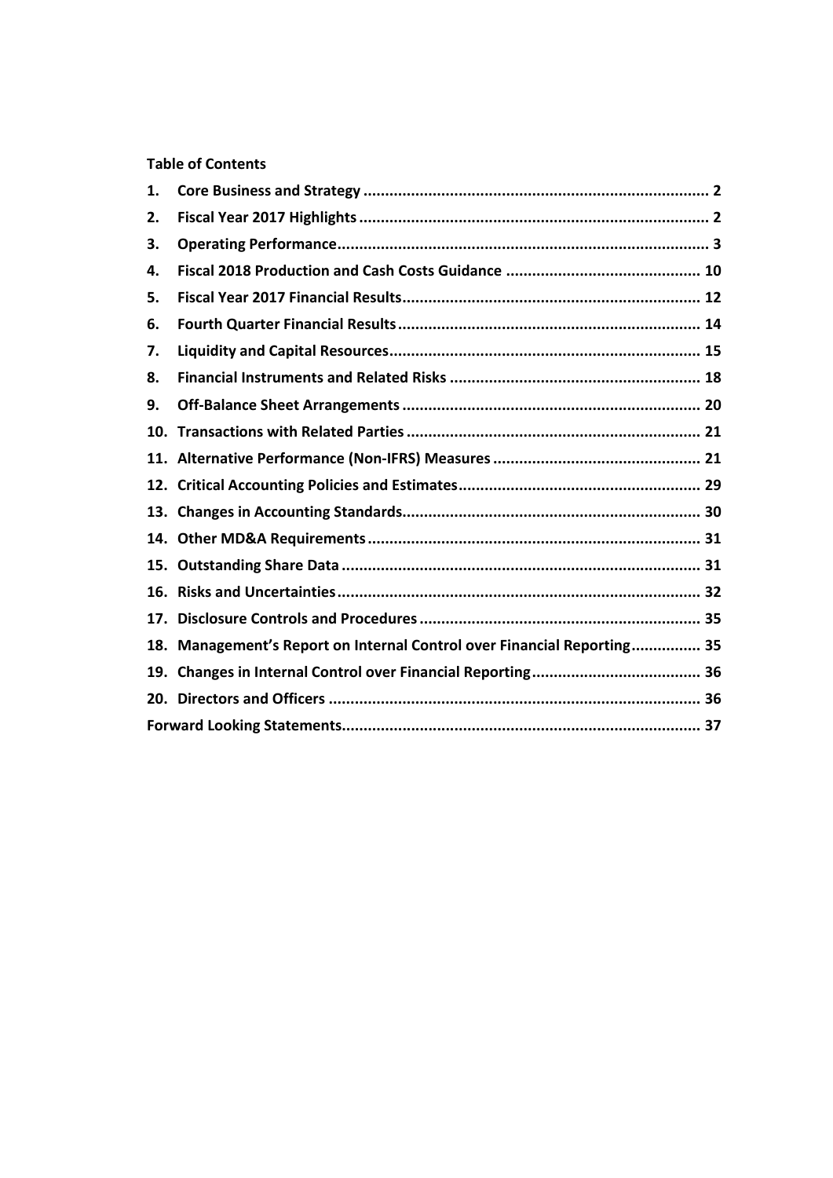**Table of Contents**

| | | |
|---|---|---|
| 1. | Core Business and Strategy | 2 |
| 2. | Fiscal Year 2017 Highlights | 2 |
| 3. | Operating Performance | 3 |
| 4. | Fiscal 2018 Production and Cash Costs Guidance | 10 |
| 5. | Fiscal Year 2017 Financial Results | 12 |
| 6. | Fourth Quarter Financial Results | 14 |
| 7. | Liquidity and Capital Resources | 15 |
| 8. | Financial Instruments and Related Risks | 18 |
| 9. | Off-Balance Sheet Arrangements | 20 |
| 10. | Transactions with Related Parties | 21 |
| 11. | Alternative Performance (Non-IFRS) Measures | 21 |
| 12. | Critical Accounting Policies and Estimates | 29 |
| 13. | Changes in Accounting Standards | 30 |
| 14. | Other MD&A Requirements | 31 |
| 15. | Outstanding Share Data | 31 |
| 16. | Risks and Uncertainties | 32 |
| 17. | Disclosure Controls and Procedures | 35 |
| 18. | Management's Report on Internal Control over Financial Reporting | 35 |
| 19. | Changes in Internal Control over Financial Reporting | 36 |
| 20. | Directors and Officers | 36 |
| | Forward Looking Statements | 37 |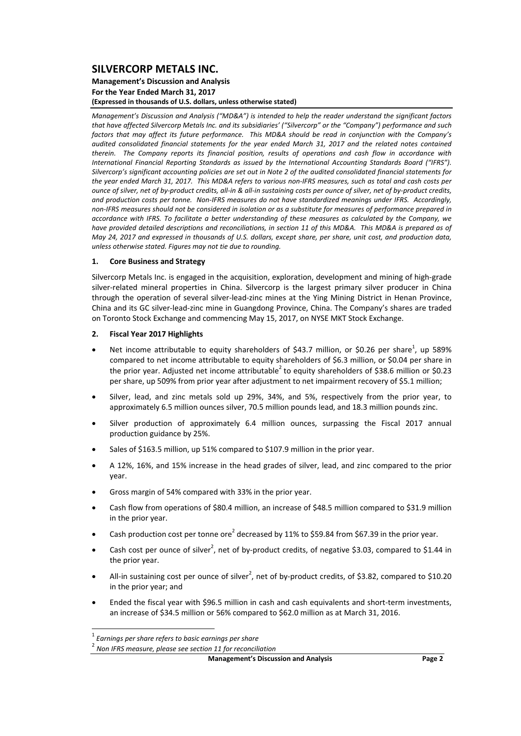# SILVERCORP METALS INC.

**Management's Discussion and Analysis**
**For the Year Ended March 31, 2017**
**(Expressed in thousands of U.S. dollars, unless otherwise stated)**

*Management's Discussion and Analysis ("MD&A") is intended to help the reader understand the significant factors that have affected Silvercorp Metals Inc. and its subsidiaries' ("Silvercorp" or the "Company") performance and such factors that may affect its future performance. This MD&A should be read in conjunction with the Company's audited consolidated financial statements for the year ended March 31, 2017 and the related notes contained therein. The Company reports its financial position, results of operations and cash flow in accordance with International Financial Reporting Standards as issued by the International Accounting Standards Board ("IFRS"). Silvercorp's significant accounting policies are set out in Note 2 of the audited consolidated financial statements for the year ended March 31, 2017. This MD&A refers to various non-IFRS measures, such as total and cash costs per ounce of silver, net of by-product credits, all-in & all-in sustaining costs per ounce of silver, net of by-product credits, and production costs per tonne. Non-IFRS measures do not have standardized meanings under IFRS. Accordingly, non-IFRS measures should not be considered in isolation or as a substitute for measures of performance prepared in accordance with IFRS. To facilitate a better understanding of these measures as calculated by the Company, we have provided detailed descriptions and reconciliations, in section 11 of this MD&A. This MD&A is prepared as of May 24, 2017 and expressed in thousands of U.S. dollars, except share, per share, unit cost, and production data, unless otherwise stated. Figures may not tie due to rounding.*

## 1. Core Business and Strategy

Silvercorp Metals Inc. is engaged in the acquisition, exploration, development and mining of high-grade silver-related mineral properties in China. Silvercorp is the largest primary silver producer in China through the operation of several silver-lead-zinc mines at the Ying Mining District in Henan Province, China and its GC silver-lead-zinc mine in Guangdong Province, China. The Company's shares are traded on Toronto Stock Exchange and commencing May 15, 2017, on NYSE MKT Stock Exchange.

## 2. Fiscal Year 2017 Highlights

- Net income attributable to equity shareholders of $43.7 million, or $0.26 per share[1], up 589% compared to net income attributable to equity shareholders of $6.3 million, or $0.04 per share in the prior year. Adjusted net income attributable[2] to equity shareholders of $38.6 million or $0.23 per share, up 509% from prior year after adjustment to net impairment recovery of $5.1 million;
- Silver, lead, and zinc metals sold up 29%, 34%, and 5%, respectively from the prior year, to approximately 6.5 million ounces silver, 70.5 million pounds lead, and 18.3 million pounds zinc.
- Silver production of approximately 6.4 million ounces, surpassing the Fiscal 2017 annual production guidance by 25%.
- Sales of $163.5 million, up 51% compared to $107.9 million in the prior year.
- A 12%, 16%, and 15% increase in the head grades of silver, lead, and zinc compared to the prior year.
- Gross margin of 54% compared with 33% in the prior year.
- Cash flow from operations of $80.4 million, an increase of $48.5 million compared to $31.9 million in the prior year.
- Cash production cost per tonne ore[2] decreased by 11% to $59.84 from $67.39 in the prior year.
- Cash cost per ounce of silver[2], net of by-product credits, of negative $3.03, compared to $1.44 in the prior year.
- All-in sustaining cost per ounce of silver[2], net of by-product credits, of $3.82, compared to $10.20 in the prior year; and
- Ended the fiscal year with $96.5 million in cash and cash equivalents and short-term investments, an increase of $34.5 million or 56% compared to $62.0 million as at March 31, 2016.

---

[1] *Earnings per share refers to basic earnings per share*

[2] *Non IFRS measure, please see section 11 for reconciliation*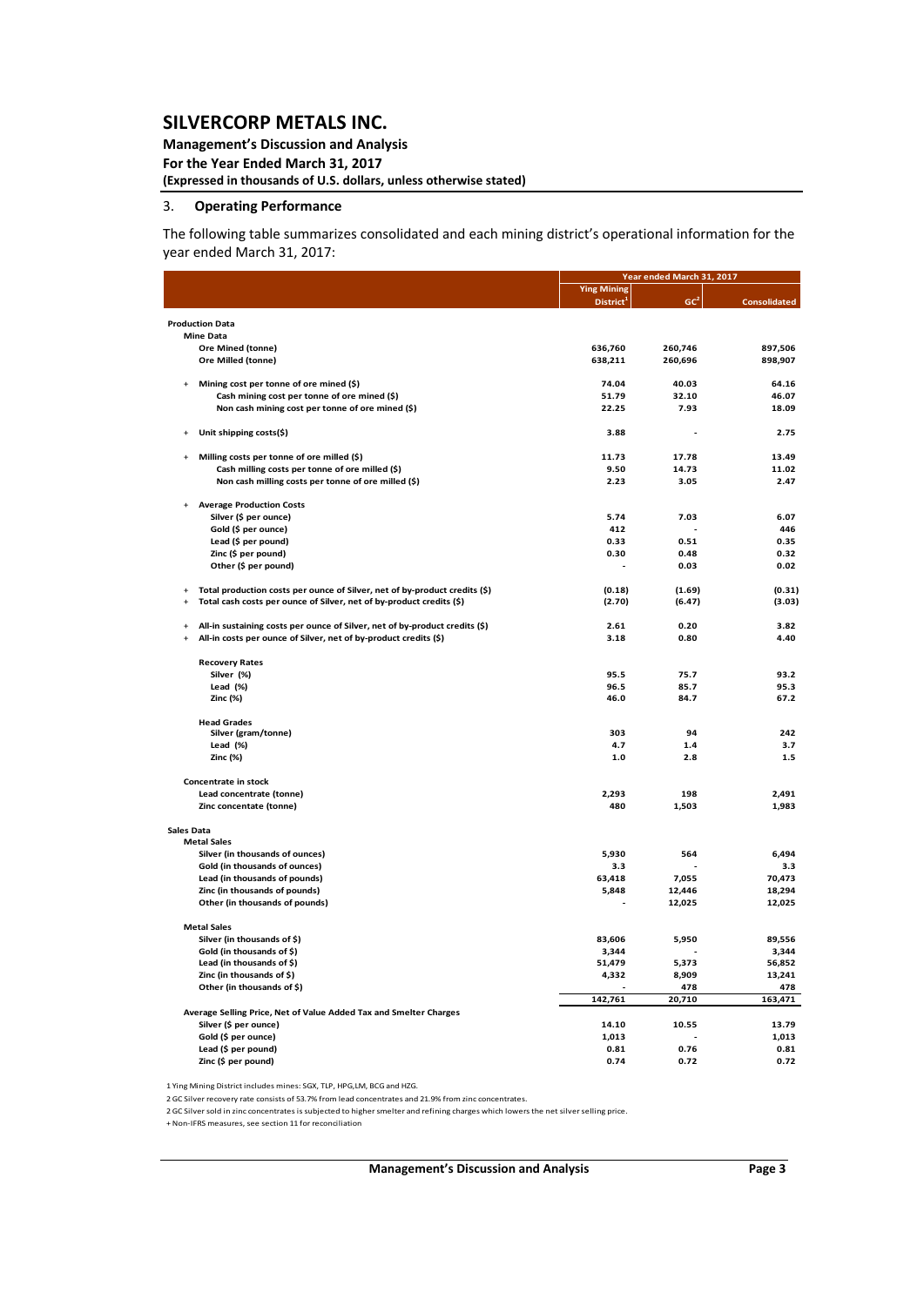# SILVERCORP METALS INC.

**Management's Discussion and Analysis**
**For the Year Ended March 31, 2017**
**(Expressed in thousands of U.S. dollars, unless otherwise stated)**

## 3. Operating Performance

The following table summarizes consolidated and each mining district's operational information for the year ended March 31, 2017:

| | Year ended March 31, 2017 | | |
|---|---|---|---|
| | Ying Mining District[1] | GC[2] | Consolidated |
| **Production Data** | | | |
| **Mine Data** | | | |
| Ore Mined (tonne) | 636,760 | 260,746 | 897,506 |
| Ore Milled (tonne) | 638,211 | 260,696 | 898,907 |
| + Mining cost per tonne of ore mined ($) | 74.04 | 40.03 | 64.16 |
| Cash mining cost per tonne of ore mined ($) | 51.79 | 32.10 | 46.07 |
| Non cash mining cost per tonne of ore mined ($) | 22.25 | 7.93 | 18.09 |
| + Unit shipping costs($) | 3.88 | - | 2.75 |
| + Milling costs per tonne of ore milled ($) | 11.73 | 17.78 | 13.49 |
| Cash milling costs per tonne of ore milled ($) | 9.50 | 14.73 | 11.02 |
| Non cash milling costs per tonne of ore milled ($) | 2.23 | 3.05 | 2.47 |
| + Average Production Costs | | | |
| Silver ($ per ounce) | 5.74 | 7.03 | 6.07 |
| Gold ($ per ounce) | 412 | - | 446 |
| Lead ($ per pound) | 0.33 | 0.51 | 0.35 |
| Zinc ($ per pound) | 0.30 | 0.48 | 0.32 |
| Other ($ per pound) | - | 0.03 | 0.02 |
| + Total production costs per ounce of Silver, net of by-product credits ($) | (0.18) | (1.69) | (0.31) |
| + Total cash costs per ounce of Silver, net of by-product credits ($) | (2.70) | (6.47) | (3.03) |
| + All-in sustaining costs per ounce of Silver, net of by-product credits ($) | 2.61 | 0.20 | 3.82 |
| + All-in costs per ounce of Silver, net of by-product credits ($) | 3.18 | 0.80 | 4.40 |
| **Recovery Rates** | | | |
| Silver (%) | 95.5 | 75.7 | 93.2 |
| Lead (%) | 96.5 | 85.7 | 95.3 |
| Zinc (%) | 46.0 | 84.7 | 67.2 |
| **Head Grades** | | | |
| Silver (gram/tonne) | 303 | 94 | 242 |
| Lead (%) | 4.7 | 1.4 | 3.7 |
| Zinc (%) | 1.0 | 2.8 | 1.5 |
| **Concentrate in stock** | | | |
| Lead concentrate (tonne) | 2,293 | 198 | 2,491 |
| Zinc concentate (tonne) | 480 | 1,503 | 1,983 |
| **Sales Data** | | | |
| **Metal Sales** | | | |
| Silver (in thousands of ounces) | 5,930 | 564 | 6,494 |
| Gold (in thousands of ounces) | 3.3 | - | 3.3 |
| Lead (in thousands of pounds) | 63,418 | 7,055 | 70,473 |
| Zinc (in thousands of pounds) | 5,848 | 12,446 | 18,294 |
| Other (in thousands of pounds) | - | 12,025 | 12,025 |
| **Metal Sales** | | | |
| Silver (in thousands of $) | 83,606 | 5,950 | 89,556 |
| Gold (in thousands of $) | 3,344 | - | 3,344 |
| Lead (in thousands of $) | 51,479 | 5,373 | 56,852 |
| Zinc (in thousands of $) | 4,332 | 8,909 | 13,241 |
| Other (in thousands of $) | - | 478 | 478 |
| | 142,761 | 20,710 | 163,471 |
| **Average Selling Price, Net of Value Added Tax and Smelter Charges** | | | |
| Silver ($ per ounce) | 14.10 | 10.55 | 13.79 |
| Gold ($ per ounce) | 1,013 | - | 1,013 |
| Lead ($ per pound) | 0.81 | 0.76 | 0.81 |
| Zinc ($ per pound) | 0.74 | 0.72 | 0.72 |

1 Ying Mining District includes mines: SGX, TLP, HPG,LM, BCG and HZG.

2 GC Silver recovery rate consists of 53.7% from lead concentrates and 21.9% from zinc concentrates.

2 GC Silver sold in zinc concentrates is subjected to higher smelter and refining charges which lowers the net silver selling price.

+ Non-IFRS measures, see section 11 for reconciliation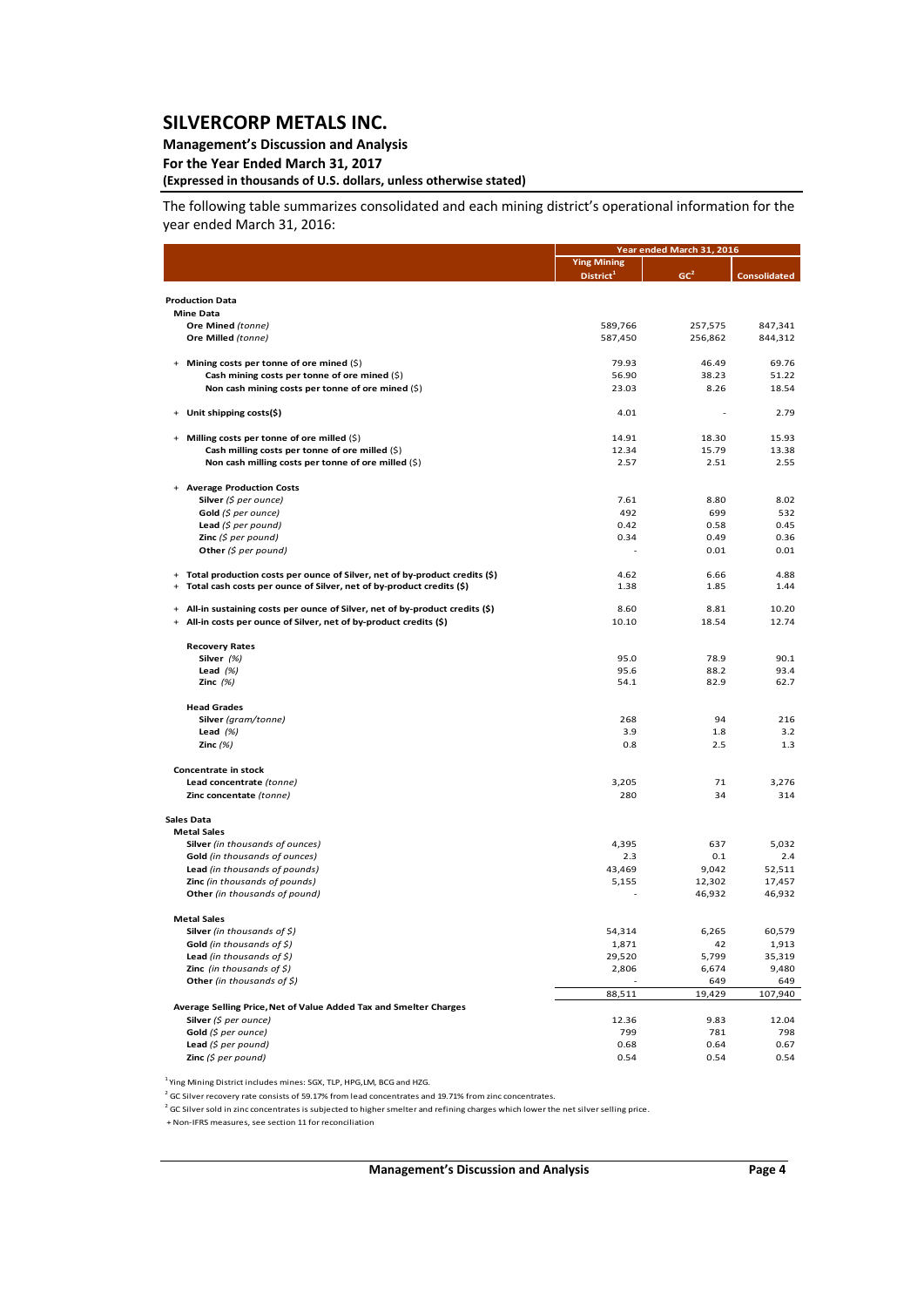# SILVERCORP METALS INC.

**Management's Discussion and Analysis**
**For the Year Ended March 31, 2017**
**(Expressed in thousands of U.S. dollars, unless otherwise stated)**

The following table summarizes consolidated and each mining district's operational information for the year ended March 31, 2016:

| | Year ended March 31, 2016 | | |
|---|---|---|---|
| | Ying Mining District[1] | GC[2] | Consolidated |
| **Production Data** | | | |
| **Mine Data** | | | |
| **Ore Mined** *(tonne)* | 589,766 | 257,575 | 847,341 |
| **Ore Milled** *(tonne)* | 587,450 | 256,862 | 844,312 |
| + **Mining costs per tonne of ore mined** ($) | 79.93 | 46.49 | 69.76 |
| **Cash mining costs per tonne of ore mined** ($) | 56.90 | 38.23 | 51.22 |
| **Non cash mining costs per tonne of ore mined** ($) | 23.03 | 8.26 | 18.54 |
| + **Unit shipping costs($)** | 4.01 | - | 2.79 |
| + **Milling costs per tonne of ore milled** ($) | 14.91 | 18.30 | 15.93 |
| **Cash milling costs per tonne of ore milled** ($) | 12.34 | 15.79 | 13.38 |
| **Non cash milling costs per tonne of ore milled** ($) | 2.57 | 2.51 | 2.55 |
| + **Average Production Costs** | | | |
| **Silver** *($ per ounce)* | 7.61 | 8.80 | 8.02 |
| **Gold** *($ per ounce)* | 492 | 699 | 532 |
| **Lead** *($ per pound)* | 0.42 | 0.58 | 0.45 |
| **Zinc** *($ per pound)* | 0.34 | 0.49 | 0.36 |
| **Other** *($ per pound)* | - | 0.01 | 0.01 |
| + **Total production costs per ounce of Silver, net of by-product credits ($)** | 4.62 | 6.66 | 4.88 |
| + **Total cash costs per ounce of Silver, net of by-product credits ($)** | 1.38 | 1.85 | 1.44 |
| + **All-in sustaining costs per ounce of Silver, net of by-product credits ($)** | 8.60 | 8.81 | 10.20 |
| + **All-in costs per ounce of Silver, net of by-product credits ($)** | 10.10 | 18.54 | 12.74 |
| **Recovery Rates** | | | |
| **Silver** *(%)* | 95.0 | 78.9 | 90.1 |
| **Lead** *(%)* | 95.6 | 88.2 | 93.4 |
| **Zinc** *(%)* | 54.1 | 82.9 | 62.7 |
| **Head Grades** | | | |
| **Silver** *(gram/tonne)* | 268 | 94 | 216 |
| **Lead** *(%)* | 3.9 | 1.8 | 3.2 |
| **Zinc** *(%)* | 0.8 | 2.5 | 1.3 |
| **Concentrate in stock** | | | |
| **Lead concentrate** *(tonne)* | 3,205 | 71 | 3,276 |
| **Zinc concentrate** *(tonne)* | 280 | 34 | 314 |
| **Sales Data** | | | |
| **Metal Sales** | | | |
| **Silver** *(in thousands of ounces)* | 4,395 | 637 | 5,032 |
| **Gold** *(in thousands of ounces)* | 2.3 | 0.1 | 2.4 |
| **Lead** *(in thousands of pounds)* | 43,469 | 9,042 | 52,511 |
| **Zinc** *(in thousands of pounds)* | 5,155 | 12,302 | 17,457 |
| **Other** *(in thousands of pound)* | - | 46,932 | 46,932 |
| **Metal Sales** | | | |
| **Silver** *(in thousands of $)* | 54,314 | 6,265 | 60,579 |
| **Gold** *(in thousands of $)* | 1,871 | 42 | 1,913 |
| **Lead** *(in thousands of $)* | 29,520 | 5,799 | 35,319 |
| **Zinc** *(in thousands of $)* | 2,806 | 6,674 | 9,480 |
| **Other** *(in thousands of $)* | - | 649 | 649 |
| | 88,511 | 19,429 | 107,940 |
| **Average Selling Price, Net of Value Added Tax and Smelter Charges** | | | |
| **Silver** *($ per ounce)* | 12.36 | 9.83 | 12.04 |
| **Gold** *($ per ounce)* | 799 | 781 | 798 |
| **Lead** *($ per pound)* | 0.68 | 0.64 | 0.67 |
| **Zinc** *($ per pound)* | 0.54 | 0.54 | 0.54 |

[1] Ying Mining District includes mines: SGX, TLP, HPG,LM, BCG and HZG.

[2] GC Silver recovery rate consists of 59.17% from lead concentrates and 19.71% from zinc concentrates.

[2] GC Silver sold in zinc concentrates is subjected to higher smelter and refining charges which lower the net silver selling price.

+ Non-IFRS measures, see section 11 for reconciliation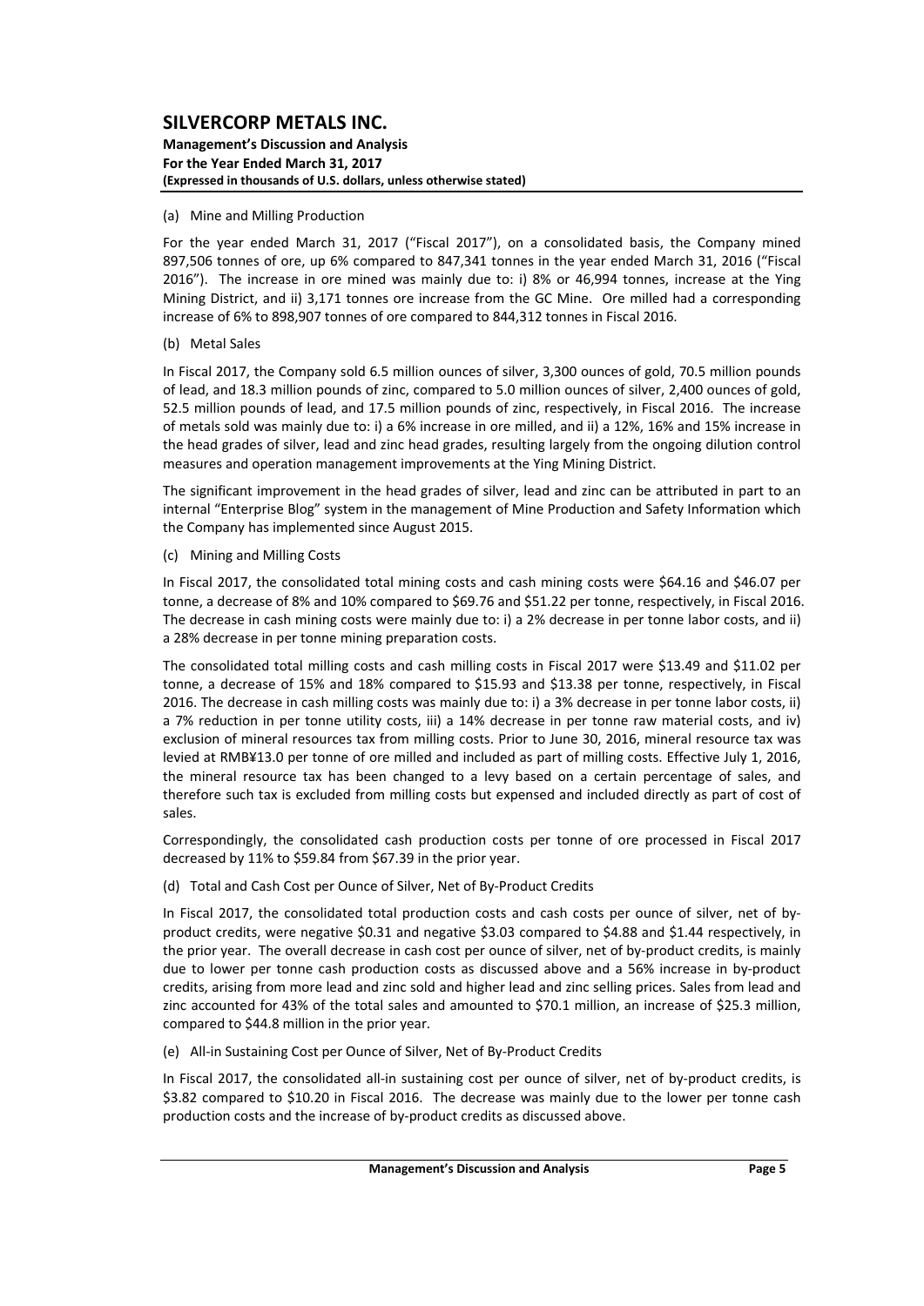(a) Mine and Milling Production

For the year ended March 31, 2017 ("Fiscal 2017"), on a consolidated basis, the Company mined 897,506 tonnes of ore, up 6% compared to 847,341 tonnes in the year ended March 31, 2016 ("Fiscal 2016"). The increase in ore mined was mainly due to: i) 8% or 46,994 tonnes, increase at the Ying Mining District, and ii) 3,171 tonnes ore increase from the GC Mine. Ore milled had a corresponding increase of 6% to 898,907 tonnes of ore compared to 844,312 tonnes in Fiscal 2016.

(b) Metal Sales

In Fiscal 2017, the Company sold 6.5 million ounces of silver, 3,300 ounces of gold, 70.5 million pounds of lead, and 18.3 million pounds of zinc, compared to 5.0 million ounces of silver, 2,400 ounces of gold, 52.5 million pounds of lead, and 17.5 million pounds of zinc, respectively, in Fiscal 2016. The increase of metals sold was mainly due to: i) a 6% increase in ore milled, and ii) a 12%, 16% and 15% increase in the head grades of silver, lead and zinc head grades, resulting largely from the ongoing dilution control measures and operation management improvements at the Ying Mining District.

The significant improvement in the head grades of silver, lead and zinc can be attributed in part to an internal "Enterprise Blog" system in the management of Mine Production and Safety Information which the Company has implemented since August 2015.

(c) Mining and Milling Costs

In Fiscal 2017, the consolidated total mining costs and cash mining costs were $64.16 and $46.07 per tonne, a decrease of 8% and 10% compared to $69.76 and $51.22 per tonne, respectively, in Fiscal 2016. The decrease in cash mining costs were mainly due to: i) a 2% decrease in per tonne labor costs, and ii) a 28% decrease in per tonne mining preparation costs.

The consolidated total milling costs and cash milling costs in Fiscal 2017 were $13.49 and $11.02 per tonne, a decrease of 15% and 18% compared to $15.93 and $13.38 per tonne, respectively, in Fiscal 2016. The decrease in cash milling costs was mainly due to: i) a 3% decrease in per tonne labor costs, ii) a 7% reduction in per tonne utility costs, iii) a 14% decrease in per tonne raw material costs, and iv) exclusion of mineral resources tax from milling costs. Prior to June 30, 2016, mineral resource tax was levied at RMB¥13.0 per tonne of ore milled and included as part of milling costs. Effective July 1, 2016, the mineral resource tax has been changed to a levy based on a certain percentage of sales, and therefore such tax is excluded from milling costs but expensed and included directly as part of cost of sales.

Correspondingly, the consolidated cash production costs per tonne of ore processed in Fiscal 2017 decreased by 11% to $59.84 from $67.39 in the prior year.

(d) Total and Cash Cost per Ounce of Silver, Net of By-Product Credits

In Fiscal 2017, the consolidated total production costs and cash costs per ounce of silver, net of by-product credits, were negative $0.31 and negative $3.03 compared to $4.88 and $1.44 respectively, in the prior year. The overall decrease in cash cost per ounce of silver, net of by-product credits, is mainly due to lower per tonne cash production costs as discussed above and a 56% increase in by-product credits, arising from more lead and zinc sold and higher lead and zinc selling prices. Sales from lead and zinc accounted for 43% of the total sales and amounted to $70.1 million, an increase of $25.3 million, compared to $44.8 million in the prior year.

(e) All-in Sustaining Cost per Ounce of Silver, Net of By-Product Credits

In Fiscal 2017, the consolidated all-in sustaining cost per ounce of silver, net of by-product credits, is $3.82 compared to $10.20 in Fiscal 2016. The decrease was mainly due to the lower per tonne cash production costs and the increase of by-product credits as discussed above.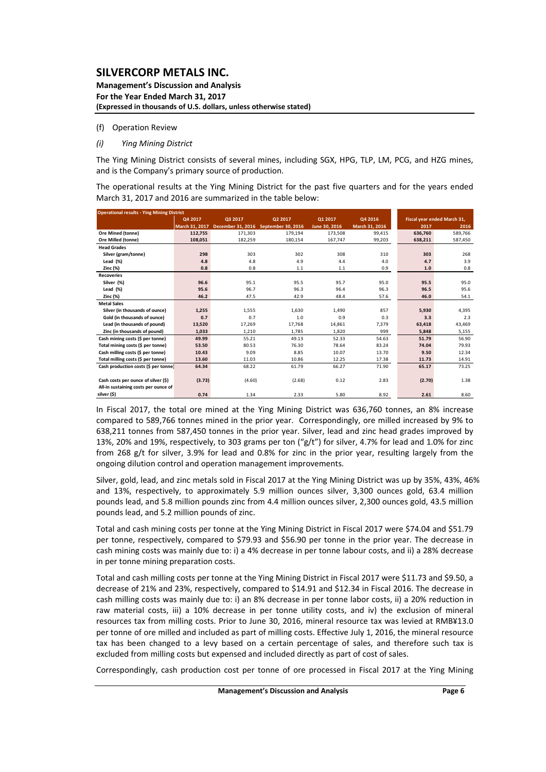(f) Operation Review

*(i) Ying Mining District*

The Ying Mining District consists of several mines, including SGX, HPG, TLP, LM, PCG, and HZG mines, and is the Company's primary source of production.

The operational results at the Ying Mining District for the past five quarters and for the years ended March 31, 2017 and 2016 are summarized in the table below:

| Operational results - Ying Mining District | Q4 2017 | Q3 2017 | Q2 2017 | Q1 2017 | Q4 2016 | Fiscal year ended March 31, | |
|---|---|---|---|---|---|---|---|
| | March 31, 2017 | December 31, 2016 | September 30, 2016 | June 30, 2016 | March 31, 2016 | 2017 | 2016 |
| Ore Mined (tonne) | **112,755** | 171,303 | 179,194 | 173,508 | 99,415 | **636,760** | 589,766 |
| Ore Milled (tonne) | **108,051** | 182,259 | 180,154 | 167,747 | 99,203 | **638,211** | 587,450 |
| **Head Grades** | | | | | | | |
| Silver (gram/tonne) | **298** | 303 | 302 | 308 | 310 | **303** | 268 |
| Lead (%) | **4.8** | 4.8 | 4.9 | 4.4 | 4.0 | **4.7** | 3.9 |
| Zinc (%) | **0.8** | 0.8 | 1.1 | 1.1 | 0.9 | **1.0** | 0.8 |
| **Recoveries** | | | | | | | |
| Silver (%) | **96.6** | 95.1 | 95.5 | 95.7 | 95.0 | **95.5** | 95.0 |
| Lead (%) | **95.6** | 96.7 | 96.3 | 96.4 | 96.3 | **96.5** | 95.6 |
| Zinc (%) | **46.2** | 47.5 | 42.9 | 48.4 | 57.6 | **46.0** | 54.1 |
| **Metal Sales** | | | | | | | |
| Silver (in thousands of ounce) | **1,255** | 1,555 | 1,630 | 1,490 | 857 | **5,930** | 4,395 |
| Gold (in thousands of ounce) | **0.7** | 0.7 | 1.0 | 0.9 | 0.3 | **3.3** | 2.3 |
| Lead (in thousands of pound) | **13,520** | 17,269 | 17,768 | 14,861 | 7,379 | **63,418** | 43,469 |
| Zinc (in thousands of pound) | **1,033** | 1,210 | 1,785 | 1,820 | 999 | **5,848** | 5,155 |
| Cash mining costs ($ per tonne) | **49.99** | 55.21 | 49.13 | 52.33 | 54.63 | **51.79** | 56.90 |
| Total mining costs ($ per tonne) | **53.50** | 80.53 | 76.30 | 78.64 | 83.24 | **74.04** | 79.93 |
| Cash milling costs ($ per tonne) | **10.43** | 9.09 | 8.85 | 10.07 | 13.70 | **9.50** | 12.34 |
| Total milling costs ($ per tonne) | **13.60** | 11.03 | 10.86 | 12.25 | 17.38 | **11.73** | 14.91 |
| Cash production costs ($ per tonne) | **64.34** | 68.22 | 61.79 | 66.27 | 71.90 | **65.17** | 73.25 |
| Cash costs per ounce of silver ($) | **(3.73)** | (4.60) | (2.68) | 0.12 | 2.83 | **(2.70)** | 1.38 |
| All-in sustaining costs per ounce of silver ($) | **0.74** | 1.34 | 2.33 | 5.80 | 8.92 | **2.61** | 8.60 |

In Fiscal 2017, the total ore mined at the Ying Mining District was 636,760 tonnes, an 8% increase compared to 589,766 tonnes mined in the prior year. Correspondingly, ore milled increased by 9% to 638,211 tonnes from 587,450 tonnes in the prior year. Silver, lead and zinc head grades improved by 13%, 20% and 19%, respectively, to 303 grams per ton ("g/t") for silver, 4.7% for lead and 1.0% for zinc from 268 g/t for silver, 3.9% for lead and 0.8% for zinc in the prior year, resulting largely from the ongoing dilution control and operation management improvements.

Silver, gold, lead, and zinc metals sold in Fiscal 2017 at the Ying Mining District was up by 35%, 43%, 46% and 13%, respectively, to approximately 5.9 million ounces silver, 3,300 ounces gold, 63.4 million pounds lead, and 5.8 million pounds zinc from 4.4 million ounces silver, 2,300 ounces gold, 43.5 million pounds lead, and 5.2 million pounds of zinc.

Total and cash mining costs per tonne at the Ying Mining District in Fiscal 2017 were $74.04 and $51.79 per tonne, respectively, compared to $79.93 and $56.90 per tonne in the prior year. The decrease in cash mining costs was mainly due to: i) a 4% decrease in per tonne labour costs, and ii) a 28% decrease in per tonne mining preparation costs.

Total and cash milling costs per tonne at the Ying Mining District in Fiscal 2017 were $11.73 and $9.50, a decrease of 21% and 23%, respectively, compared to $14.91 and $12.34 in Fiscal 2016. The decrease in cash milling costs was mainly due to: i) an 8% decrease in per tonne labor costs, ii) a 20% reduction in raw material costs, iii) a 10% decrease in per tonne utility costs, and iv) the exclusion of mineral resources tax from milling costs. Prior to June 30, 2016, mineral resource tax was levied at RMB¥13.0 per tonne of ore milled and included as part of milling costs. Effective July 1, 2016, the mineral resource tax has been changed to a levy based on a certain percentage of sales, and therefore such tax is excluded from milling costs but expensed and included directly as part of cost of sales.

Correspondingly, cash production cost per tonne of ore processed in Fiscal 2017 at the Ying Mining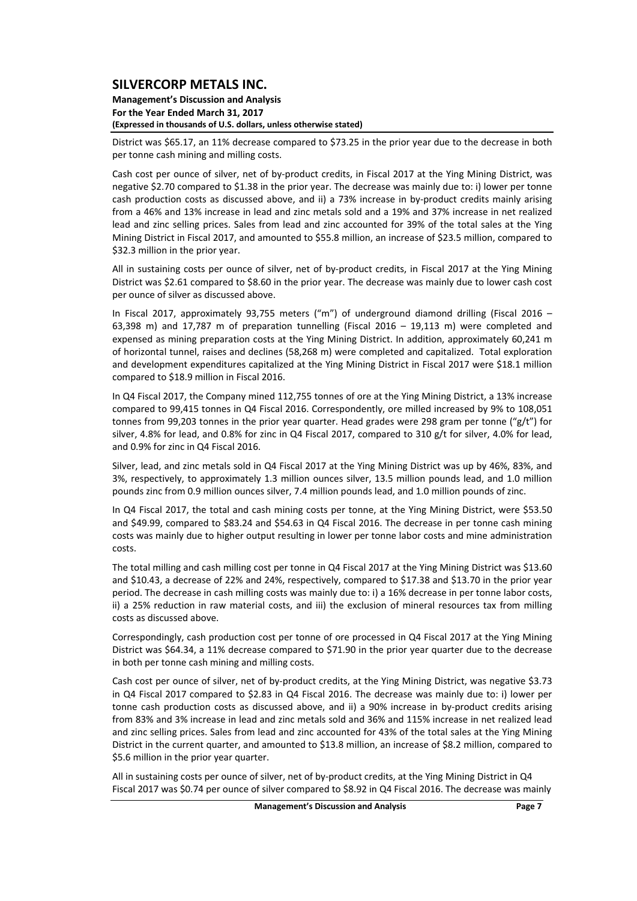District was $65.17, an 11% decrease compared to $73.25 in the prior year due to the decrease in both per tonne cash mining and milling costs.

Cash cost per ounce of silver, net of by-product credits, in Fiscal 2017 at the Ying Mining District, was negative $2.70 compared to $1.38 in the prior year. The decrease was mainly due to: i) lower per tonne cash production costs as discussed above, and ii) a 73% increase in by-product credits mainly arising from a 46% and 13% increase in lead and zinc metals sold and a 19% and 37% increase in net realized lead and zinc selling prices. Sales from lead and zinc accounted for 39% of the total sales at the Ying Mining District in Fiscal 2017, and amounted to $55.8 million, an increase of $23.5 million, compared to $32.3 million in the prior year.

All in sustaining costs per ounce of silver, net of by-product credits, in Fiscal 2017 at the Ying Mining District was $2.61 compared to $8.60 in the prior year. The decrease was mainly due to lower cash cost per ounce of silver as discussed above.

In Fiscal 2017, approximately 93,755 meters ("m") of underground diamond drilling (Fiscal 2016 – 63,398 m) and 17,787 m of preparation tunnelling (Fiscal 2016 – 19,113 m) were completed and expensed as mining preparation costs at the Ying Mining District. In addition, approximately 60,241 m of horizontal tunnel, raises and declines (58,268 m) were completed and capitalized. Total exploration and development expenditures capitalized at the Ying Mining District in Fiscal 2017 were $18.1 million compared to $18.9 million in Fiscal 2016.

In Q4 Fiscal 2017, the Company mined 112,755 tonnes of ore at the Ying Mining District, a 13% increase compared to 99,415 tonnes in Q4 Fiscal 2016. Correspondently, ore milled increased by 9% to 108,051 tonnes from 99,203 tonnes in the prior year quarter. Head grades were 298 gram per tonne ("g/t") for silver, 4.8% for lead, and 0.8% for zinc in Q4 Fiscal 2017, compared to 310 g/t for silver, 4.0% for lead, and 0.9% for zinc in Q4 Fiscal 2016.

Silver, lead, and zinc metals sold in Q4 Fiscal 2017 at the Ying Mining District was up by 46%, 83%, and 3%, respectively, to approximately 1.3 million ounces silver, 13.5 million pounds lead, and 1.0 million pounds zinc from 0.9 million ounces silver, 7.4 million pounds lead, and 1.0 million pounds of zinc.

In Q4 Fiscal 2017, the total and cash mining costs per tonne, at the Ying Mining District, were $53.50 and $49.99, compared to $83.24 and $54.63 in Q4 Fiscal 2016. The decrease in per tonne cash mining costs was mainly due to higher output resulting in lower per tonne labor costs and mine administration costs.

The total milling and cash milling cost per tonne in Q4 Fiscal 2017 at the Ying Mining District was $13.60 and $10.43, a decrease of 22% and 24%, respectively, compared to $17.38 and $13.70 in the prior year period. The decrease in cash milling costs was mainly due to: i) a 16% decrease in per tonne labor costs, ii) a 25% reduction in raw material costs, and iii) the exclusion of mineral resources tax from milling costs as discussed above.

Correspondingly, cash production cost per tonne of ore processed in Q4 Fiscal 2017 at the Ying Mining District was $64.34, a 11% decrease compared to $71.90 in the prior year quarter due to the decrease in both per tonne cash mining and milling costs.

Cash cost per ounce of silver, net of by-product credits, at the Ying Mining District, was negative $3.73 in Q4 Fiscal 2017 compared to $2.83 in Q4 Fiscal 2016. The decrease was mainly due to: i) lower per tonne cash production costs as discussed above, and ii) a 90% increase in by-product credits arising from 83% and 3% increase in lead and zinc metals sold and 36% and 115% increase in net realized lead and zinc selling prices. Sales from lead and zinc accounted for 43% of the total sales at the Ying Mining District in the current quarter, and amounted to $13.8 million, an increase of $8.2 million, compared to $5.6 million in the prior year quarter.

All in sustaining costs per ounce of silver, net of by-product credits, at the Ying Mining District in Q4 Fiscal 2017 was $0.74 per ounce of silver compared to $8.92 in Q4 Fiscal 2016. The decrease was mainly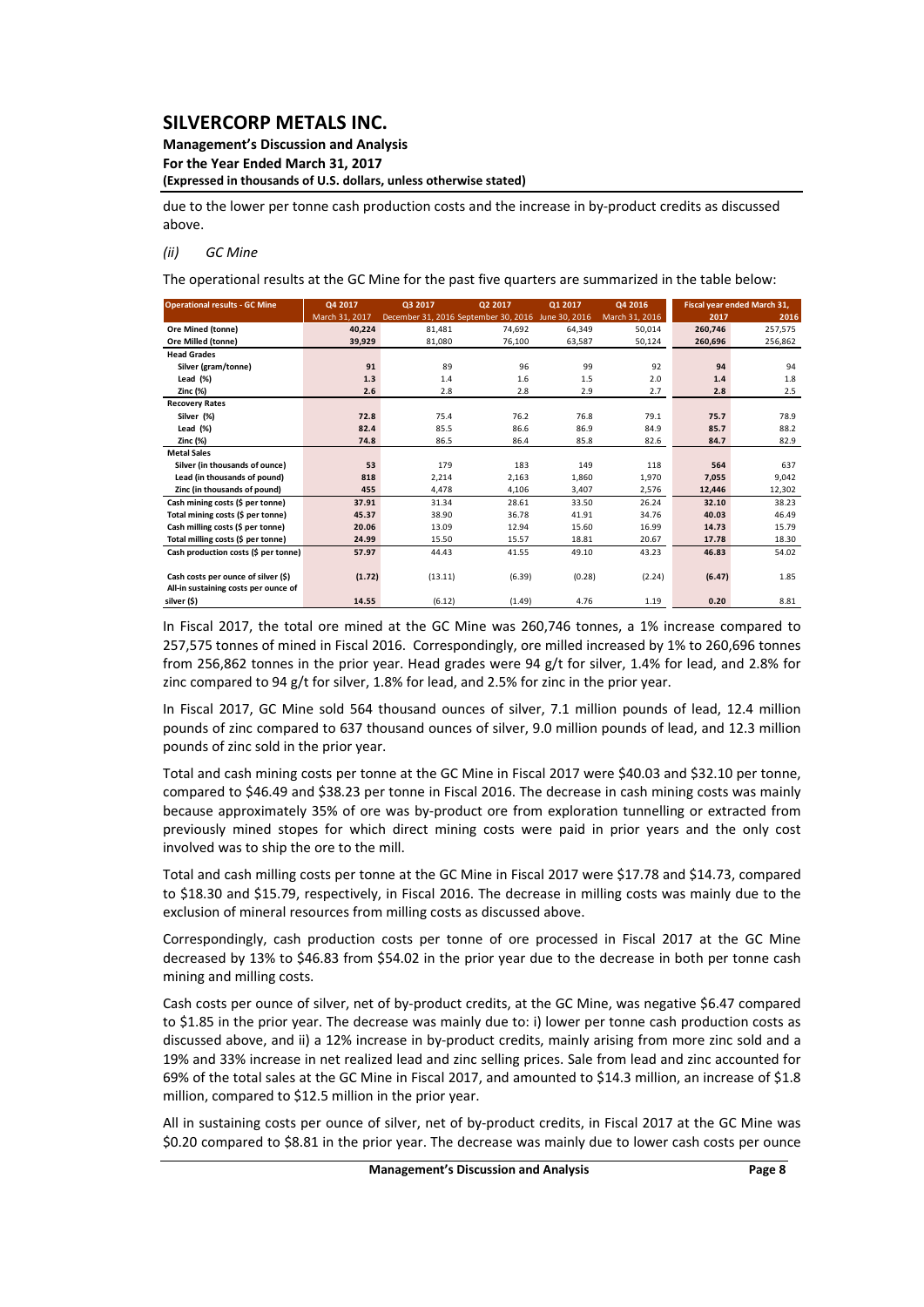due to the lower per tonne cash production costs and the increase in by-product credits as discussed above.

*(ii) GC Mine*

The operational results at the GC Mine for the past five quarters are summarized in the table below:

| Operational results - GC Mine | Q4 2017 | Q3 2017 | Q2 2017 | Q1 2017 | Q4 2016 | Fiscal year ended March 31, | |
|---|---|---|---|---|---|---|---|
| | March 31, 2017 | December 31, 2016 | September 30, 2016 | June 30, 2016 | March 31, 2016 | 2017 | 2016 |
| **Ore Mined (tonne)** | **40,224** | 81,481 | 74,692 | 64,349 | 50,014 | **260,746** | 257,575 |
| **Ore Milled (tonne)** | **39,929** | 81,080 | 76,100 | 63,587 | 50,124 | **260,696** | 256,862 |
| **Head Grades** | | | | | | | |
| Silver (gram/tonne) | **91** | 89 | 96 | 99 | 92 | **94** | 94 |
| Lead (%) | **1.3** | 1.4 | 1.6 | 1.5 | 2.0 | **1.4** | 1.8 |
| Zinc (%) | **2.6** | 2.8 | 2.8 | 2.9 | 2.7 | **2.8** | 2.5 |
| **Recovery Rates** | | | | | | | |
| Silver (%) | **72.8** | 75.4 | 76.2 | 76.8 | 79.1 | **75.7** | 78.9 |
| Lead (%) | **82.4** | 85.5 | 86.6 | 86.9 | 84.9 | **85.7** | 88.2 |
| Zinc (%) | **74.8** | 86.5 | 86.4 | 85.8 | 82.6 | **84.7** | 82.9 |
| **Metal Sales** | | | | | | | |
| Silver (in thousands of ounce) | **53** | 179 | 183 | 149 | 118 | **564** | 637 |
| Lead (in thousands of pound) | **818** | 2,214 | 2,163 | 1,860 | 1,970 | **7,055** | 9,042 |
| Zinc (in thousands of pound) | **455** | 4,478 | 4,106 | 3,407 | 2,576 | **12,446** | 12,302 |
| Cash mining costs ($ per tonne) | **37.91** | 31.34 | 28.61 | 33.50 | 26.24 | **32.10** | 38.23 |
| Total mining costs ($ per tonne) | **45.37** | 38.90 | 36.78 | 41.91 | 34.76 | **40.03** | 46.49 |
| Cash milling costs ($ per tonne) | **20.06** | 13.09 | 12.94 | 15.60 | 16.99 | **14.73** | 15.79 |
| Total milling costs ($ per tonne) | **24.99** | 15.50 | 15.57 | 18.81 | 20.67 | **17.78** | 18.30 |
| Cash production costs ($ per tonne) | **57.97** | 44.43 | 41.55 | 49.10 | 43.23 | **46.83** | 54.02 |
| Cash costs per ounce of silver ($) | **(1.72)** | (13.11) | (6.39) | (0.28) | (2.24) | **(6.47)** | 1.85 |
| All-in sustaining costs per ounce of silver ($) | **14.55** | (6.12) | (1.49) | 4.76 | 1.19 | **0.20** | 8.81 |

In Fiscal 2017, the total ore mined at the GC Mine was 260,746 tonnes, a 1% increase compared to 257,575 tonnes of mined in Fiscal 2016. Correspondingly, ore milled increased by 1% to 260,696 tonnes from 256,862 tonnes in the prior year. Head grades were 94 g/t for silver, 1.4% for lead, and 2.8% for zinc compared to 94 g/t for silver, 1.8% for lead, and 2.5% for zinc in the prior year.

In Fiscal 2017, GC Mine sold 564 thousand ounces of silver, 7.1 million pounds of lead, 12.4 million pounds of zinc compared to 637 thousand ounces of silver, 9.0 million pounds of lead, and 12.3 million pounds of zinc sold in the prior year.

Total and cash mining costs per tonne at the GC Mine in Fiscal 2017 were $40.03 and $32.10 per tonne, compared to $46.49 and $38.23 per tonne in Fiscal 2016. The decrease in cash mining costs was mainly because approximately 35% of ore was by-product ore from exploration tunnelling or extracted from previously mined stopes for which direct mining costs were paid in prior years and the only cost involved was to ship the ore to the mill.

Total and cash milling costs per tonne at the GC Mine in Fiscal 2017 were $17.78 and $14.73, compared to $18.30 and $15.79, respectively, in Fiscal 2016. The decrease in milling costs was mainly due to the exclusion of mineral resources from milling costs as discussed above.

Correspondingly, cash production costs per tonne of ore processed in Fiscal 2017 at the GC Mine decreased by 13% to $46.83 from $54.02 in the prior year due to the decrease in both per tonne cash mining and milling costs.

Cash costs per ounce of silver, net of by-product credits, at the GC Mine, was negative $6.47 compared to $1.85 in the prior year. The decrease was mainly due to: i) lower per tonne cash production costs as discussed above, and ii) a 12% increase in by-product credits, mainly arising from more zinc sold and a 19% and 33% increase in net realized lead and zinc selling prices. Sale from lead and zinc accounted for 69% of the total sales at the GC Mine in Fiscal 2017, and amounted to $14.3 million, an increase of $1.8 million, compared to $12.5 million in the prior year.

All in sustaining costs per ounce of silver, net of by-product credits, in Fiscal 2017 at the GC Mine was $0.20 compared to $8.81 in the prior year. The decrease was mainly due to lower cash costs per ounce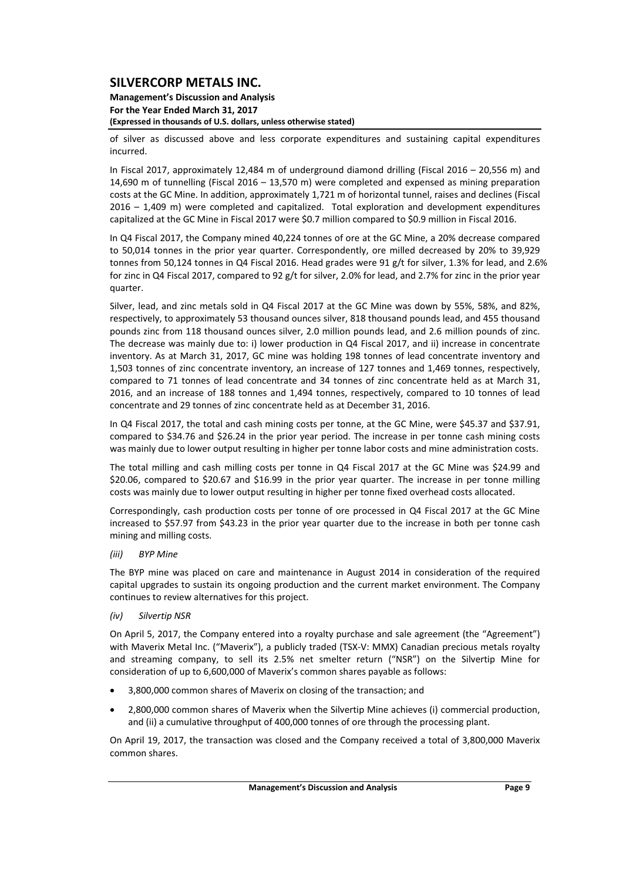of silver as discussed above and less corporate expenditures and sustaining capital expenditures incurred.

In Fiscal 2017, approximately 12,484 m of underground diamond drilling (Fiscal 2016 – 20,556 m) and 14,690 m of tunnelling (Fiscal 2016 – 13,570 m) were completed and expensed as mining preparation costs at the GC Mine. In addition, approximately 1,721 m of horizontal tunnel, raises and declines (Fiscal 2016 – 1,409 m) were completed and capitalized. Total exploration and development expenditures capitalized at the GC Mine in Fiscal 2017 were $0.7 million compared to $0.9 million in Fiscal 2016.

In Q4 Fiscal 2017, the Company mined 40,224 tonnes of ore at the GC Mine, a 20% decrease compared to 50,014 tonnes in the prior year quarter. Correspondently, ore milled decreased by 20% to 39,929 tonnes from 50,124 tonnes in Q4 Fiscal 2016. Head grades were 91 g/t for silver, 1.3% for lead, and 2.6% for zinc in Q4 Fiscal 2017, compared to 92 g/t for silver, 2.0% for lead, and 2.7% for zinc in the prior year quarter.

Silver, lead, and zinc metals sold in Q4 Fiscal 2017 at the GC Mine was down by 55%, 58%, and 82%, respectively, to approximately 53 thousand ounces silver, 818 thousand pounds lead, and 455 thousand pounds zinc from 118 thousand ounces silver, 2.0 million pounds lead, and 2.6 million pounds of zinc. The decrease was mainly due to: i) lower production in Q4 Fiscal 2017, and ii) increase in concentrate inventory. As at March 31, 2017, GC mine was holding 198 tonnes of lead concentrate inventory and 1,503 tonnes of zinc concentrate inventory, an increase of 127 tonnes and 1,469 tonnes, respectively, compared to 71 tonnes of lead concentrate and 34 tonnes of zinc concentrate held as at March 31, 2016, and an increase of 188 tonnes and 1,494 tonnes, respectively, compared to 10 tonnes of lead concentrate and 29 tonnes of zinc concentrate held as at December 31, 2016.

In Q4 Fiscal 2017, the total and cash mining costs per tonne, at the GC Mine, were $45.37 and $37.91, compared to $34.76 and $26.24 in the prior year period. The increase in per tonne cash mining costs was mainly due to lower output resulting in higher per tonne labor costs and mine administration costs.

The total milling and cash milling costs per tonne in Q4 Fiscal 2017 at the GC Mine was $24.99 and $20.06, compared to $20.67 and $16.99 in the prior year quarter. The increase in per tonne milling costs was mainly due to lower output resulting in higher per tonne fixed overhead costs allocated.

Correspondingly, cash production costs per tonne of ore processed in Q4 Fiscal 2017 at the GC Mine increased to $57.97 from $43.23 in the prior year quarter due to the increase in both per tonne cash mining and milling costs.

*(iii) BYP Mine*

The BYP mine was placed on care and maintenance in August 2014 in consideration of the required capital upgrades to sustain its ongoing production and the current market environment. The Company continues to review alternatives for this project.

*(iv) Silvertip NSR*

On April 5, 2017, the Company entered into a royalty purchase and sale agreement (the "Agreement") with Maverix Metal Inc. ("Maverix"), a publicly traded (TSX-V: MMX) Canadian precious metals royalty and streaming company, to sell its 2.5% net smelter return ("NSR") on the Silvertip Mine for consideration of up to 6,600,000 of Maverix's common shares payable as follows:

- 3,800,000 common shares of Maverix on closing of the transaction; and
- 2,800,000 common shares of Maverix when the Silvertip Mine achieves (i) commercial production, and (ii) a cumulative throughput of 400,000 tonnes of ore through the processing plant.

On April 19, 2017, the transaction was closed and the Company received a total of 3,800,000 Maverix common shares.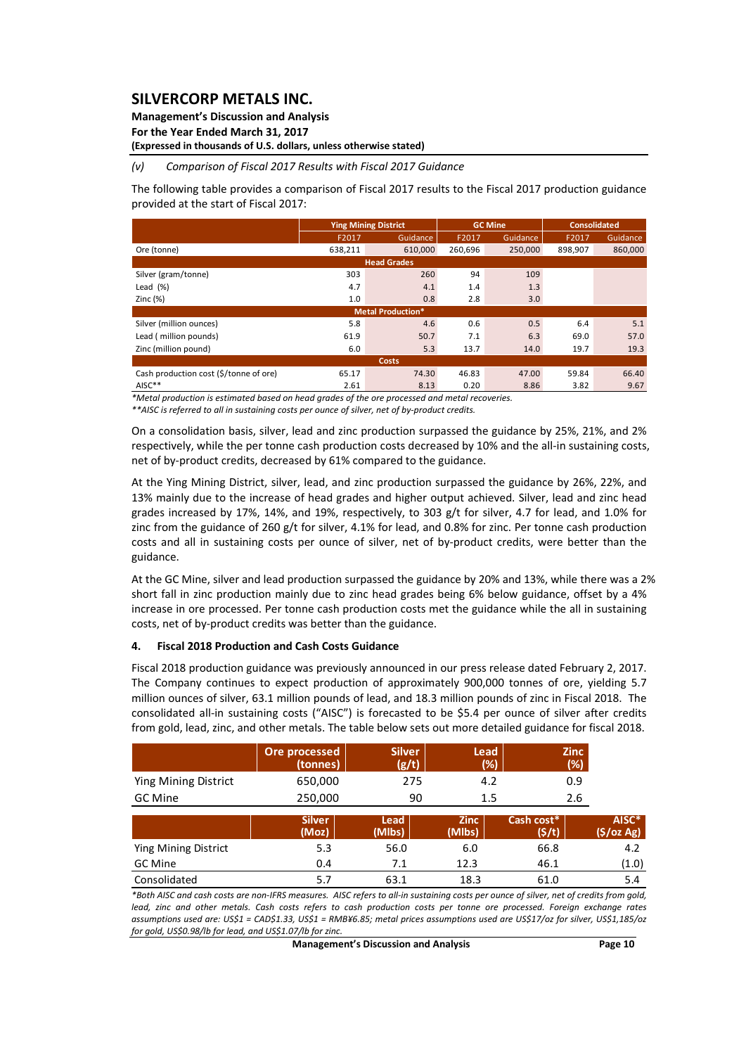*(v) Comparison of Fiscal 2017 Results with Fiscal 2017 Guidance*

The following table provides a comparison of Fiscal 2017 results to the Fiscal 2017 production guidance provided at the start of Fiscal 2017:

| | Ying Mining District | | GC Mine | | Consolidated | |
|---|---|---|---|---|---|---|
| | F2017 | Guidance | F2017 | Guidance | F2017 | Guidance |
| Ore (tonne) | 638,211 | 610,000 | 260,696 | 250,000 | 898,907 | 860,000 |
| **Head Grades** | | | | | | |
| Silver (gram/tonne) | 303 | 260 | 94 | 109 | | |
| Lead (%) | 4.7 | 4.1 | 1.4 | 1.3 | | |
| Zinc (%) | 1.0 | 0.8 | 2.8 | 3.0 | | |
| **Metal Production*** | | | | | | |
| Silver (million ounces) | 5.8 | 4.6 | 0.6 | 0.5 | 6.4 | 5.1 |
| Lead ( million pounds) | 61.9 | 50.7 | 7.1 | 6.3 | 69.0 | 57.0 |
| Zinc (million pound) | 6.0 | 5.3 | 13.7 | 14.0 | 19.7 | 19.3 |
| **Costs** | | | | | | |
| Cash production cost ($/tonne of ore) | 65.17 | 74.30 | 46.83 | 47.00 | 59.84 | 66.40 |
| AISC** | 2.61 | 8.13 | 0.20 | 8.86 | 3.82 | 9.67 |

*\*Metal production is estimated based on head grades of the ore processed and metal recoveries.*
*\*\*AISC is referred to all in sustaining costs per ounce of silver, net of by-product credits.*

On a consolidation basis, silver, lead and zinc production surpassed the guidance by 25%, 21%, and 2% respectively, while the per tonne cash production costs decreased by 10% and the all-in sustaining costs, net of by-product credits, decreased by 61% compared to the guidance.

At the Ying Mining District, silver, lead, and zinc production surpassed the guidance by 26%, 22%, and 13% mainly due to the increase of head grades and higher output achieved. Silver, lead and zinc head grades increased by 17%, 14%, and 19%, respectively, to 303 g/t for silver, 4.7 for lead, and 1.0% for zinc from the guidance of 260 g/t for silver, 4.1% for lead, and 0.8% for zinc. Per tonne cash production costs and all in sustaining costs per ounce of silver, net of by-product credits, were better than the guidance.

At the GC Mine, silver and lead production surpassed the guidance by 20% and 13%, while there was a 2% short fall in zinc production mainly due to zinc head grades being 6% below guidance, offset by a 4% increase in ore processed. Per tonne cash production costs met the guidance while the all in sustaining costs, net of by-product credits was better than the guidance.

## 4. Fiscal 2018 Production and Cash Costs Guidance

Fiscal 2018 production guidance was previously announced in our press release dated February 2, 2017. The Company continues to expect production of approximately 900,000 tonnes of ore, yielding 5.7 million ounces of silver, 63.1 million pounds of lead, and 18.3 million pounds of zinc in Fiscal 2018. The consolidated all-in sustaining costs ("AISC") is forecasted to be $5.4 per ounce of silver after credits from gold, lead, zinc, and other metals. The table below sets out more detailed guidance for fiscal 2018.

| | Ore processed (tonnes) | Silver (g/t) | Lead (%) | Zinc (%) |
|---|---|---|---|---|
| Ying Mining District | 650,000 | 275 | 4.2 | 0.9 |
| GC Mine | 250,000 | 90 | 1.5 | 2.6 |

| | Silver (Moz) | Lead (Mlbs) | Zinc (Mlbs) | Cash cost* ($/t) | AISC* ($/oz Ag) |
|---|---|---|---|---|---|
| Ying Mining District | 5.3 | 56.0 | 6.0 | 66.8 | 4.2 |
| GC Mine | 0.4 | 7.1 | 12.3 | 46.1 | (1.0) |
| Consolidated | 5.7 | 63.1 | 18.3 | 61.0 | 5.4 |

*\*Both AISC and cash costs are non-IFRS measures. AISC refers to all-in sustaining costs per ounce of silver, net of credits from gold, lead, zinc and other metals. Cash costs refers to cash production costs per tonne ore processed. Foreign exchange rates assumptions used are: US$1 = CAD$1.33, US$1 = RMB¥6.85; metal prices assumptions used are US$17/oz for silver, US$1,185/oz for gold, US$0.98/lb for lead, and US$1.07/lb for zinc.*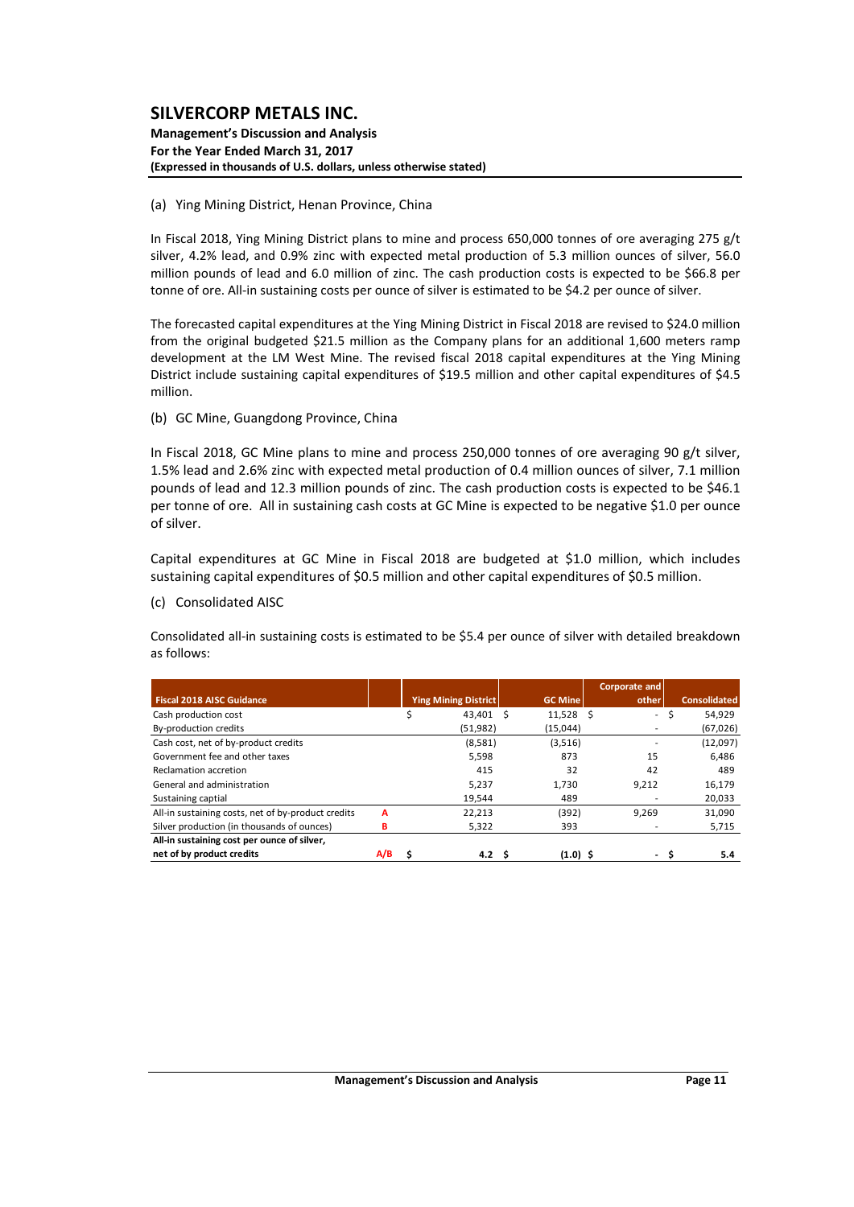(a) Ying Mining District, Henan Province, China

In Fiscal 2018, Ying Mining District plans to mine and process 650,000 tonnes of ore averaging 275 g/t silver, 4.2% lead, and 0.9% zinc with expected metal production of 5.3 million ounces of silver, 56.0 million pounds of lead and 6.0 million of zinc. The cash production costs is expected to be $66.8 per tonne of ore. All-in sustaining costs per ounce of silver is estimated to be $4.2 per ounce of silver.

The forecasted capital expenditures at the Ying Mining District in Fiscal 2018 are revised to $24.0 million from the original budgeted $21.5 million as the Company plans for an additional 1,600 meters ramp development at the LM West Mine. The revised fiscal 2018 capital expenditures at the Ying Mining District include sustaining capital expenditures of $19.5 million and other capital expenditures of $4.5 million.

(b) GC Mine, Guangdong Province, China

In Fiscal 2018, GC Mine plans to mine and process 250,000 tonnes of ore averaging 90 g/t silver, 1.5% lead and 2.6% zinc with expected metal production of 0.4 million ounces of silver, 7.1 million pounds of lead and 12.3 million pounds of zinc. The cash production costs is expected to be $46.1 per tonne of ore. All in sustaining cash costs at GC Mine is expected to be negative $1.0 per ounce of silver.

Capital expenditures at GC Mine in Fiscal 2018 are budgeted at $1.0 million, which includes sustaining capital expenditures of $0.5 million and other capital expenditures of $0.5 million.

(c) Consolidated AISC

Consolidated all-in sustaining costs is estimated to be $5.4 per ounce of silver with detailed breakdown as follows:

| Fiscal 2018 AISC Guidance | | Ying Mining District | GC Mine | Corporate and other | Consolidated |
|---|---|---|---|---|---|
| Cash production cost | | $ 43,401 | $ 11,528 | $ - | $ 54,929 |
| By-production credits | | (51,982) | (15,044) | - | (67,026) |
| Cash cost, net of by-product credits | | (8,581) | (3,516) | - | (12,097) |
| Government fee and other taxes | | 5,598 | 873 | 15 | 6,486 |
| Reclamation accretion | | 415 | 32 | 42 | 489 |
| General and administration | | 5,237 | 1,730 | 9,212 | 16,179 |
| Sustaining captial | | 19,544 | 489 | - | 20,033 |
| All-in sustaining costs, net of by-product credits | A | 22,213 | (392) | 9,269 | 31,090 |
| Silver production (in thousands of ounces) | B | 5,322 | 393 | - | 5,715 |
| **All-in sustaining cost per ounce of silver, net of by product credits** | **A/B** | **$ 4.2** | **$ (1.0)** | **$ -** | **$ 5.4** |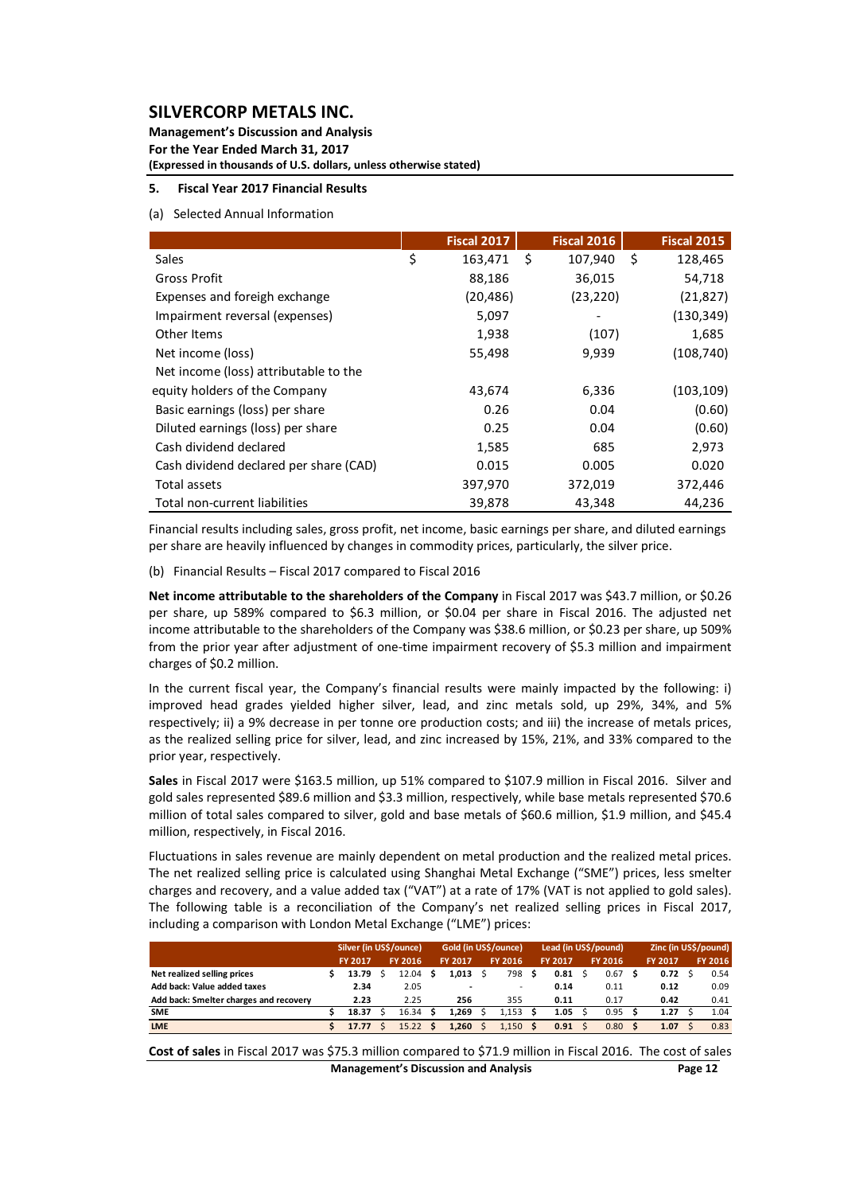## 5. Fiscal Year 2017 Financial Results

(a) Selected Annual Information

| | Fiscal 2017 | Fiscal 2016 | Fiscal 2015 |
|---|---|---|---|
| Sales | $ 163,471 | $ 107,940 | $ 128,465 |
| Gross Profit | 88,186 | 36,015 | 54,718 |
| Expenses and foreign exchange | (20,486) | (23,220) | (21,827) |
| Impairment reversal (expenses) | 5,097 | - | (130,349) |
| Other Items | 1,938 | (107) | 1,685 |
| Net income (loss) | 55,498 | 9,939 | (108,740) |
| Net income (loss) attributable to the equity holders of the Company | 43,674 | 6,336 | (103,109) |
| Basic earnings (loss) per share | 0.26 | 0.04 | (0.60) |
| Diluted earnings (loss) per share | 0.25 | 0.04 | (0.60) |
| Cash dividend declared | 1,585 | 685 | 2,973 |
| Cash dividend declared per share (CAD) | 0.015 | 0.005 | 0.020 |
| Total assets | 397,970 | 372,019 | 372,446 |
| Total non-current liabilities | 39,878 | 43,348 | 44,236 |

Financial results including sales, gross profit, net income, basic earnings per share, and diluted earnings per share are heavily influenced by changes in commodity prices, particularly, the silver price.

(b) Financial Results – Fiscal 2017 compared to Fiscal 2016

**Net income attributable to the shareholders of the Company** in Fiscal 2017 was $43.7 million, or $0.26 per share, up 589% compared to $6.3 million, or $0.04 per share in Fiscal 2016. The adjusted net income attributable to the shareholders of the Company was $38.6 million, or $0.23 per share, up 509% from the prior year after adjustment of one-time impairment recovery of $5.3 million and impairment charges of $0.2 million.

In the current fiscal year, the Company's financial results were mainly impacted by the following: i) improved head grades yielded higher silver, lead, and zinc metals sold, up 29%, 34%, and 5% respectively; ii) a 9% decrease in per tonne ore production costs; and iii) the increase of metals prices, as the realized selling price for silver, lead, and zinc increased by 15%, 21%, and 33% compared to the prior year, respectively.

**Sales** in Fiscal 2017 were $163.5 million, up 51% compared to $107.9 million in Fiscal 2016. Silver and gold sales represented $89.6 million and $3.3 million, respectively, while base metals represented $70.6 million of total sales compared to silver, gold and base metals of $60.6 million, $1.9 million, and $45.4 million, respectively, in Fiscal 2016.

Fluctuations in sales revenue are mainly dependent on metal production and the realized metal prices. The net realized selling price is calculated using Shanghai Metal Exchange ("SME") prices, less smelter charges and recovery, and a value added tax ("VAT") at a rate of 17% (VAT is not applied to gold sales). The following table is a reconciliation of the Company's net realized selling prices in Fiscal 2017, including a comparison with London Metal Exchange ("LME") prices:

| | Silver (in US$/ounce) | | Gold (in US$/ounce) | | Lead (in US$/pound) | | Zinc (in US$/pound) | |
|---|---|---|---|---|---|---|---|---|
| | FY 2017 | FY 2016 | FY 2017 | FY 2016 | FY 2017 | FY 2016 | FY 2017 | FY 2016 |
| Net realized selling prices | $ 13.79 | $ 12.04 | $ 1,013 | $ 798 | $ 0.81 | $ 0.67 | $ 0.72 | $ 0.54 |
| Add back: Value added taxes | 2.34 | 2.05 | - | - | 0.14 | 0.11 | 0.12 | 0.09 |
| Add back: Smelter charges and recovery | 2.23 | 2.25 | 256 | 355 | 0.11 | 0.17 | 0.42 | 0.41 |
| SME | $ 18.37 | $ 16.34 | $ 1,269 | $ 1,153 | $ 1.05 | $ 0.95 | $ 1.27 | $ 1.04 |
| LME | $ 17.77 | $ 15.22 | $ 1,260 | $ 1,150 | $ 0.91 | $ 0.80 | $ 1.07 | $ 0.83 |

**Cost of sales** in Fiscal 2017 was $75.3 million compared to $71.9 million in Fiscal 2016. The cost of sales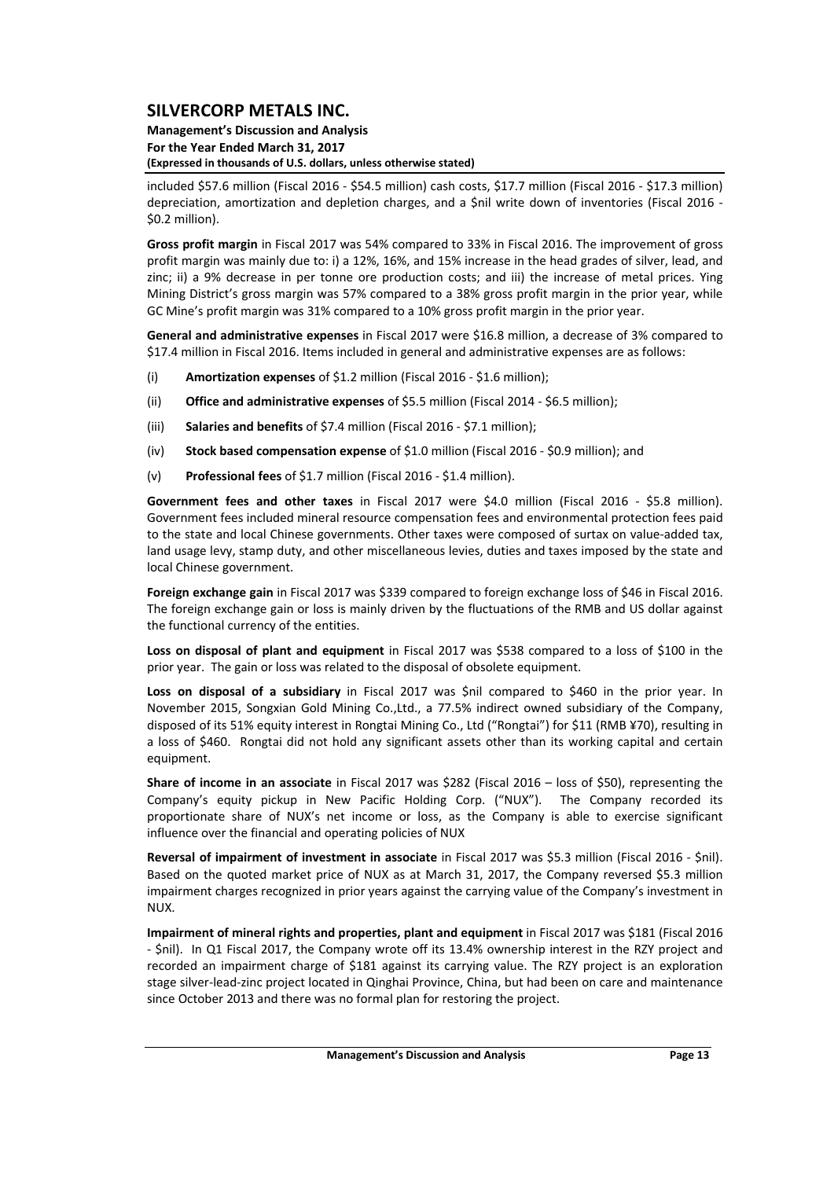included $57.6 million (Fiscal 2016 - $54.5 million) cash costs, $17.7 million (Fiscal 2016 - $17.3 million) depreciation, amortization and depletion charges, and a $nil write down of inventories (Fiscal 2016 - $0.2 million).

**Gross profit margin** in Fiscal 2017 was 54% compared to 33% in Fiscal 2016. The improvement of gross profit margin was mainly due to: i) a 12%, 16%, and 15% increase in the head grades of silver, lead, and zinc; ii) a 9% decrease in per tonne ore production costs; and iii) the increase of metal prices. Ying Mining District's gross margin was 57% compared to a 38% gross profit margin in the prior year, while GC Mine's profit margin was 31% compared to a 10% gross profit margin in the prior year.

**General and administrative expenses** in Fiscal 2017 were $16.8 million, a decrease of 3% compared to $17.4 million in Fiscal 2016. Items included in general and administrative expenses are as follows:

(i) **Amortization expenses** of $1.2 million (Fiscal 2016 - $1.6 million);

(ii) **Office and administrative expenses** of $5.5 million (Fiscal 2014 - $6.5 million);

(iii) **Salaries and benefits** of $7.4 million (Fiscal 2016 - $7.1 million);

(iv) **Stock based compensation expense** of $1.0 million (Fiscal 2016 - $0.9 million); and

(v) **Professional fees** of $1.7 million (Fiscal 2016 - $1.4 million).

**Government fees and other taxes** in Fiscal 2017 were $4.0 million (Fiscal 2016 - $5.8 million). Government fees included mineral resource compensation fees and environmental protection fees paid to the state and local Chinese governments. Other taxes were composed of surtax on value-added tax, land usage levy, stamp duty, and other miscellaneous levies, duties and taxes imposed by the state and local Chinese government.

**Foreign exchange gain** in Fiscal 2017 was $339 compared to foreign exchange loss of $46 in Fiscal 2016. The foreign exchange gain or loss is mainly driven by the fluctuations of the RMB and US dollar against the functional currency of the entities.

**Loss on disposal of plant and equipment** in Fiscal 2017 was $538 compared to a loss of $100 in the prior year. The gain or loss was related to the disposal of obsolete equipment.

**Loss on disposal of a subsidiary** in Fiscal 2017 was $nil compared to $460 in the prior year. In November 2015, Songxian Gold Mining Co.,Ltd., a 77.5% indirect owned subsidiary of the Company, disposed of its 51% equity interest in Rongtai Mining Co., Ltd ("Rongtai") for $11 (RMB ¥70), resulting in a loss of $460. Rongtai did not hold any significant assets other than its working capital and certain equipment.

**Share of income in an associate** in Fiscal 2017 was $282 (Fiscal 2016 – loss of $50), representing the Company's equity pickup in New Pacific Holding Corp. ("NUX"). The Company recorded its proportionate share of NUX's net income or loss, as the Company is able to exercise significant influence over the financial and operating policies of NUX

**Reversal of impairment of investment in associate** in Fiscal 2017 was $5.3 million (Fiscal 2016 - $nil). Based on the quoted market price of NUX as at March 31, 2017, the Company reversed $5.3 million impairment charges recognized in prior years against the carrying value of the Company's investment in NUX.

**Impairment of mineral rights and properties, plant and equipment** in Fiscal 2017 was $181 (Fiscal 2016 - $nil). In Q1 Fiscal 2017, the Company wrote off its 13.4% ownership interest in the RZY project and recorded an impairment charge of $181 against its carrying value. The RZY project is an exploration stage silver-lead-zinc project located in Qinghai Province, China, but had been on care and maintenance since October 2013 and there was no formal plan for restoring the project.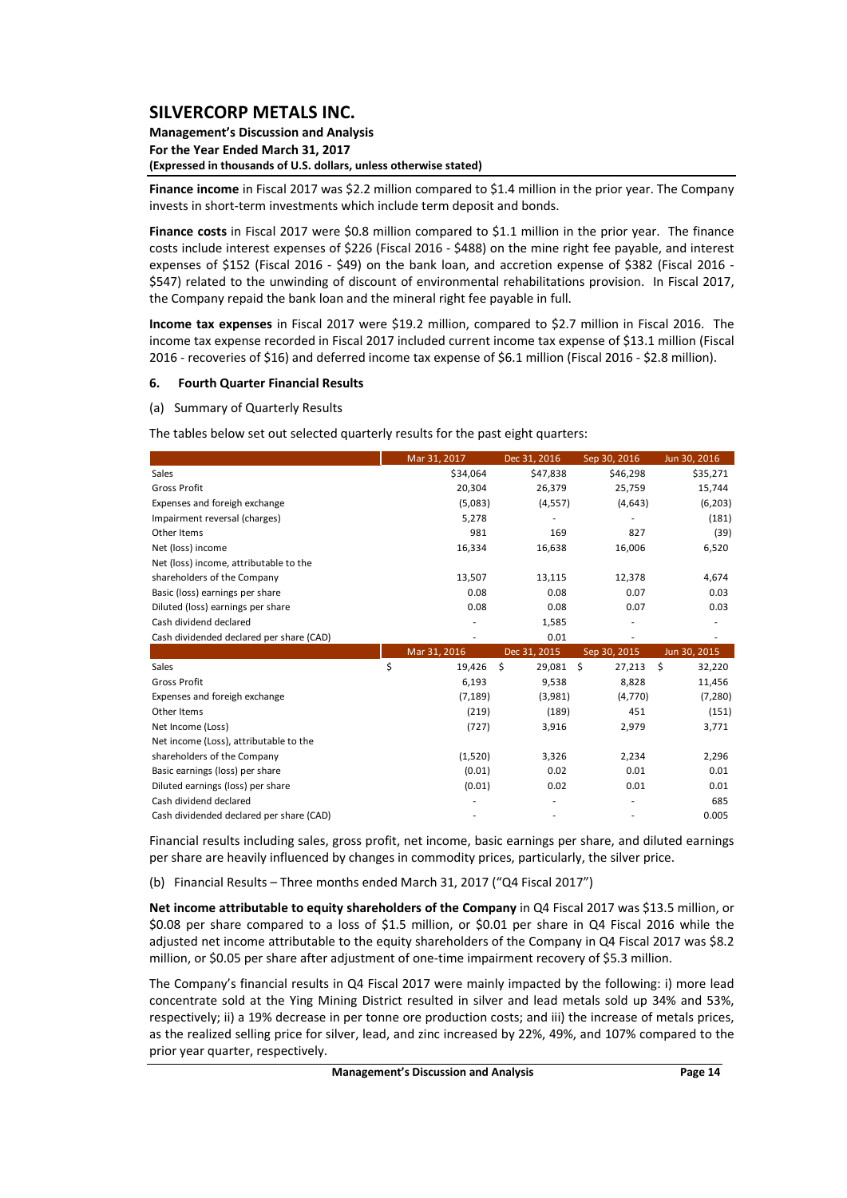**Finance income** in Fiscal 2017 was $2.2 million compared to $1.4 million in the prior year. The Company invests in short-term investments which include term deposit and bonds.

**Finance costs** in Fiscal 2017 were $0.8 million compared to $1.1 million in the prior year. The finance costs include interest expenses of $226 (Fiscal 2016 - $488) on the mine right fee payable, and interest expenses of $152 (Fiscal 2016 - $49) on the bank loan, and accretion expense of $382 (Fiscal 2016 - $547) related to the unwinding of discount of environmental rehabilitations provision. In Fiscal 2017, the Company repaid the bank loan and the mineral right fee payable in full.

**Income tax expenses** in Fiscal 2017 were $19.2 million, compared to $2.7 million in Fiscal 2016. The income tax expense recorded in Fiscal 2017 included current income tax expense of $13.1 million (Fiscal 2016 - recoveries of $16) and deferred income tax expense of $6.1 million (Fiscal 2016 - $2.8 million).

## 6. Fourth Quarter Financial Results

(a) Summary of Quarterly Results

The tables below set out selected quarterly results for the past eight quarters:

| | Mar 31, 2017 | Dec 31, 2016 | Sep 30, 2016 | Jun 30, 2016 |
|---|---|---|---|---|
| Sales | $34,064 | $47,838 | $46,298 | $35,271 |
| Gross Profit | 20,304 | 26,379 | 25,759 | 15,744 |
| Expenses and foreign exchange | (5,083) | (4,557) | (4,643) | (6,203) |
| Impairment reversal (charges) | 5,278 | - | - | (181) |
| Other Items | 981 | 169 | 827 | (39) |
| Net (loss) income | 16,334 | 16,638 | 16,006 | 6,520 |
| Net (loss) income, attributable to the shareholders of the Company | 13,507 | 13,115 | 12,378 | 4,674 |
| Basic (loss) earnings per share | 0.08 | 0.08 | 0.07 | 0.03 |
| Diluted (loss) earnings per share | 0.08 | 0.08 | 0.07 | 0.03 |
| Cash dividend declared | - | 1,585 | - | - |
| Cash dividended declared per share (CAD) | - | 0.01 | - | - |

| | Mar 31, 2016 | Dec 31, 2015 | Sep 30, 2015 | Jun 30, 2015 |
|---|---|---|---|---|
| Sales | $ 19,426 | $ 29,081 | $ 27,213 | $ 32,220 |
| Gross Profit | 6,193 | 9,538 | 8,828 | 11,456 |
| Expenses and foreign exchange | (7,189) | (3,981) | (4,770) | (7,280) |
| Other Items | (219) | (189) | 451 | (151) |
| Net Income (Loss) | (727) | 3,916 | 2,979 | 3,771 |
| Net income (Loss), attributable to the shareholders of the Company | (1,520) | 3,326 | 2,234 | 2,296 |
| Basic earnings (loss) per share | (0.01) | 0.02 | 0.01 | 0.01 |
| Diluted earnings (loss) per share | (0.01) | 0.02 | 0.01 | 0.01 |
| Cash dividend declared | - | - | - | 685 |
| Cash dividended declared per share (CAD) | - | - | - | 0.005 |

Financial results including sales, gross profit, net income, basic earnings per share, and diluted earnings per share are heavily influenced by changes in commodity prices, particularly, the silver price.

(b) Financial Results – Three months ended March 31, 2017 ("Q4 Fiscal 2017")

**Net income attributable to equity shareholders of the Company** in Q4 Fiscal 2017 was $13.5 million, or $0.08 per share compared to a loss of $1.5 million, or $0.01 per share in Q4 Fiscal 2016 while the adjusted net income attributable to the equity shareholders of the Company in Q4 Fiscal 2017 was $8.2 million, or $0.05 per share after adjustment of one-time impairment recovery of $5.3 million.

The Company's financial results in Q4 Fiscal 2017 were mainly impacted by the following: i) more lead concentrate sold at the Ying Mining District resulted in silver and lead metals sold up 34% and 53%, respectively; ii) a 19% decrease in per tonne ore production costs; and iii) the increase of metals prices, as the realized selling price for silver, lead, and zinc increased by 22%, 49%, and 107% compared to the prior year quarter, respectively.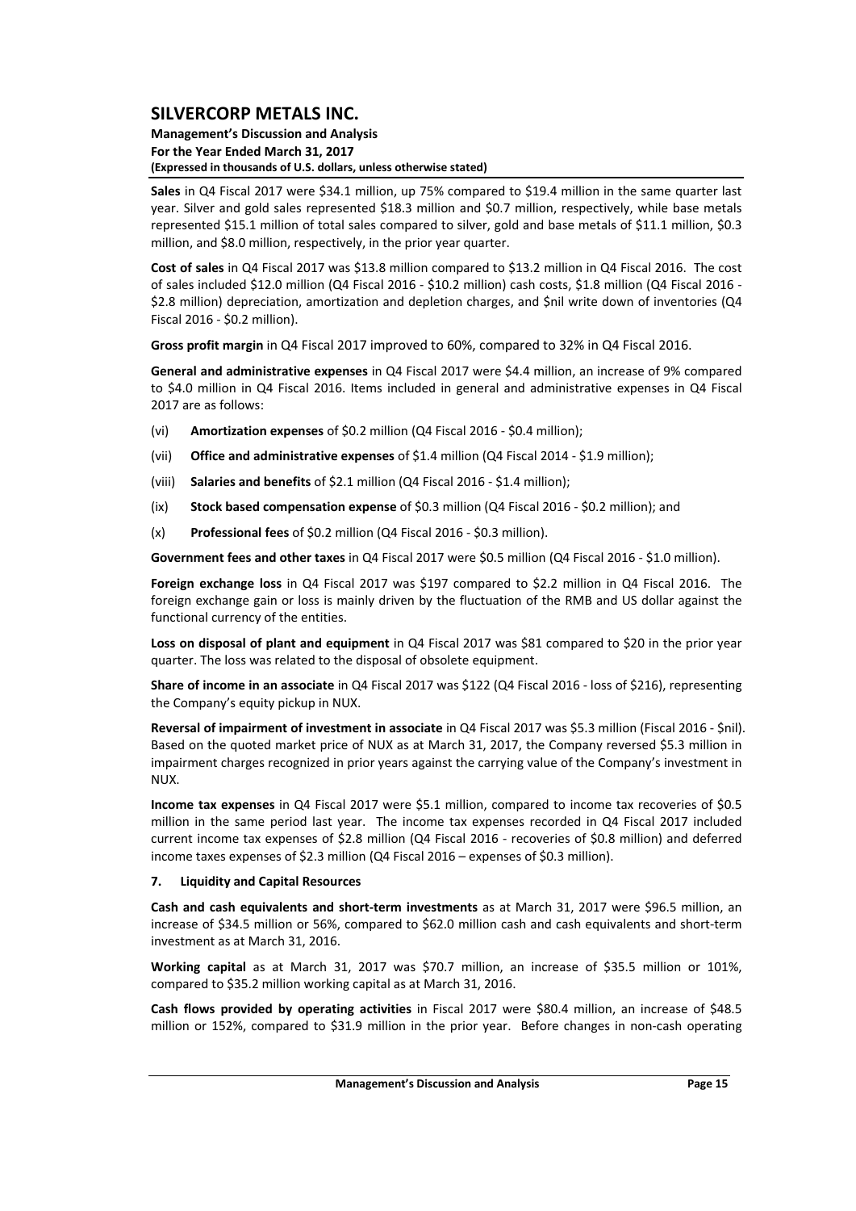**Sales** in Q4 Fiscal 2017 were $34.1 million, up 75% compared to $19.4 million in the same quarter last year. Silver and gold sales represented $18.3 million and $0.7 million, respectively, while base metals represented $15.1 million of total sales compared to silver, gold and base metals of $11.1 million, $0.3 million, and $8.0 million, respectively, in the prior year quarter.

**Cost of sales** in Q4 Fiscal 2017 was $13.8 million compared to $13.2 million in Q4 Fiscal 2016. The cost of sales included $12.0 million (Q4 Fiscal 2016 - $10.2 million) cash costs, $1.8 million (Q4 Fiscal 2016 - $2.8 million) depreciation, amortization and depletion charges, and $nil write down of inventories (Q4 Fiscal 2016 - $0.2 million).

**Gross profit margin** in Q4 Fiscal 2017 improved to 60%, compared to 32% in Q4 Fiscal 2016.

**General and administrative expenses** in Q4 Fiscal 2017 were $4.4 million, an increase of 9% compared to $4.0 million in Q4 Fiscal 2016. Items included in general and administrative expenses in Q4 Fiscal 2017 are as follows:

(vi) **Amortization expenses** of $0.2 million (Q4 Fiscal 2016 - $0.4 million);

(vii) **Office and administrative expenses** of $1.4 million (Q4 Fiscal 2014 - $1.9 million);

(viii) **Salaries and benefits** of $2.1 million (Q4 Fiscal 2016 - $1.4 million);

(ix) **Stock based compensation expense** of $0.3 million (Q4 Fiscal 2016 - $0.2 million); and

(x) **Professional fees** of $0.2 million (Q4 Fiscal 2016 - $0.3 million).

**Government fees and other taxes** in Q4 Fiscal 2017 were $0.5 million (Q4 Fiscal 2016 - $1.0 million).

**Foreign exchange loss** in Q4 Fiscal 2017 was $197 compared to $2.2 million in Q4 Fiscal 2016. The foreign exchange gain or loss is mainly driven by the fluctuation of the RMB and US dollar against the functional currency of the entities.

**Loss on disposal of plant and equipment** in Q4 Fiscal 2017 was $81 compared to $20 in the prior year quarter. The loss was related to the disposal of obsolete equipment.

**Share of income in an associate** in Q4 Fiscal 2017 was $122 (Q4 Fiscal 2016 - loss of $216), representing the Company's equity pickup in NUX.

**Reversal of impairment of investment in associate** in Q4 Fiscal 2017 was $5.3 million (Fiscal 2016 - $nil). Based on the quoted market price of NUX as at March 31, 2017, the Company reversed $5.3 million in impairment charges recognized in prior years against the carrying value of the Company's investment in NUX.

**Income tax expenses** in Q4 Fiscal 2017 were $5.1 million, compared to income tax recoveries of $0.5 million in the same period last year. The income tax expenses recorded in Q4 Fiscal 2017 included current income tax expenses of $2.8 million (Q4 Fiscal 2016 - recoveries of $0.8 million) and deferred income taxes expenses of $2.3 million (Q4 Fiscal 2016 – expenses of $0.3 million).

## 7. Liquidity and Capital Resources

**Cash and cash equivalents and short-term investments** as at March 31, 2017 were $96.5 million, an increase of $34.5 million or 56%, compared to $62.0 million cash and cash equivalents and short-term investment as at March 31, 2016.

**Working capital** as at March 31, 2017 was $70.7 million, an increase of $35.5 million or 101%, compared to $35.2 million working capital as at March 31, 2016.

**Cash flows provided by operating activities** in Fiscal 2017 were $80.4 million, an increase of $48.5 million or 152%, compared to $31.9 million in the prior year. Before changes in non-cash operating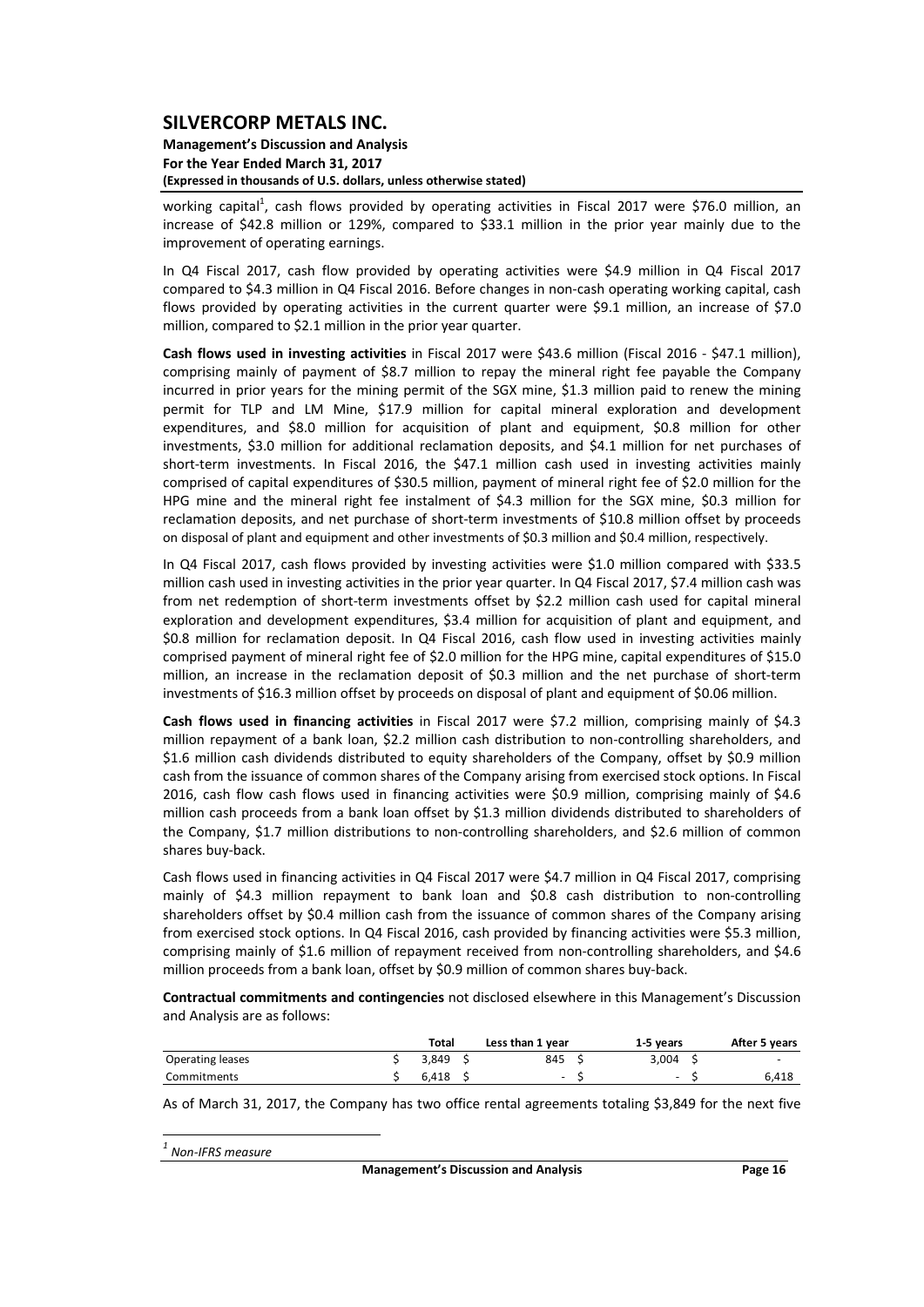working capital[1], cash flows provided by operating activities in Fiscal 2017 were $76.0 million, an increase of $42.8 million or 129%, compared to $33.1 million in the prior year mainly due to the improvement of operating earnings.

In Q4 Fiscal 2017, cash flow provided by operating activities were $4.9 million in Q4 Fiscal 2017 compared to $4.3 million in Q4 Fiscal 2016. Before changes in non-cash operating working capital, cash flows provided by operating activities in the current quarter were $9.1 million, an increase of $7.0 million, compared to $2.1 million in the prior year quarter.

**Cash flows used in investing activities** in Fiscal 2017 were $43.6 million (Fiscal 2016 - $47.1 million), comprising mainly of payment of $8.7 million to repay the mineral right fee payable the Company incurred in prior years for the mining permit of the SGX mine, $1.3 million paid to renew the mining permit for TLP and LM Mine, $17.9 million for capital mineral exploration and development expenditures, and $8.0 million for acquisition of plant and equipment, $0.8 million for other investments, $3.0 million for additional reclamation deposits, and $4.1 million for net purchases of short-term investments. In Fiscal 2016, the $47.1 million cash used in investing activities mainly comprised of capital expenditures of $30.5 million, payment of mineral right fee of $2.0 million for the HPG mine and the mineral right fee instalment of $4.3 million for the SGX mine, $0.3 million for reclamation deposits, and net purchase of short-term investments of $10.8 million offset by proceeds on disposal of plant and equipment and other investments of $0.3 million and $0.4 million, respectively.

In Q4 Fiscal 2017, cash flows provided by investing activities were $1.0 million compared with $33.5 million cash used in investing activities in the prior year quarter. In Q4 Fiscal 2017, $7.4 million cash was from net redemption of short-term investments offset by $2.2 million cash used for capital mineral exploration and development expenditures, $3.4 million for acquisition of plant and equipment, and $0.8 million for reclamation deposit. In Q4 Fiscal 2016, cash flow used in investing activities mainly comprised payment of mineral right fee of $2.0 million for the HPG mine, capital expenditures of $15.0 million, an increase in the reclamation deposit of $0.3 million and the net purchase of short-term investments of $16.3 million offset by proceeds on disposal of plant and equipment of $0.06 million.

**Cash flows used in financing activities** in Fiscal 2017 were $7.2 million, comprising mainly of $4.3 million repayment of a bank loan, $2.2 million cash distribution to non-controlling shareholders, and $1.6 million cash dividends distributed to equity shareholders of the Company, offset by $0.9 million cash from the issuance of common shares of the Company arising from exercised stock options. In Fiscal 2016, cash flow cash flows used in financing activities were $0.9 million, comprising mainly of $4.6 million cash proceeds from a bank loan offset by $1.3 million dividends distributed to shareholders of the Company, $1.7 million distributions to non-controlling shareholders, and $2.6 million of common shares buy-back.

Cash flows used in financing activities in Q4 Fiscal 2017 were $4.7 million in Q4 Fiscal 2017, comprising mainly of $4.3 million repayment to bank loan and $0.8 cash distribution to non-controlling shareholders offset by $0.4 million cash from the issuance of common shares of the Company arising from exercised stock options. In Q4 Fiscal 2016, cash provided by financing activities were $5.3 million, comprising mainly of $1.6 million of repayment received from non-controlling shareholders, and $4.6 million proceeds from a bank loan, offset by $0.9 million of common shares buy-back.

**Contractual commitments and contingencies** not disclosed elsewhere in this Management's Discussion and Analysis are as follows:

| | Total | Less than 1 year | 1-5 years | After 5 years |
|---|---|---|---|---|
| Operating leases | $ 3,849 | $ 845 | $ 3,004 | $ - |
| Commitments | $ 6,418 | $ - | $ - | $ 6,418 |

As of March 31, 2017, the Company has two office rental agreements totaling $3,849 for the next five

[1] *Non-IFRS measure*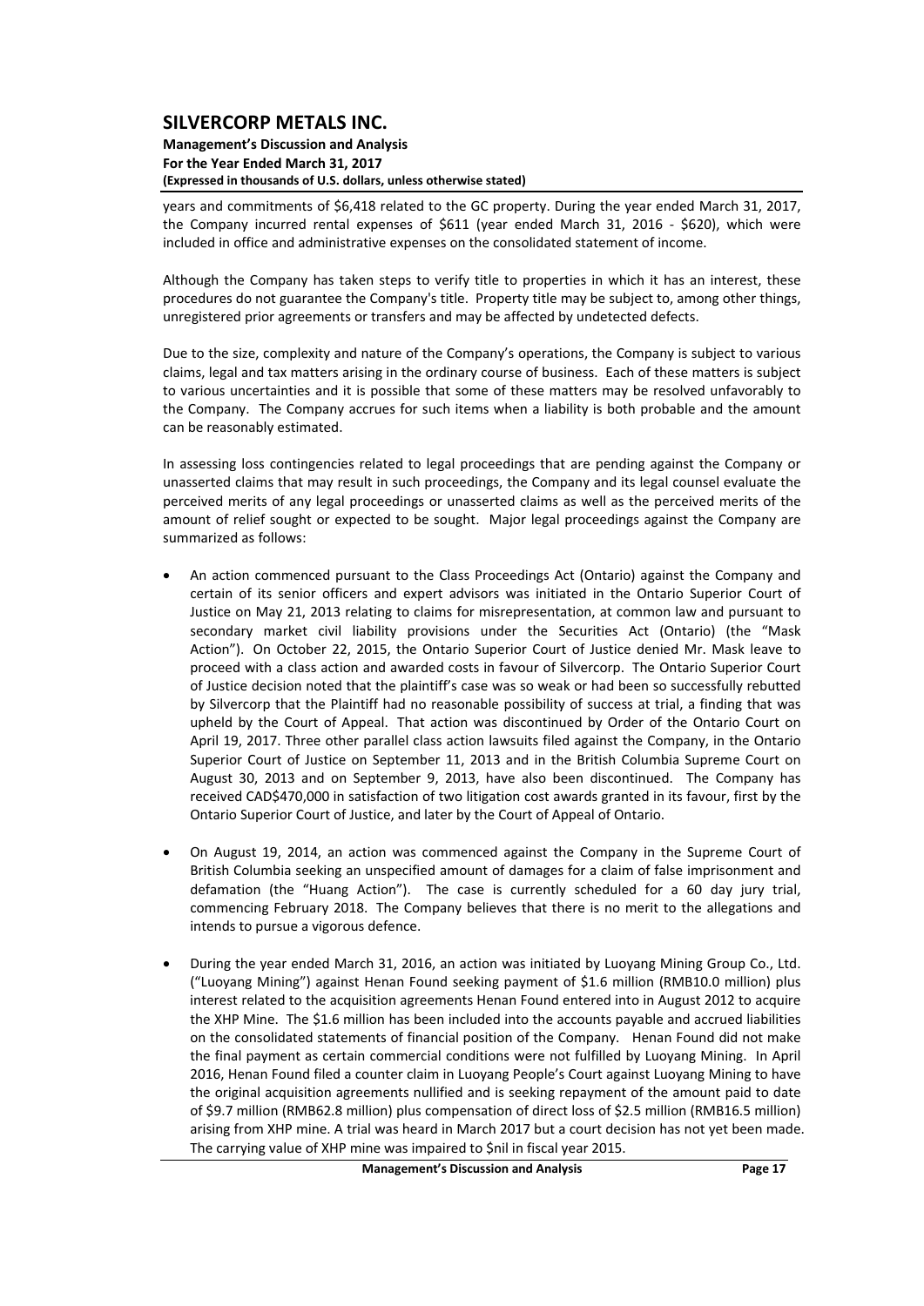years and commitments of $6,418 related to the GC property. During the year ended March 31, 2017, the Company incurred rental expenses of $611 (year ended March 31, 2016 - $620), which were included in office and administrative expenses on the consolidated statement of income.

Although the Company has taken steps to verify title to properties in which it has an interest, these procedures do not guarantee the Company's title. Property title may be subject to, among other things, unregistered prior agreements or transfers and may be affected by undetected defects.

Due to the size, complexity and nature of the Company's operations, the Company is subject to various claims, legal and tax matters arising in the ordinary course of business. Each of these matters is subject to various uncertainties and it is possible that some of these matters may be resolved unfavorably to the Company. The Company accrues for such items when a liability is both probable and the amount can be reasonably estimated.

In assessing loss contingencies related to legal proceedings that are pending against the Company or unasserted claims that may result in such proceedings, the Company and its legal counsel evaluate the perceived merits of any legal proceedings or unasserted claims as well as the perceived merits of the amount of relief sought or expected to be sought. Major legal proceedings against the Company are summarized as follows:

- An action commenced pursuant to the Class Proceedings Act (Ontario) against the Company and certain of its senior officers and expert advisors was initiated in the Ontario Superior Court of Justice on May 21, 2013 relating to claims for misrepresentation, at common law and pursuant to secondary market civil liability provisions under the Securities Act (Ontario) (the "Mask Action"). On October 22, 2015, the Ontario Superior Court of Justice denied Mr. Mask leave to proceed with a class action and awarded costs in favour of Silvercorp. The Ontario Superior Court of Justice decision noted that the plaintiff's case was so weak or had been so successfully rebutted by Silvercorp that the Plaintiff had no reasonable possibility of success at trial, a finding that was upheld by the Court of Appeal. That action was discontinued by Order of the Ontario Court on April 19, 2017. Three other parallel class action lawsuits filed against the Company, in the Ontario Superior Court of Justice on September 11, 2013 and in the British Columbia Supreme Court on August 30, 2013 and on September 9, 2013, have also been discontinued. The Company has received CAD$470,000 in satisfaction of two litigation cost awards granted in its favour, first by the Ontario Superior Court of Justice, and later by the Court of Appeal of Ontario.

- On August 19, 2014, an action was commenced against the Company in the Supreme Court of British Columbia seeking an unspecified amount of damages for a claim of false imprisonment and defamation (the "Huang Action"). The case is currently scheduled for a 60 day jury trial, commencing February 2018. The Company believes that there is no merit to the allegations and intends to pursue a vigorous defence.

- During the year ended March 31, 2016, an action was initiated by Luoyang Mining Group Co., Ltd. ("Luoyang Mining") against Henan Found seeking payment of $1.6 million (RMB10.0 million) plus interest related to the acquisition agreements Henan Found entered into in August 2012 to acquire the XHP Mine. The $1.6 million has been included into the accounts payable and accrued liabilities on the consolidated statements of financial position of the Company. Henan Found did not make the final payment as certain commercial conditions were not fulfilled by Luoyang Mining. In April 2016, Henan Found filed a counter claim in Luoyang People's Court against Luoyang Mining to have the original acquisition agreements nullified and is seeking repayment of the amount paid to date of $9.7 million (RMB62.8 million) plus compensation of direct loss of $2.5 million (RMB16.5 million) arising from XHP mine. A trial was heard in March 2017 but a court decision has not yet been made. The carrying value of XHP mine was impaired to $nil in fiscal year 2015.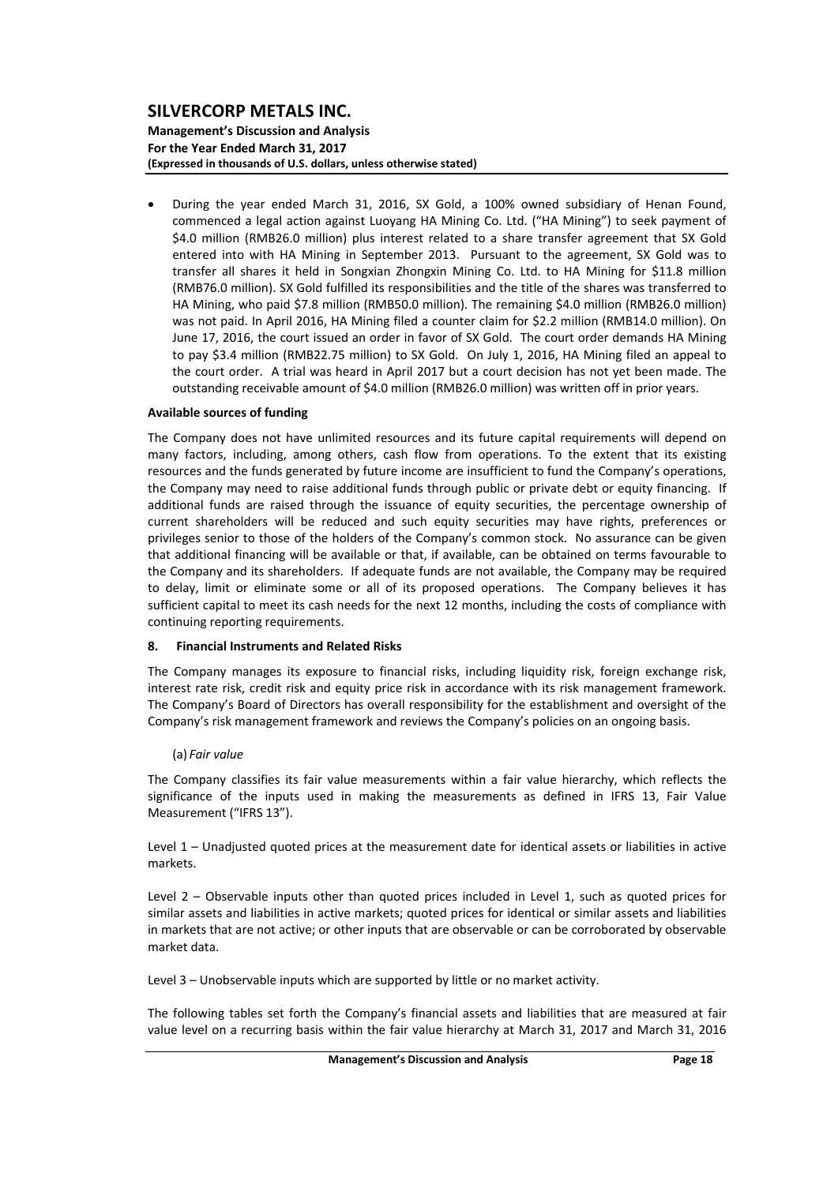- During the year ended March 31, 2016, SX Gold, a 100% owned subsidiary of Henan Found, commenced a legal action against Luoyang HA Mining Co. Ltd. ("HA Mining") to seek payment of $4.0 million (RMB26.0 million) plus interest related to a share transfer agreement that SX Gold entered into with HA Mining in September 2013. Pursuant to the agreement, SX Gold was to transfer all shares it held in Songxian Zhongxin Mining Co. Ltd. to HA Mining for $11.8 million (RMB76.0 million). SX Gold fulfilled its responsibilities and the title of the shares was transferred to HA Mining, who paid $7.8 million (RMB50.0 million). The remaining $4.0 million (RMB26.0 million) was not paid. In April 2016, HA Mining filed a counter claim for $2.2 million (RMB14.0 million). On June 17, 2016, the court issued an order in favor of SX Gold. The court order demands HA Mining to pay $3.4 million (RMB22.75 million) to SX Gold. On July 1, 2016, HA Mining filed an appeal to the court order. A trial was heard in April 2017 but a court decision has not yet been made. The outstanding receivable amount of $4.0 million (RMB26.0 million) was written off in prior years.

**Available sources of funding**

The Company does not have unlimited resources and its future capital requirements will depend on many factors, including, among others, cash flow from operations. To the extent that its existing resources and the funds generated by future income are insufficient to fund the Company's operations, the Company may need to raise additional funds through public or private debt or equity financing. If additional funds are raised through the issuance of equity securities, the percentage ownership of current shareholders will be reduced and such equity securities may have rights, preferences or privileges senior to those of the holders of the Company's common stock. No assurance can be given that additional financing will be available or that, if available, can be obtained on terms favourable to the Company and its shareholders. If adequate funds are not available, the Company may be required to delay, limit or eliminate some or all of its proposed operations. The Company believes it has sufficient capital to meet its cash needs for the next 12 months, including the costs of compliance with continuing reporting requirements.

## 8. Financial Instruments and Related Risks

The Company manages its exposure to financial risks, including liquidity risk, foreign exchange risk, interest rate risk, credit risk and equity price risk in accordance with its risk management framework. The Company's Board of Directors has overall responsibility for the establishment and oversight of the Company's risk management framework and reviews the Company's policies on an ongoing basis.

(a) *Fair value*

The Company classifies its fair value measurements within a fair value hierarchy, which reflects the significance of the inputs used in making the measurements as defined in IFRS 13, Fair Value Measurement ("IFRS 13").

Level 1 – Unadjusted quoted prices at the measurement date for identical assets or liabilities in active markets.

Level 2 – Observable inputs other than quoted prices included in Level 1, such as quoted prices for similar assets and liabilities in active markets; quoted prices for identical or similar assets and liabilities in markets that are not active; or other inputs that are observable or can be corroborated by observable market data.

Level 3 – Unobservable inputs which are supported by little or no market activity.

The following tables set forth the Company's financial assets and liabilities that are measured at fair value level on a recurring basis within the fair value hierarchy at March 31, 2017 and March 31, 2016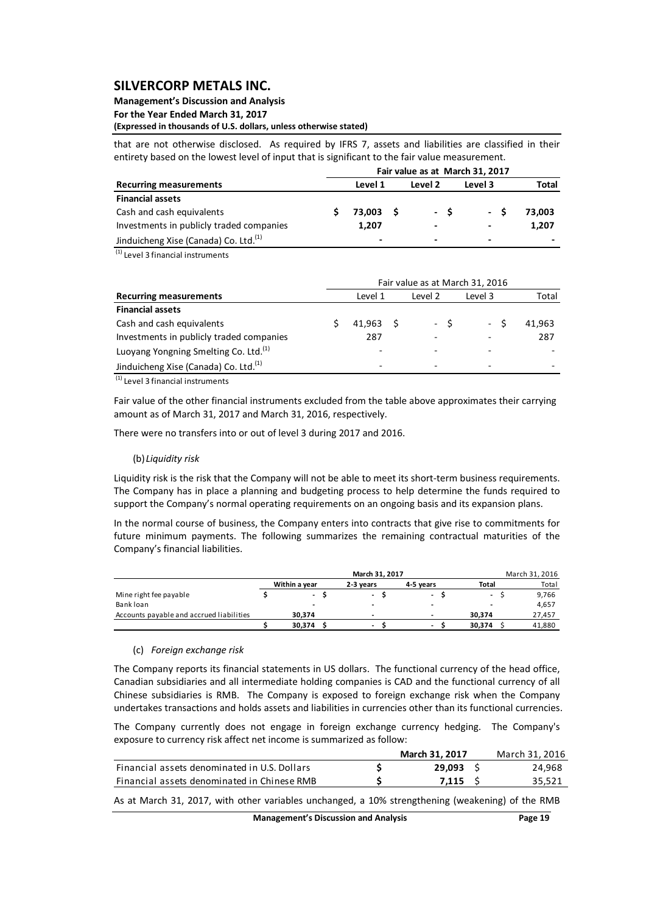that are not otherwise disclosed. As required by IFRS 7, assets and liabilities are classified in their entirety based on the lowest level of input that is significant to the fair value measurement.

| | Fair value as at March 31, 2017 | | | |
|---|---|---|---|---|
| **Recurring measurements** | **Level 1** | **Level 2** | **Level 3** | **Total** |
| **Financial assets** | | | | |
| Cash and cash equivalents | $ 73,003 | $ - | $ - | $ 73,003 |
| Investments in publicly traded companies | 1,207 | - | - | 1,207 |
| Jinduicheng Xise (Canada) Co. Ltd.[(1)] | - | - | - | - |

[(1)] Level 3 financial instruments

| | Fair value as at March 31, 2016 | | | |
|---|---|---|---|---|
| **Recurring measurements** | Level 1 | Level 2 | Level 3 | Total |
| **Financial assets** | | | | |
| Cash and cash equivalents | $ 41,963 | $ - | $ - | $ 41,963 |
| Investments in publicly traded companies | 287 | - | - | 287 |
| Luoyang Yongning Smelting Co. Ltd.[(1)] | - | - | - | - |
| Jinduicheng Xise (Canada) Co. Ltd.[(1)] | - | - | - | - |

[(1)] Level 3 financial instruments

Fair value of the other financial instruments excluded from the table above approximates their carrying amount as of March 31, 2017 and March 31, 2016, respectively.

There were no transfers into or out of level 3 during 2017 and 2016.

(b) *Liquidity risk*

Liquidity risk is the risk that the Company will not be able to meet its short-term business requirements. The Company has in place a planning and budgeting process to help determine the funds required to support the Company's normal operating requirements on an ongoing basis and its expansion plans.

In the normal course of business, the Company enters into contracts that give rise to commitments for future minimum payments. The following summarizes the remaining contractual maturities of the Company's financial liabilities.

| | March 31, 2017 | | | | March 31, 2016 |
|---|---|---|---|---|---|
| | **Within a year** | **2-3 years** | **4-5 years** | **Total** | Total |
| Mine right fee payable | $ - | $ - | $ - | $ - | $ 9,766 |
| Bank loan | - | - | - | - | 4,657 |
| Accounts payable and accrued liabilities | 30,374 | - | - | 30,374 | 27,457 |
| | $ 30,374 | $ - | $ - | $ 30,374 | $ 41,880 |

(c) *Foreign exchange risk*

The Company reports its financial statements in US dollars. The functional currency of the head office, Canadian subsidiaries and all intermediate holding companies is CAD and the functional currency of all Chinese subsidiaries is RMB. The Company is exposed to foreign exchange risk when the Company undertakes transactions and holds assets and liabilities in currencies other than its functional currencies.

The Company currently does not engage in foreign exchange currency hedging. The Company's exposure to currency risk affect net income is summarized as follow:

| | **March 31, 2017** | March 31, 2016 |
|---|---|---|
| Financial assets denominated in U.S. Dollars | $ 29,093 | $ 24,968 |
| Financial assets denominated in Chinese RMB | $ 7,115 | $ 35,521 |

As at March 31, 2017, with other variables unchanged, a 10% strengthening (weakening) of the RMB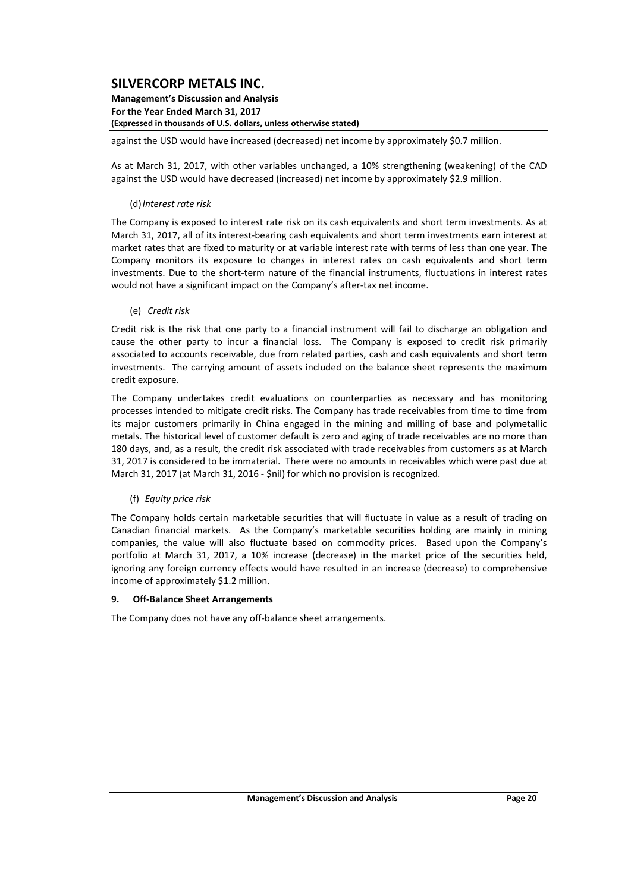against the USD would have increased (decreased) net income by approximately $0.7 million.

As at March 31, 2017, with other variables unchanged, a 10% strengthening (weakening) of the CAD against the USD would have decreased (increased) net income by approximately $2.9 million.

(d) *Interest rate risk*

The Company is exposed to interest rate risk on its cash equivalents and short term investments. As at March 31, 2017, all of its interest-bearing cash equivalents and short term investments earn interest at market rates that are fixed to maturity or at variable interest rate with terms of less than one year. The Company monitors its exposure to changes in interest rates on cash equivalents and short term investments. Due to the short-term nature of the financial instruments, fluctuations in interest rates would not have a significant impact on the Company's after-tax net income.

(e) *Credit risk*

Credit risk is the risk that one party to a financial instrument will fail to discharge an obligation and cause the other party to incur a financial loss. The Company is exposed to credit risk primarily associated to accounts receivable, due from related parties, cash and cash equivalents and short term investments. The carrying amount of assets included on the balance sheet represents the maximum credit exposure.

The Company undertakes credit evaluations on counterparties as necessary and has monitoring processes intended to mitigate credit risks. The Company has trade receivables from time to time from its major customers primarily in China engaged in the mining and milling of base and polymetallic metals. The historical level of customer default is zero and aging of trade receivables are no more than 180 days, and, as a result, the credit risk associated with trade receivables from customers as at March 31, 2017 is considered to be immaterial. There were no amounts in receivables which were past due at March 31, 2017 (at March 31, 2016 - $nil) for which no provision is recognized.

(f) *Equity price risk*

The Company holds certain marketable securities that will fluctuate in value as a result of trading on Canadian financial markets. As the Company's marketable securities holding are mainly in mining companies, the value will also fluctuate based on commodity prices. Based upon the Company's portfolio at March 31, 2017, a 10% increase (decrease) in the market price of the securities held, ignoring any foreign currency effects would have resulted in an increase (decrease) to comprehensive income of approximately $1.2 million.

## 9. Off-Balance Sheet Arrangements

The Company does not have any off-balance sheet arrangements.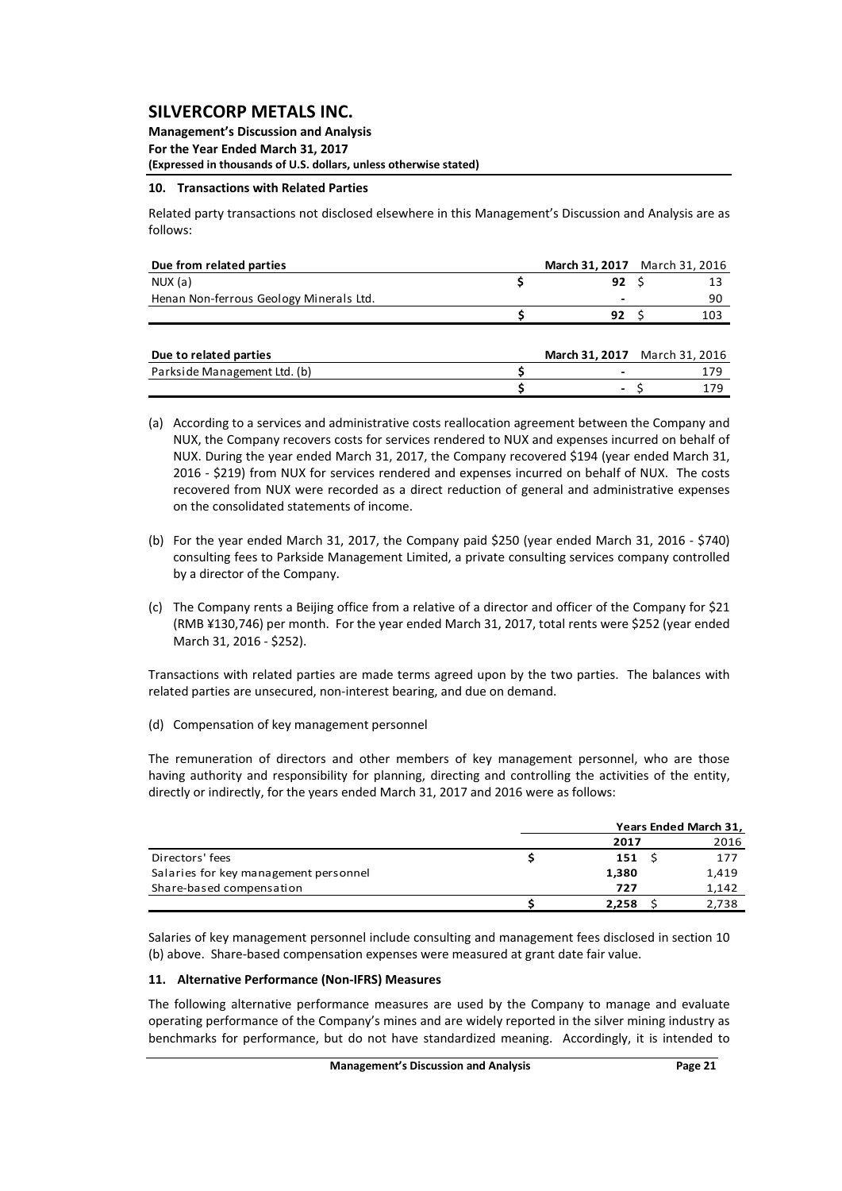## 10. Transactions with Related Parties

Related party transactions not disclosed elsewhere in this Management's Discussion and Analysis are as follows:

| Due from related parties | March 31, 2017 | March 31, 2016 |
|---|---|---|
| NUX (a) | $ 92 | $ 13 |
| Henan Non-ferrous Geology Minerals Ltd. | - | 90 |
| | $ 92 | $ 103 |

| Due to related parties | March 31, 2017 | March 31, 2016 |
|---|---|---|
| Parkside Management Ltd. (b) | $ - | 179 |
| | $ - | $ 179 |

(a) According to a services and administrative costs reallocation agreement between the Company and NUX, the Company recovers costs for services rendered to NUX and expenses incurred on behalf of NUX. During the year ended March 31, 2017, the Company recovered \$194 (year ended March 31, 2016 - \$219) from NUX for services rendered and expenses incurred on behalf of NUX. The costs recovered from NUX were recorded as a direct reduction of general and administrative expenses on the consolidated statements of income.

(b) For the year ended March 31, 2017, the Company paid \$250 (year ended March 31, 2016 - \$740) consulting fees to Parkside Management Limited, a private consulting services company controlled by a director of the Company.

(c) The Company rents a Beijing office from a relative of a director and officer of the Company for \$21 (RMB ¥130,746) per month. For the year ended March 31, 2017, total rents were \$252 (year ended March 31, 2016 - \$252).

Transactions with related parties are made terms agreed upon by the two parties. The balances with related parties are unsecured, non-interest bearing, and due on demand.

(d) Compensation of key management personnel

The remuneration of directors and other members of key management personnel, who are those having authority and responsibility for planning, directing and controlling the activities of the entity, directly or indirectly, for the years ended March 31, 2017 and 2016 were as follows:

| | Years Ended March 31, | |
|---|---|---|
| | 2017 | 2016 |
| Directors' fees | $ 151 | $ 177 |
| Salaries for key management personnel | 1,380 | 1,419 |
| Share-based compensation | 727 | 1,142 |
| | $ 2,258 | $ 2,738 |

Salaries of key management personnel include consulting and management fees disclosed in section 10 (b) above. Share-based compensation expenses were measured at grant date fair value.

## 11. Alternative Performance (Non-IFRS) Measures

The following alternative performance measures are used by the Company to manage and evaluate operating performance of the Company's mines and are widely reported in the silver mining industry as benchmarks for performance, but do not have standardized meaning. Accordingly, it is intended to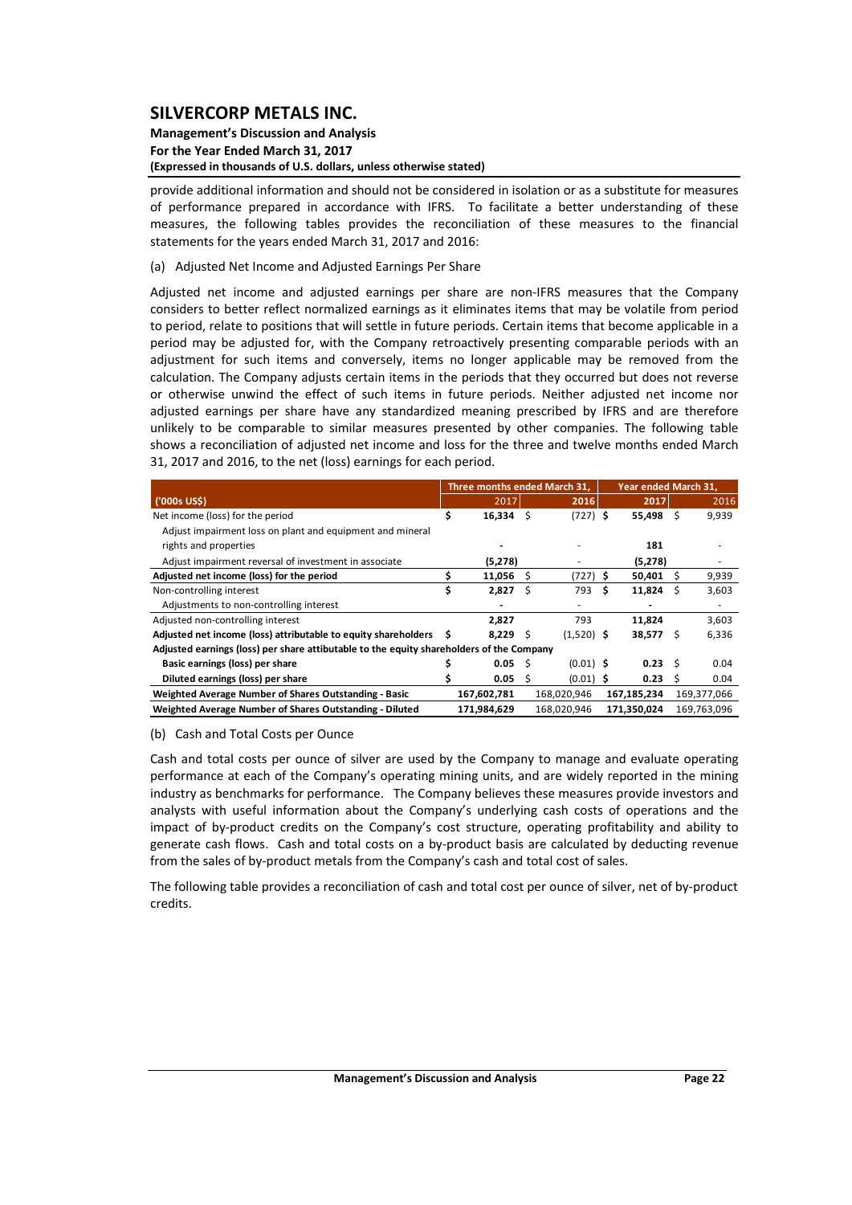provide additional information and should not be considered in isolation or as a substitute for measures of performance prepared in accordance with IFRS. To facilitate a better understanding of these measures, the following tables provides the reconciliation of these measures to the financial statements for the years ended March 31, 2017 and 2016:

(a) Adjusted Net Income and Adjusted Earnings Per Share

Adjusted net income and adjusted earnings per share are non-IFRS measures that the Company considers to better reflect normalized earnings as it eliminates items that may be volatile from period to period, relate to positions that will settle in future periods. Certain items that become applicable in a period may be adjusted for, with the Company retroactively presenting comparable periods with an adjustment for such items and conversely, items no longer applicable may be removed from the calculation. The Company adjusts certain items in the periods that they occurred but does not reverse or otherwise unwind the effect of such items in future periods. Neither adjusted net income nor adjusted earnings per share have any standardized meaning prescribed by IFRS and are therefore unlikely to be comparable to similar measures presented by other companies. The following table shows a reconciliation of adjusted net income and loss for the three and twelve months ended March 31, 2017 and 2016, to the net (loss) earnings for each period.

| | Three months ended March 31, | | Year ended March 31, | |
|---|---|---|---|---|
| ('000s US$) | 2017 | 2016 | 2017 | 2016 |
| Net income (loss) for the period | $ 16,334 | $ (727) | $ 55,498 | $ 9,939 |
| Adjust impairment loss on plant and equipment and mineral rights and properties | - | - | 181 | - |
| Adjust impairment reversal of investment in associate | (5,278) | - | (5,278) | - |
| **Adjusted net income (loss) for the period** | **$ 11,056** | **$ (727)** | **$ 50,401** | **$ 9,939** |
| Non-controlling interest | $ 2,827 | $ 793 | $ 11,824 | $ 3,603 |
| Adjustments to non-controlling interest | - | - | - | - |
| Adjusted non-controlling interest | 2,827 | 793 | 11,824 | 3,603 |
| **Adjusted net income (loss) attributable to equity shareholders** | **$ 8,229** | **$ (1,520)** | **$ 38,577** | **$ 6,336** |
| **Adjusted earnings (loss) per share attibutable to the equity shareholders of the Company** | | | | |
| **Basic earnings (loss) per share** | **$ 0.05** | **$ (0.01)** | **$ 0.23** | **$ 0.04** |
| **Diluted earnings (loss) per share** | **$ 0.05** | **$ (0.01)** | **$ 0.23** | **$ 0.04** |
| **Weighted Average Number of Shares Outstanding - Basic** | **167,602,781** | 168,020,946 | **167,185,234** | 169,377,066 |
| **Weighted Average Number of Shares Outstanding - Diluted** | **171,984,629** | 168,020,946 | **171,350,024** | 169,763,096 |

(b) Cash and Total Costs per Ounce

Cash and total costs per ounce of silver are used by the Company to manage and evaluate operating performance at each of the Company's operating mining units, and are widely reported in the mining industry as benchmarks for performance. The Company believes these measures provide investors and analysts with useful information about the Company's underlying cash costs of operations and the impact of by-product credits on the Company's cost structure, operating profitability and ability to generate cash flows. Cash and total costs on a by-product basis are calculated by deducting revenue from the sales of by-product metals from the Company's cash and total cost of sales.

The following table provides a reconciliation of cash and total cost per ounce of silver, net of by-product credits.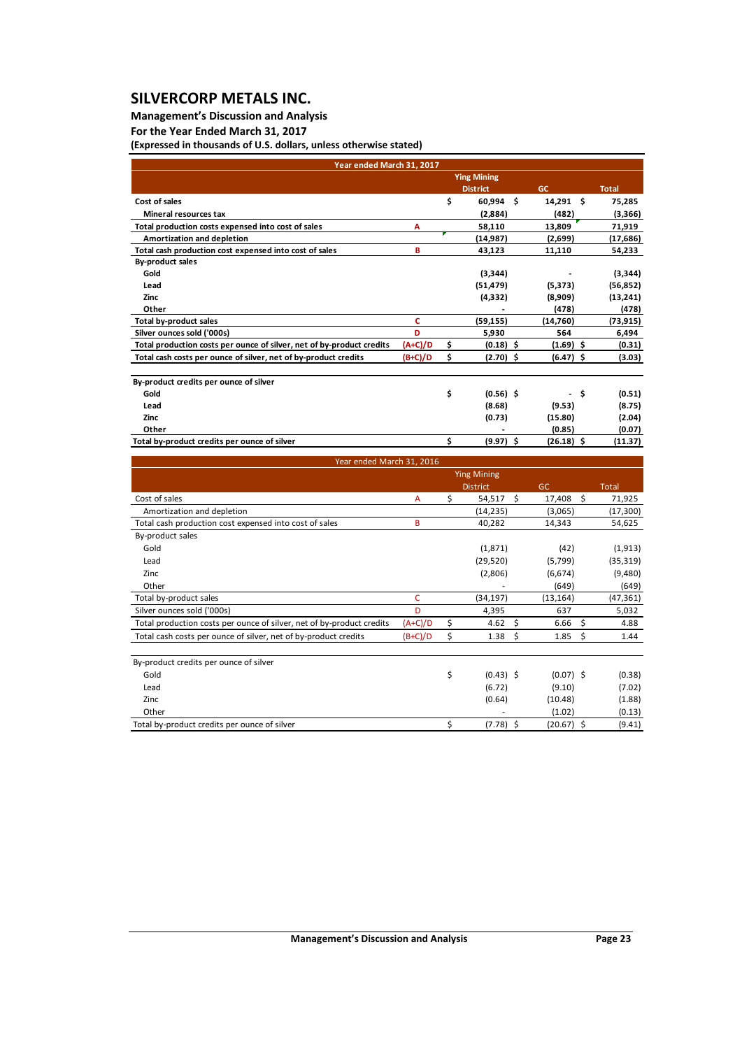# SILVERCORP METALS INC.

**Management's Discussion and Analysis**
**For the Year Ended March 31, 2017**
**(Expressed in thousands of U.S. dollars, unless otherwise stated)**

| Year ended March 31, 2017 | | | | |
|---|---|---|---|---|
| | | Ying Mining District | GC | Total |
| **Cost of sales** | | **$ 60,994** | **$ 14,291** | **$ 75,285** |
| **Mineral resources tax** | | **(2,884)** | **(482)** | **(3,366)** |
| **Total production costs expensed into cost of sales** | **A** | **58,110** | **13,809** | **71,919** |
| **Amortization and depletion** | | **(14,987)** | **(2,699)** | **(17,686)** |
| **Total cash production cost expensed into cost of sales** | **B** | **43,123** | **11,110** | **54,233** |
| **By-product sales** | | | | |
| **Gold** | | **(3,344)** | **-** | **(3,344)** |
| **Lead** | | **(51,479)** | **(5,373)** | **(56,852)** |
| **Zinc** | | **(4,332)** | **(8,909)** | **(13,241)** |
| **Other** | | **-** | **(478)** | **(478)** |
| **Total by-product sales** | **C** | **(59,155)** | **(14,760)** | **(73,915)** |
| **Silver ounces sold ('000s)** | **D** | **5,930** | **564** | **6,494** |
| **Total production costs per ounce of silver, net of by-product credits** | **(A+C)/D** | **$ (0.18)** | **$ (1.69)** | **$ (0.31)** |
| **Total cash costs per ounce of silver, net of by-product credits** | **(B+C)/D** | **$ (2.70)** | **$ (6.47)** | **$ (3.03)** |
| | | | | |
| **By-product credits per ounce of silver** | | | | |
| **Gold** | | **$ (0.56)** | **$ -** | **$ (0.51)** |
| **Lead** | | **(8.68)** | **(9.53)** | **(8.75)** |
| **Zinc** | | **(0.73)** | **(15.80)** | **(2.04)** |
| **Other** | | **-** | **(0.85)** | **(0.07)** |
| **Total by-product credits per ounce of silver** | | **$ (9.97)** | **$ (26.18)** | **$ (11.37)** |

| Year ended March 31, 2016 | | | | |
|---|---|---|---|---|
| | | Ying Mining District | GC | Total |
| Cost of sales | A | $ 54,517 | $ 17,408 | $ 71,925 |
| Amortization and depletion | | (14,235) | (3,065) | (17,300) |
| Total cash production cost expensed into cost of sales | B | 40,282 | 14,343 | 54,625 |
| By-product sales | | | | |
| Gold | | (1,871) | (42) | (1,913) |
| Lead | | (29,520) | (5,799) | (35,319) |
| Zinc | | (2,806) | (6,674) | (9,480) |
| Other | | - | (649) | (649) |
| Total by-product sales | C | (34,197) | (13,164) | (47,361) |
| Silver ounces sold ('000s) | D | 4,395 | 637 | 5,032 |
| Total production costs per ounce of silver, net of by-product credits | (A+C)/D | $ 4.62 | $ 6.66 | $ 4.88 |
| Total cash costs per ounce of silver, net of by-product credits | (B+C)/D | $ 1.38 | $ 1.85 | $ 1.44 |
| | | | | |
| By-product credits per ounce of silver | | | | |
| Gold | | $ (0.43) | $ (0.07) | $ (0.38) |
| Lead | | (6.72) | (9.10) | (7.02) |
| Zinc | | (0.64) | (10.48) | (1.88) |
| Other | | - | (1.02) | (0.13) |
| Total by-product credits per ounce of silver | | $ (7.78) | $ (20.67) | $ (9.41) |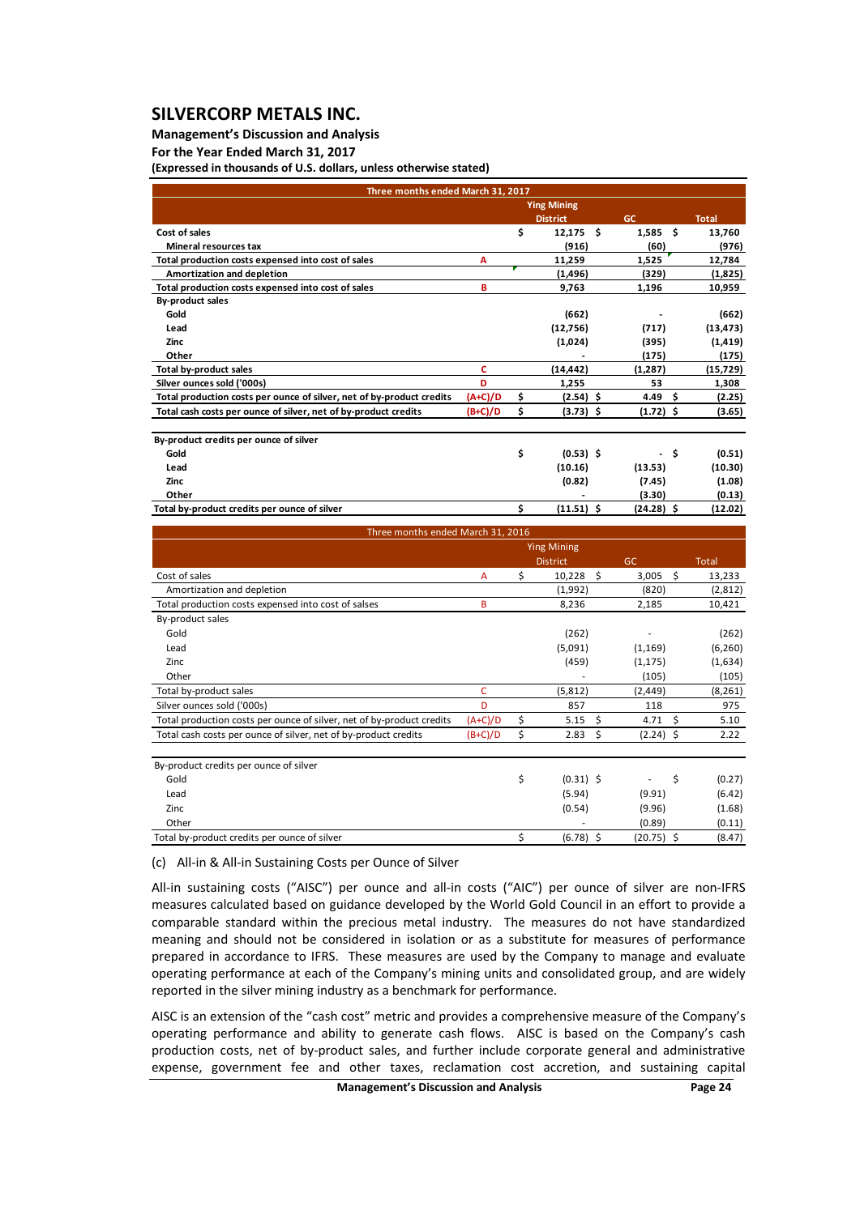| Three months ended March 31, 2017 | | | | |
|---|---|---|---|---|
| | | Ying Mining District | GC | Total |
| **Cost of sales** | | $ 12,175 | $ 1,585 | $ 13,760 |
| **Mineral resources tax** | | (916) | (60) | (976) |
| **Total production costs expensed into cost of sales** | A | 11,259 | 1,525 | 12,784 |
| **Amortization and depletion** | | (1,496) | (329) | (1,825) |
| **Total production costs expensed into cost of sales** | B | 9,763 | 1,196 | 10,959 |
| **By-product sales** | | | | |
| **Gold** | | (662) | - | (662) |
| **Lead** | | (12,756) | (717) | (13,473) |
| **Zinc** | | (1,024) | (395) | (1,419) |
| **Other** | | - | (175) | (175) |
| **Total by-product sales** | C | (14,442) | (1,287) | (15,729) |
| **Silver ounces sold ('000s)** | D | 1,255 | 53 | 1,308 |
| **Total production costs per ounce of silver, net of by-product credits** | (A+C)/D | $ (2.54) | $ 4.49 | $ (2.25) |
| **Total cash costs per ounce of silver, net of by-product credits** | (B+C)/D | $ (3.73) | $ (1.72) | $ (3.65) |
| | | | | |
| **By-product credits per ounce of silver** | | | | |
| **Gold** | | $ (0.53) | $ - | $ (0.51) |
| **Lead** | | (10.16) | (13.53) | (10.30) |
| **Zinc** | | (0.82) | (7.45) | (1.08) |
| **Other** | | - | (3.30) | (0.13) |
| **Total by-product credits per ounce of silver** | | $ (11.51) | $ (24.28) | $ (12.02) |

| Three months ended March 31, 2016 | | | | |
|---|---|---|---|---|
| | | Ying Mining District | GC | Total |
| Cost of sales | A | $ 10,228 | $ 3,005 | $ 13,233 |
| Amortization and depletion | | (1,992) | (820) | (2,812) |
| Total production costs expensed into cost of salses | B | 8,236 | 2,185 | 10,421 |
| By-product sales | | | | |
| Gold | | (262) | - | (262) |
| Lead | | (5,091) | (1,169) | (6,260) |
| Zinc | | (459) | (1,175) | (1,634) |
| Other | | - | (105) | (105) |
| Total by-product sales | C | (5,812) | (2,449) | (8,261) |
| Silver ounces sold ('000s) | D | 857 | 118 | 975 |
| Total production costs per ounce of silver, net of by-product credits | (A+C)/D | $ 5.15 | $ 4.71 | $ 5.10 |
| Total cash costs per ounce of silver, net of by-product credits | (B+C)/D | $ 2.83 | $ (2.24) | $ 2.22 |
| | | | | |
| By-product credits per ounce of silver | | | | |
| Gold | | $ (0.31) | $ - | $ (0.27) |
| Lead | | (5.94) | (9.91) | (6.42) |
| Zinc | | (0.54) | (9.96) | (1.68) |
| Other | | - | (0.89) | (0.11) |
| Total by-product credits per ounce of silver | | $ (6.78) | $ (20.75) | $ (8.47) |

(c) All-in & All-in Sustaining Costs per Ounce of Silver

All-in sustaining costs ("AISC") per ounce and all-in costs ("AIC") per ounce of silver are non-IFRS measures calculated based on guidance developed by the World Gold Council in an effort to provide a comparable standard within the precious metal industry. The measures do not have standardized meaning and should not be considered in isolation or as a substitute for measures of performance prepared in accordance to IFRS. These measures are used by the Company to manage and evaluate operating performance at each of the Company's mining units and consolidated group, and are widely reported in the silver mining industry as a benchmark for performance.

AISC is an extension of the "cash cost" metric and provides a comprehensive measure of the Company's operating performance and ability to generate cash flows. AISC is based on the Company's cash production costs, net of by-product sales, and further include corporate general and administrative expense, government fee and other taxes, reclamation cost accretion, and sustaining capital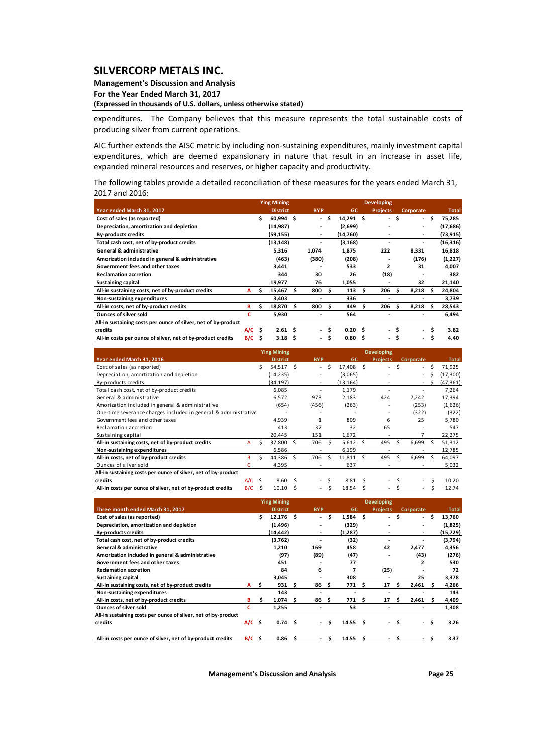expenditures. The Company believes that this measure represents the total sustainable costs of producing silver from current operations.

AIC further extends the AISC metric by including non-sustaining expenditures, mainly investment capital expenditures, which are deemed expansionary in nature that result in an increase in asset life, expanded mineral resources and reserves, or higher capacity and productivity.

The following tables provide a detailed reconciliation of these measures for the years ended March 31, 2017 and 2016:

| Year ended March 31, 2017 | | Ying Mining District | BYP | GC | Developing Projects | Corporate | Total |
|---|---|---|---|---|---|---|---|
| **Cost of sales (as reported)** | | $ 60,994 | $ - | $ 14,291 | $ - | $ - | $ 75,285 |
| **Depreciation, amortization and depletion** | | (14,987) | - | (2,699) | - | - | (17,686) |
| **By-products credits** | | (59,155) | - | (14,760) | - | - | (73,915) |
| **Total cash cost, net of by-product credits** | | (13,148) | - | (3,168) | - | - | (16,316) |
| **General & administrative** | | 5,316 | 1,074 | 1,875 | 222 | 8,331 | 16,818 |
| **Amorization included in general & administrative** | | (463) | (380) | (208) | - | (176) | (1,227) |
| **Government fees and other taxes** | | 3,441 | - | 533 | 2 | 31 | 4,007 |
| **Reclamation accretion** | | 344 | 30 | 26 | (18) | - | 382 |
| **Sustaining capital** | | 19,977 | 76 | 1,055 | - | 32 | 21,140 |
| **All-in sustaining costs, net of by-product credits** | A | $ 15,467 | $ 800 | $ 113 | $ 206 | $ 8,218 | $ 24,804 |
| **Non-sustaining expenditures** | | 3,403 | - | 336 | - | - | 3,739 |
| **All-in costs, net of by-product credits** | B | $ 18,870 | $ 800 | $ 449 | $ 206 | $ 8,218 | $ 28,543 |
| **Ounces of silver sold** | C | 5,930 | - | 564 | - | - | 6,494 |
| **All-in sustaining costs per ounce of silver, net of by-product credits** | A/C | $ 2.61 | $ - | $ 0.20 | $ - | $ - | $ 3.82 |
| **All-in costs per ounce of silver, net of by-product credits** | B/C | $ 3.18 | $ - | $ 0.80 | $ - | $ - | $ 4.40 |

| Year ended March 31, 2016 | | Ying Mining District | BYP | GC | Developing Projects | Corporate | Total |
|---|---|---|---|---|---|---|---|
| Cost of sales (as reported) | | $ 54,517 | $ - | $ 17,408 | $ - | $ - | $ 71,925 |
| Depreciation, amortization and depletion | | (14,235) | - | (3,065) | - | - | $ (17,300) |
| By-products credits | | (34,197) | - | (13,164) | - | - | $ (47,361) |
| Total cash cost, net of by-product credits | | 6,085 | - | 1,179 | - | - | 7,264 |
| General & administrative | | 6,572 | 973 | 2,183 | 424 | 7,242 | 17,394 |
| Amorization included in general & administrative | | (654) | (456) | (263) | - | (253) | (1,626) |
| One-time severance charges included in general & administrative | | - | - | - | - | (322) | (322) |
| Government fees and other taxes | | 4,939 | 1 | 809 | 6 | 25 | 5,780 |
| Reclamation accretion | | 413 | 37 | 32 | 65 | - | 547 |
| Sustaining capital | | 20,445 | 151 | 1,672 | - | 7 | 22,275 |
| **All-in sustaining costs, net of by-product credits** | A | $ 37,800 | $ 706 | $ 5,612 | $ 495 | $ 6,699 | $ 51,312 |
| Non-sustaining expenditures | | 6,586 | - | 6,199 | - | - | 12,785 |
| **All-in costs, net of by-product credits** | B | $ 44,386 | $ 706 | $ 11,811 | $ 495 | $ 6,699 | $ 64,097 |
| Ounces of silver sold | C | 4,395 | - | 637 | - | - | 5,032 |
| **All-in sustaining costs per ounce of silver, net of by-product credits** | A/C | $ 8.60 | $ - | $ 8.81 | $ - | $ - | $ 10.20 |
| **All-in costs per ounce of silver, net of by-product credits** | B/C | $ 10.10 | $ - | $ 18.54 | $ - | $ - | $ 12.74 |

| Three month ended March 31, 2017 | | Ying Mining District | BYP | GC | Developing Projects | Corporate | Total |
|---|---|---|---|---|---|---|---|
| **Cost of sales (as reported)** | | $ 12,176 | $ - | $ 1,584 | $ - | $ - | $ 13,760 |
| **Depreciation, amortization and depletion** | | (1,496) | - | (329) | - | - | (1,825) |
| **By-products credits** | | (14,442) | - | (1,287) | - | - | (15,729) |
| **Total cash cost, net of by-product credits** | | (3,762) | - | (32) | - | - | (3,794) |
| **General & administrative** | | 1,210 | 169 | 458 | 42 | 2,477 | 4,356 |
| **Amorization included in general & administrative** | | (97) | (89) | (47) | - | (43) | (276) |
| **Government fees and other taxes** | | 451 | - | 77 | - | 2 | 530 |
| **Reclamation accretion** | | 84 | 6 | 7 | (25) | - | 72 |
| **Sustaining capital** | | 3,045 | - | 308 | - | 25 | 3,378 |
| **All-in sustaining costs, net of by-product credits** | A | $ 931 | $ 86 | $ 771 | $ 17 | $ 2,461 | $ 4,266 |
| **Non-sustaining expenditures** | | 143 | - | - | - | - | 143 |
| **All-in costs, net of by-product credits** | B | $ 1,074 | $ 86 | $ 771 | $ 17 | $ 2,461 | $ 4,409 |
| **Ounces of silver sold** | C | 1,255 | - | 53 | - | - | 1,308 |
| **All-in sustaining costs per ounce of silver, net of by-product credits** | A/C | $ 0.74 | $ - | $ 14.55 | $ - | $ - | $ 3.26 |
| **All-in costs per ounce of silver, net of by-product credits** | B/C | $ 0.86 | $ - | $ 14.55 | $ - | $ - | $ 3.37 |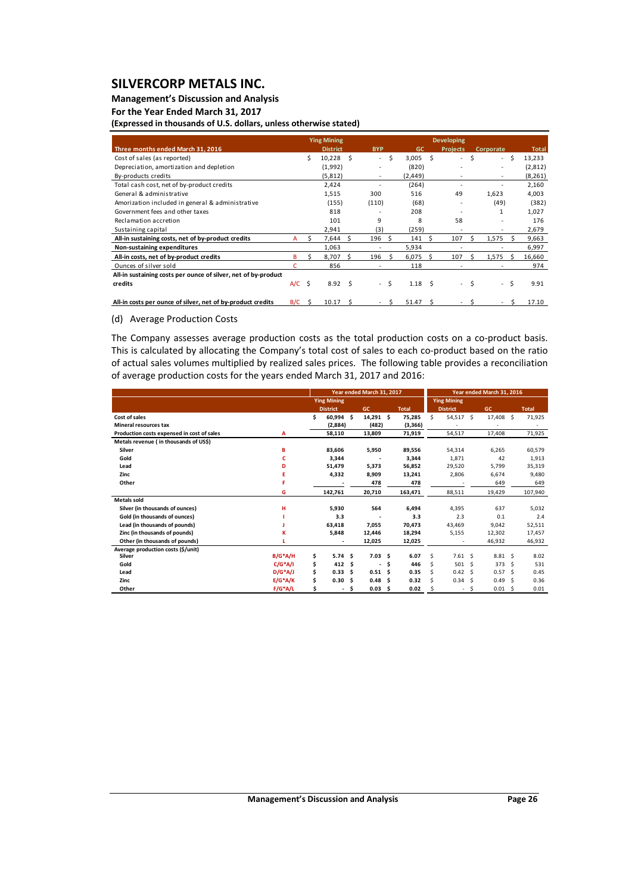| Three months ended March 31, 2016 | | Ying Mining District | BYP | GC | Developing Projects | Corporate | Total |
|---|---|---|---|---|---|---|---|
| Cost of sales (as reported) | | $ 10,228 | $ - | $ 3,005 | $ - | $ - | $ 13,233 |
| Depreciation, amortization and depletion | | (1,992) | - | (820) | - | - | (2,812) |
| By-products credits | | (5,812) | - | (2,449) | - | - | (8,261) |
| Total cash cost, net of by-product credits | | 2,424 | - | (264) | - | - | 2,160 |
| General & administrative | | 1,515 | 300 | 516 | 49 | 1,623 | 4,003 |
| Amorization included in general & administrative | | (155) | (110) | (68) | - | (49) | (382) |
| Government fees and other taxes | | 818 | - | 208 | - | 1 | 1,027 |
| Reclamation accretion | | 101 | 9 | 8 | 58 | - | 176 |
| Sustaining capital | | 2,941 | (3) | (259) | - | - | 2,679 |
| **All-in sustaining costs, net of by-product credits** | A | $ 7,644 | $ 196 | $ 141 | $ 107 | $ 1,575 | $ 9,663 |
| **Non-sustaining expenditures** | | 1,063 | - | 5,934 | - | - | 6,997 |
| **All-in costs, net of by-product credits** | B | $ 8,707 | $ 196 | $ 6,075 | $ 107 | $ 1,575 | $ 16,660 |
| Ounces of silver sold | C | 856 | - | 118 | - | - | 974 |
| **All-in sustaining costs per ounce of silver, net of by-product credits** | A/C | $ 8.92 | $ - | $ 1.18 | $ - | $ - | $ 9.91 |
| **All-in costs per ounce of silver, net of by-product credits** | B/C | $ 10.17 | $ - | $ 51.47 | $ - | $ - | $ 17.10 |

(d) Average Production Costs

The Company assesses average production costs as the total production costs on a co-product basis. This is calculated by allocating the Company's total cost of sales to each co-product based on the ratio of actual sales volumes multiplied by realized sales prices. The following table provides a reconciliation of average production costs for the years ended March 31, 2017 and 2016:

| | | Year ended March 31, 2017 | | | Year ended March 31, 2016 | | |
|---|---|---|---|---|---|---|---|
| | | Ying Mining District | GC | Total | Ying Mining District | GC | Total |
| **Cost of sales** | | $ 60,994 | $ 14,291 | $ 75,285 | $ 54,517 | $ 17,408 | $ 71,925 |
| **Mineral resources tax** | | (2,884) | (482) | (3,366) | - | - | - |
| **Production costs expensed in cost of sales** | A | 58,110 | 13,809 | 71,919 | 54,517 | 17,408 | 71,925 |
| **Metals revenue ( in thousands of US$)** | | | | | | | |
| **Silver** | B | 83,606 | 5,950 | 89,556 | 54,314 | 6,265 | 60,579 |
| **Gold** | C | 3,344 | - | 3,344 | 1,871 | 42 | 1,913 |
| **Lead** | D | 51,479 | 5,373 | 56,852 | 29,520 | 5,799 | 35,319 |
| **Zinc** | E | 4,332 | 8,909 | 13,241 | 2,806 | 6,674 | 9,480 |
| **Other** | F | - | 478 | 478 | - | 649 | 649 |
| | G | 142,761 | 20,710 | 163,471 | 88,511 | 19,429 | 107,940 |
| **Metals sold** | | | | | | | |
| **Silver (in thousands of ounces)** | H | 5,930 | 564 | 6,494 | 4,395 | 637 | 5,032 |
| **Gold (in thousands of ounces)** | I | 3.3 | - | 3.3 | 2.3 | 0.1 | 2.4 |
| **Lead (in thousands of pounds)** | J | 63,418 | 7,055 | 70,473 | 43,469 | 9,042 | 52,511 |
| **Zinc (in thousands of pounds)** | K | 5,848 | 12,446 | 18,294 | 5,155 | 12,302 | 17,457 |
| **Other (in thousands of pounds)** | L | - | 12,025 | 12,025 | - | 46,932 | 46,932 |
| **Average production costs ($/unit)** | | | | | | | |
| **Silver** | B/G*A/H | $ 5.74 | $ 7.03 | $ 6.07 | $ 7.61 | $ 8.81 | $ 8.02 |
| **Gold** | C/G*A/I | $ 412 | $ - | $ 446 | $ 501 | $ 373 | $ 531 |
| **Lead** | D/G*A/J | $ 0.33 | $ 0.51 | $ 0.35 | $ 0.42 | $ 0.57 | $ 0.45 |
| **Zinc** | E/G*A/K | $ 0.30 | $ 0.48 | $ 0.32 | $ 0.34 | $ 0.49 | $ 0.36 |
| **Other** | F/G*A/L | $ - | $ 0.03 | $ 0.02 | $ - | $ 0.01 | $ 0.01 |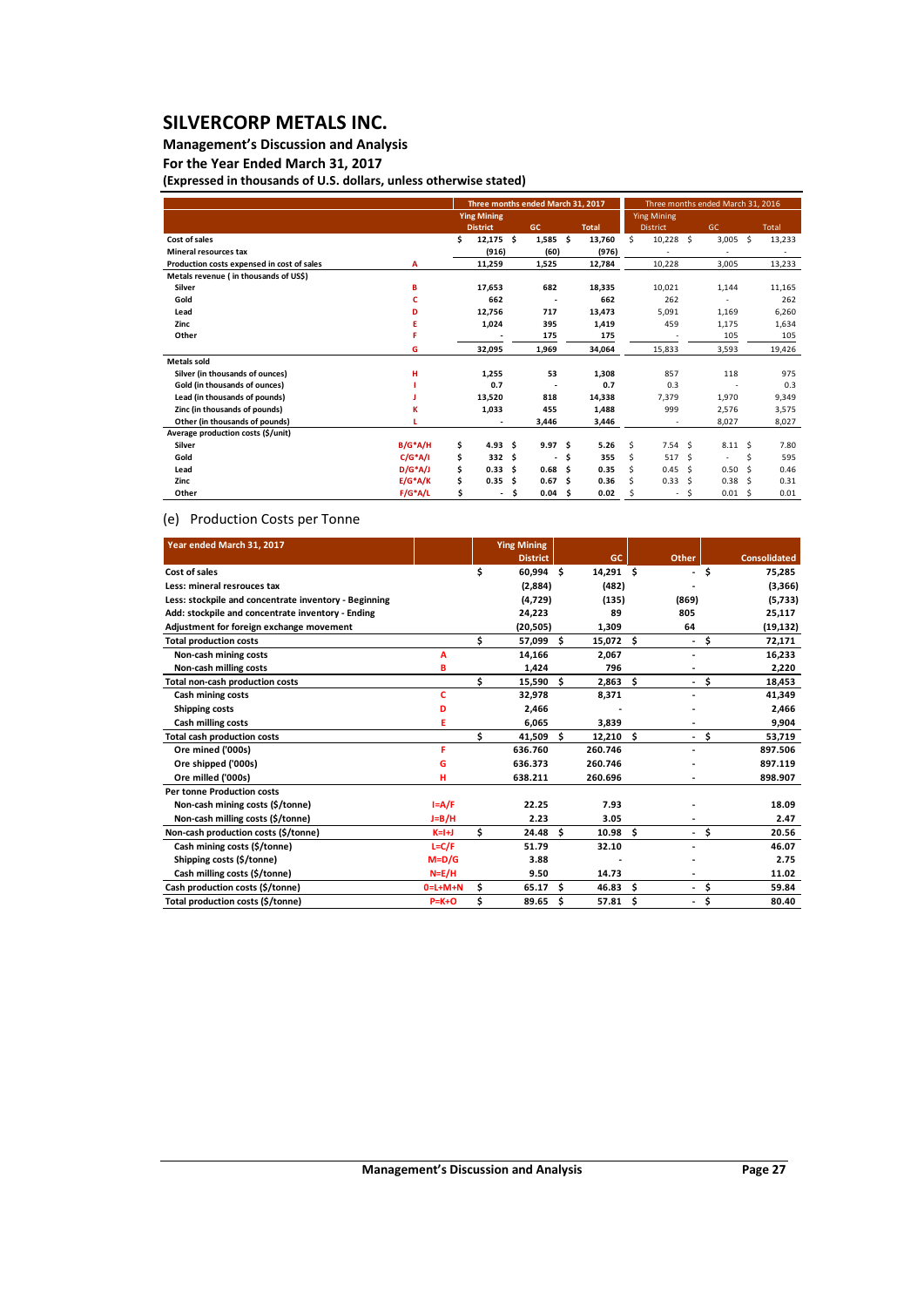# SILVERCORP METALS INC.

**Management's Discussion and Analysis**

**For the Year Ended March 31, 2017**

**(Expressed in thousands of U.S. dollars, unless otherwise stated)**

| | | Three months ended March 31, 2017 | | | Three months ended March 31, 2016 | | |
|---|---|---|---|---|---|---|---|
| | | Ying Mining District | GC | Total | Ying Mining District | GC | Total |
| Cost of sales | | $ 12,175 | $ 1,585 | $ 13,760 | $ 10,228 | $ 3,005 | $ 13,233 |
| Mineral resources tax | | (916) | (60) | (976) | - | - | - |
| Production costs expensed in cost of sales | A | 11,259 | 1,525 | 12,784 | 10,228 | 3,005 | 13,233 |
| Metals revenue ( in thousands of US$) | | | | | | | |
| Silver | B | 17,653 | 682 | 18,335 | 10,021 | 1,144 | 11,165 |
| Gold | C | 662 | - | 662 | 262 | - | 262 |
| Lead | D | 12,756 | 717 | 13,473 | 5,091 | 1,169 | 6,260 |
| Zinc | E | 1,024 | 395 | 1,419 | 459 | 1,175 | 1,634 |
| Other | F | - | 175 | 175 | - | 105 | 105 |
| | G | 32,095 | 1,969 | 34,064 | 15,833 | 3,593 | 19,426 |
| Metals sold | | | | | | | |
| Silver (in thousands of ounces) | H | 1,255 | 53 | 1,308 | 857 | 118 | 975 |
| Gold (in thousands of ounces) | I | 0.7 | - | 0.7 | 0.3 | - | 0.3 |
| Lead (in thousands of pounds) | J | 13,520 | 818 | 14,338 | 7,379 | 1,970 | 9,349 |
| Zinc (in thousands of pounds) | K | 1,033 | 455 | 1,488 | 999 | 2,576 | 3,575 |
| Other (in thousands of pounds) | L | - | 3,446 | 3,446 | - | 8,027 | 8,027 |
| Average production costs ($/unit) | | | | | | | |
| Silver | B/G*A/H | $ 4.93 | $ 9.97 | $ 5.26 | $ 7.54 | $ 8.11 | $ 7.80 |
| Gold | C/G*A/I | $ 332 | $ - | $ 355 | $ 517 | $ - | $ 595 |
| Lead | D/G*A/J | $ 0.33 | $ 0.68 | $ 0.35 | $ 0.45 | $ 0.50 | $ 0.46 |
| Zinc | E/G*A/K | $ 0.35 | $ 0.67 | $ 0.36 | $ 0.33 | $ 0.38 | $ 0.31 |
| Other | F/G*A/L | $ - | $ 0.04 | $ 0.02 | $ - | $ 0.01 | $ 0.01 |

## (e) Production Costs per Tonne

| Year ended March 31, 2017 | | Ying Mining District | GC | Other | Consolidated |
|---|---|---|---|---|---|
| Cost of sales | | $ 60,994 | $ 14,291 | $ - | $ 75,285 |
| Less: mineral resrouces tax | | (2,884) | (482) | - | (3,366) |
| Less: stockpile and concentrate inventory - Beginning | | (4,729) | (135) | (869) | (5,733) |
| Add: stockpile and concentrate inventory - Ending | | 24,223 | 89 | 805 | 25,117 |
| Adjustment for foreign exchange movement | | (20,505) | 1,309 | 64 | (19,132) |
| Total production costs | | $ 57,099 | $ 15,072 | $ - | $ 72,171 |
| Non-cash mining costs | A | 14,166 | 2,067 | - | 16,233 |
| Non-cash milling costs | B | 1,424 | 796 | - | 2,220 |
| Total non-cash production costs | | $ 15,590 | $ 2,863 | $ - | $ 18,453 |
| Cash mining costs | C | 32,978 | 8,371 | - | 41,349 |
| Shipping costs | D | 2,466 | - | - | 2,466 |
| Cash milling costs | E | 6,065 | 3,839 | - | 9,904 |
| Total cash production costs | | $ 41,509 | $ 12,210 | $ - | $ 53,719 |
| Ore mined ('000s) | F | 636.760 | 260.746 | - | 897.506 |
| Ore shipped ('000s) | G | 636.373 | 260.746 | - | 897.119 |
| Ore milled ('000s) | H | 638.211 | 260.696 | - | 898.907 |
| Per tonne Production costs | | | | | |
| Non-cash mining costs ($/tonne) | I=A/F | 22.25 | 7.93 | - | 18.09 |
| Non-cash milling costs ($/tonne) | J=B/H | 2.23 | 3.05 | - | 2.47 |
| Non-cash production costs ($/tonne) | K=I+J | $ 24.48 | $ 10.98 | $ - | $ 20.56 |
| Cash mining costs ($/tonne) | L=C/F | 51.79 | 32.10 | - | 46.07 |
| Shipping costs ($/tonne) | M=D/G | 3.88 | - | - | 2.75 |
| Cash milling costs ($/tonne) | N=E/H | 9.50 | 14.73 | - | 11.02 |
| Cash production costs ($/tonne) | O=L+M+N | $ 65.17 | $ 46.83 | $ - | $ 59.84 |
| Total production costs ($/tonne) | P=K+O | $ 89.65 | $ 57.81 | $ - | $ 80.40 |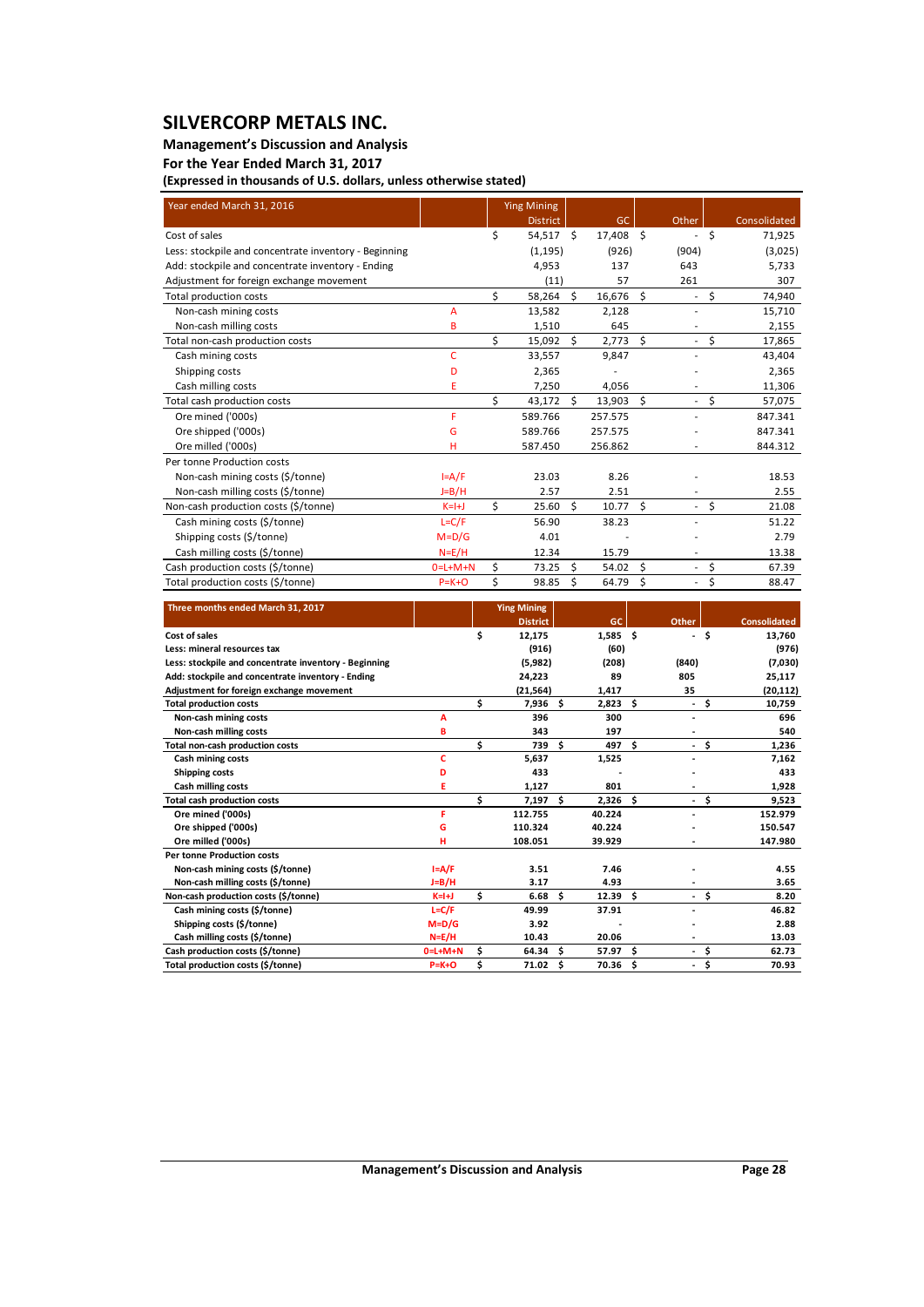# SILVERCORP METALS INC.

**Management's Discussion and Analysis**

**For the Year Ended March 31, 2017**

**(Expressed in thousands of U.S. dollars, unless otherwise stated)**

| Year ended March 31, 2016 | | Ying Mining District | GC | Other | Consolidated |
|---|---|---|---|---|---|
| Cost of sales | | $ 54,517 | $ 17,408 | $ - | $ 71,925 |
| Less: stockpile and concentrate inventory - Beginning | | (1,195) | (926) | (904) | (3,025) |
| Add: stockpile and concentrate inventory - Ending | | 4,953 | 137 | 643 | 5,733 |
| Adjustment for foreign exchange movement | | (11) | 57 | 261 | 307 |
| Total production costs | | $ 58,264 | $ 16,676 | $ - | $ 74,940 |
| Non-cash mining costs | A | 13,582 | 2,128 | - | 15,710 |
| Non-cash milling costs | B | 1,510 | 645 | - | 2,155 |
| Total non-cash production costs | | $ 15,092 | $ 2,773 | $ - | $ 17,865 |
| Cash mining costs | C | 33,557 | 9,847 | - | 43,404 |
| Shipping costs | D | 2,365 | - | - | 2,365 |
| Cash milling costs | E | 7,250 | 4,056 | - | 11,306 |
| Total cash production costs | | $ 43,172 | $ 13,903 | $ - | $ 57,075 |
| Ore mined ('000s) | F | 589.766 | 257.575 | - | 847.341 |
| Ore shipped ('000s) | G | 589.766 | 257.575 | - | 847.341 |
| Ore milled ('000s) | H | 587.450 | 256.862 | - | 844.312 |
| Per tonne Production costs | | | | | |
| Non-cash mining costs ($/tonne) | I=A/F | 23.03 | 8.26 | - | 18.53 |
| Non-cash milling costs ($/tonne) | J=B/H | 2.57 | 2.51 | - | 2.55 |
| Non-cash production costs ($/tonne) | K=I+J | $ 25.60 | $ 10.77 | $ - | $ 21.08 |
| Cash mining costs ($/tonne) | L=C/F | 56.90 | 38.23 | - | 51.22 |
| Shipping costs ($/tonne) | M=D/G | 4.01 | - | - | 2.79 |
| Cash milling costs ($/tonne) | N=E/H | 12.34 | 15.79 | - | 13.38 |
| Cash production costs ($/tonne) | O=L+M+N | $ 73.25 | $ 54.02 | $ - | $ 67.39 |
| Total production costs ($/tonne) | P=K+O | $ 98.85 | $ 64.79 | $ - | $ 88.47 |

| Three months ended March 31, 2017 | | Ying Mining District | GC | Other | Consolidated |
|---|---|---|---|---|---|
| **Cost of sales** | | $ 12,175 | 1,585 | $ - | $ 13,760 |
| **Less: mineral resources tax** | | (916) | (60) | | (976) |
| **Less: stockpile and concentrate inventory - Beginning** | | (5,982) | (208) | (840) | (7,030) |
| **Add: stockpile and concentrate inventory - Ending** | | 24,223 | 89 | 805 | 25,117 |
| **Adjustment for foreign exchange movement** | | (21,564) | 1,417 | 35 | (20,112) |
| **Total production costs** | | $ 7,936 | $ 2,823 | $ - | $ 10,759 |
| **Non-cash mining costs** | A | 396 | 300 | - | 696 |
| **Non-cash milling costs** | B | 343 | 197 | - | 540 |
| **Total non-cash production costs** | | $ 739 | $ 497 | $ - | $ 1,236 |
| **Cash mining costs** | C | 5,637 | 1,525 | - | 7,162 |
| **Shipping costs** | D | 433 | - | - | 433 |
| **Cash milling costs** | E | 1,127 | 801 | - | 1,928 |
| **Total cash production costs** | | $ 7,197 | $ 2,326 | $ - | $ 9,523 |
| **Ore mined ('000s)** | F | 112.755 | 40.224 | - | 152.979 |
| **Ore shipped ('000s)** | G | 110.324 | 40.224 | - | 150.547 |
| **Ore milled ('000s)** | H | 108.051 | 39.929 | - | 147.980 |
| **Per tonne Production costs** | | | | | |
| **Non-cash mining costs ($/tonne)** | I=A/F | 3.51 | 7.46 | - | 4.55 |
| **Non-cash milling costs ($/tonne)** | J=B/H | 3.17 | 4.93 | - | 3.65 |
| **Non-cash production costs ($/tonne)** | K=I+J | $ 6.68 | $ 12.39 | $ - | $ 8.20 |
| **Cash mining costs ($/tonne)** | L=C/F | 49.99 | 37.91 | - | 46.82 |
| **Shipping costs ($/tonne)** | M=D/G | 3.92 | - | - | 2.88 |
| **Cash milling costs ($/tonne)** | N=E/H | 10.43 | 20.06 | - | 13.03 |
| **Cash production costs ($/tonne)** | O=L+M+N | $ 64.34 | $ 57.97 | $ - | $ 62.73 |
| **Total production costs ($/tonne)** | P=K+O | $ 71.02 | $ 70.36 | $ - | $ 70.93 |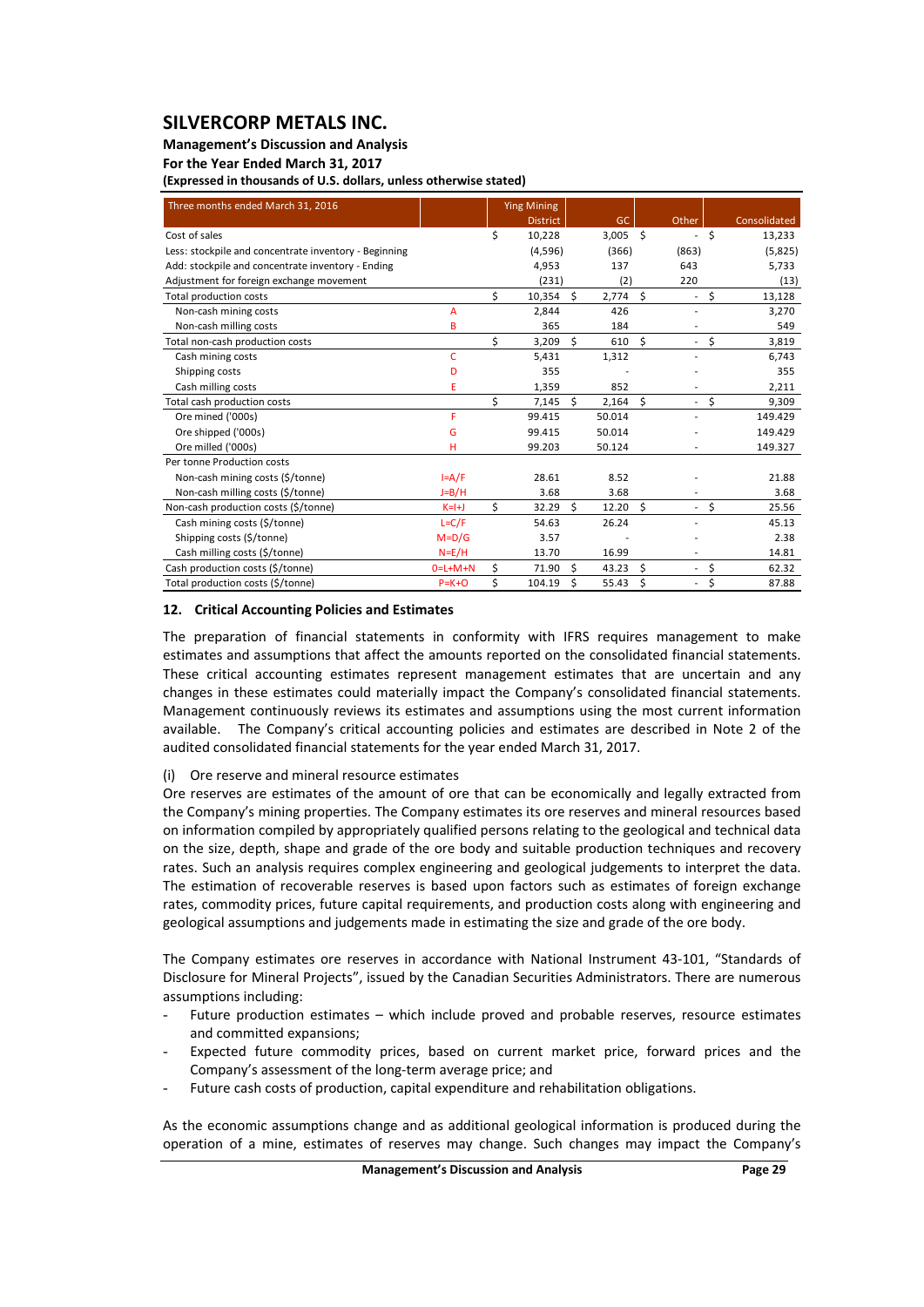# SILVERCORP METALS INC.

**Management's Discussion and Analysis**
**For the Year Ended March 31, 2017**
**(Expressed in thousands of U.S. dollars, unless otherwise stated)**

| Three months ended March 31, 2016 | | Ying Mining District | GC | Other | Consolidated |
|---|---|---|---|---|---|
| Cost of sales | | $ 10,228 | 3,005 | $ - | $ 13,233 |
| Less: stockpile and concentrate inventory - Beginning | | (4,596) | (366) | (863) | (5,825) |
| Add: stockpile and concentrate inventory - Ending | | 4,953 | 137 | 643 | 5,733 |
| Adjustment for foreign exchange movement | | (231) | (2) | 220 | (13) |
| Total production costs | | $ 10,354 | $ 2,774 | $ - | $ 13,128 |
| Non-cash mining costs | A | 2,844 | 426 | - | 3,270 |
| Non-cash milling costs | B | 365 | 184 | - | 549 |
| Total non-cash production costs | | $ 3,209 | $ 610 | $ - | $ 3,819 |
| Cash mining costs | C | 5,431 | 1,312 | - | 6,743 |
| Shipping costs | D | 355 | - | - | 355 |
| Cash milling costs | E | 1,359 | 852 | - | 2,211 |
| Total cash production costs | | $ 7,145 | $ 2,164 | $ - | $ 9,309 |
| Ore mined ('000s) | F | 99.415 | 50.014 | - | 149.429 |
| Ore shipped ('000s) | G | 99.415 | 50.014 | - | 149.429 |
| Ore milled ('000s) | H | 99.203 | 50.124 | - | 149.327 |
| Per tonne Production costs | | | | | |
| Non-cash mining costs ($/tonne) | I=A/F | 28.61 | 8.52 | - | 21.88 |
| Non-cash milling costs ($/tonne) | J=B/H | 3.68 | 3.68 | - | 3.68 |
| Non-cash production costs ($/tonne) | K=I+J | $ 32.29 | $ 12.20 | $ - | $ 25.56 |
| Cash mining costs ($/tonne) | L=C/F | 54.63 | 26.24 | - | 45.13 |
| Shipping costs ($/tonne) | M=D/G | 3.57 | - | - | 2.38 |
| Cash milling costs ($/tonne) | N=E/H | 13.70 | 16.99 | - | 14.81 |
| Cash production costs ($/tonne) | O=L+M+N | $ 71.90 | $ 43.23 | $ - | $ 62.32 |
| Total production costs ($/tonne) | P=K+O | $ 104.19 | $ 55.43 | $ - | $ 87.88 |

## 12. Critical Accounting Policies and Estimates

The preparation of financial statements in conformity with IFRS requires management to make estimates and assumptions that affect the amounts reported on the consolidated financial statements. These critical accounting estimates represent management estimates that are uncertain and any changes in these estimates could materially impact the Company's consolidated financial statements. Management continuously reviews its estimates and assumptions using the most current information available. The Company's critical accounting policies and estimates are described in Note 2 of the audited consolidated financial statements for the year ended March 31, 2017.

(i) Ore reserve and mineral resource estimates

Ore reserves are estimates of the amount of ore that can be economically and legally extracted from the Company's mining properties. The Company estimates its ore reserves and mineral resources based on information compiled by appropriately qualified persons relating to the geological and technical data on the size, depth, shape and grade of the ore body and suitable production techniques and recovery rates. Such an analysis requires complex engineering and geological judgements to interpret the data. The estimation of recoverable reserves is based upon factors such as estimates of foreign exchange rates, commodity prices, future capital requirements, and production costs along with engineering and geological assumptions and judgements made in estimating the size and grade of the ore body.

The Company estimates ore reserves in accordance with National Instrument 43-101, "Standards of Disclosure for Mineral Projects", issued by the Canadian Securities Administrators. There are numerous assumptions including:

- Future production estimates – which include proved and probable reserves, resource estimates and committed expansions;
- Expected future commodity prices, based on current market price, forward prices and the Company's assessment of the long-term average price; and
- Future cash costs of production, capital expenditure and rehabilitation obligations.

As the economic assumptions change and as additional geological information is produced during the operation of a mine, estimates of reserves may change. Such changes may impact the Company's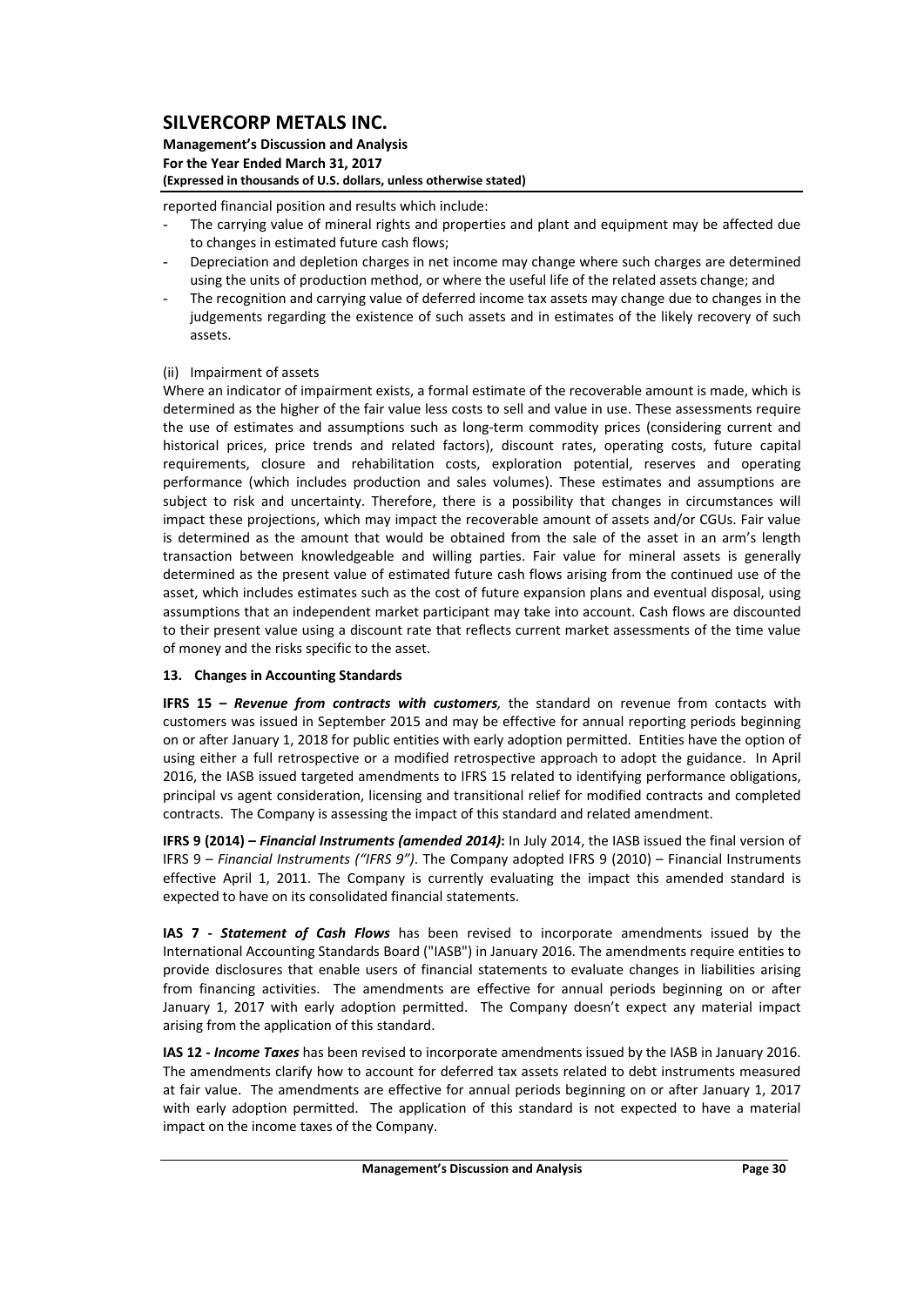reported financial position and results which include:

- The carrying value of mineral rights and properties and plant and equipment may be affected due to changes in estimated future cash flows;
- Depreciation and depletion charges in net income may change where such charges are determined using the units of production method, or where the useful life of the related assets change; and
- The recognition and carrying value of deferred income tax assets may change due to changes in the judgements regarding the existence of such assets and in estimates of the likely recovery of such assets.

(ii) Impairment of assets

Where an indicator of impairment exists, a formal estimate of the recoverable amount is made, which is determined as the higher of the fair value less costs to sell and value in use. These assessments require the use of estimates and assumptions such as long-term commodity prices (considering current and historical prices, price trends and related factors), discount rates, operating costs, future capital requirements, closure and rehabilitation costs, exploration potential, reserves and operating performance (which includes production and sales volumes). These estimates and assumptions are subject to risk and uncertainty. Therefore, there is a possibility that changes in circumstances will impact these projections, which may impact the recoverable amount of assets and/or CGUs. Fair value is determined as the amount that would be obtained from the sale of the asset in an arm's length transaction between knowledgeable and willing parties. Fair value for mineral assets is generally determined as the present value of estimated future cash flows arising from the continued use of the asset, which includes estimates such as the cost of future expansion plans and eventual disposal, using assumptions that an independent market participant may take into account. Cash flows are discounted to their present value using a discount rate that reflects current market assessments of the time value of money and the risks specific to the asset.

## 13. Changes in Accounting Standards

**IFRS 15 – *Revenue from contracts with customers,*** the standard on revenue from contacts with customers was issued in September 2015 and may be effective for annual reporting periods beginning on or after January 1, 2018 for public entities with early adoption permitted. Entities have the option of using either a full retrospective or a modified retrospective approach to adopt the guidance. In April 2016, the IASB issued targeted amendments to IFRS 15 related to identifying performance obligations, principal vs agent consideration, licensing and transitional relief for modified contracts and completed contracts. The Company is assessing the impact of this standard and related amendment.

**IFRS 9 (2014) – *Financial Instruments (amended 2014)*:** In July 2014, the IASB issued the final version of IFRS 9 – *Financial Instruments ("IFRS 9")*. The Company adopted IFRS 9 (2010) – Financial Instruments effective April 1, 2011. The Company is currently evaluating the impact this amended standard is expected to have on its consolidated financial statements.

**IAS 7 - *Statement of Cash Flows*** has been revised to incorporate amendments issued by the International Accounting Standards Board ("IASB") in January 2016. The amendments require entities to provide disclosures that enable users of financial statements to evaluate changes in liabilities arising from financing activities. The amendments are effective for annual periods beginning on or after January 1, 2017 with early adoption permitted. The Company doesn't expect any material impact arising from the application of this standard.

**IAS 12 - *Income Taxes*** has been revised to incorporate amendments issued by the IASB in January 2016. The amendments clarify how to account for deferred tax assets related to debt instruments measured at fair value. The amendments are effective for annual periods beginning on or after January 1, 2017 with early adoption permitted. The application of this standard is not expected to have a material impact on the income taxes of the Company.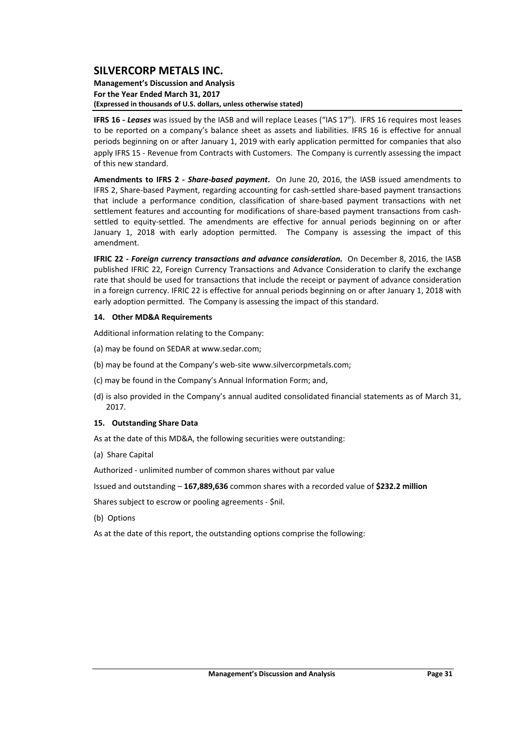**IFRS 16 -** ***Leases*** was issued by the IASB and will replace Leases ("IAS 17"). IFRS 16 requires most leases to be reported on a company's balance sheet as assets and liabilities. IFRS 16 is effective for annual periods beginning on or after January 1, 2019 with early application permitted for companies that also apply IFRS 15 - Revenue from Contracts with Customers. The Company is currently assessing the impact of this new standard.

**Amendments to IFRS 2 -** ***Share-based payment*****.** On June 20, 2016, the IASB issued amendments to IFRS 2, Share-based Payment, regarding accounting for cash-settled share-based payment transactions that include a performance condition, classification of share-based payment transactions with net settlement features and accounting for modifications of share-based payment transactions from cash-settled to equity-settled. The amendments are effective for annual periods beginning on or after January 1, 2018 with early adoption permitted. The Company is assessing the impact of this amendment.

**IFRIC 22 -** ***Foreign currency transactions and advance consideration.*** On December 8, 2016, the IASB published IFRIC 22, Foreign Currency Transactions and Advance Consideration to clarify the exchange rate that should be used for transactions that include the receipt or payment of advance consideration in a foreign currency. IFRIC 22 is effective for annual periods beginning on or after January 1, 2018 with early adoption permitted. The Company is assessing the impact of this standard.

## 14. Other MD&A Requirements

Additional information relating to the Company:

(a) may be found on SEDAR at www.sedar.com;

(b) may be found at the Company's web-site www.silvercorpmetals.com;

(c) may be found in the Company's Annual Information Form; and,

(d) is also provided in the Company's annual audited consolidated financial statements as of March 31, 2017.

## 15. Outstanding Share Data

As at the date of this MD&A, the following securities were outstanding:

(a) Share Capital

Authorized - unlimited number of common shares without par value

Issued and outstanding – **167,889,636** common shares with a recorded value of **$232.2 million**

Shares subject to escrow or pooling agreements - $nil.

(b) Options

As at the date of this report, the outstanding options comprise the following: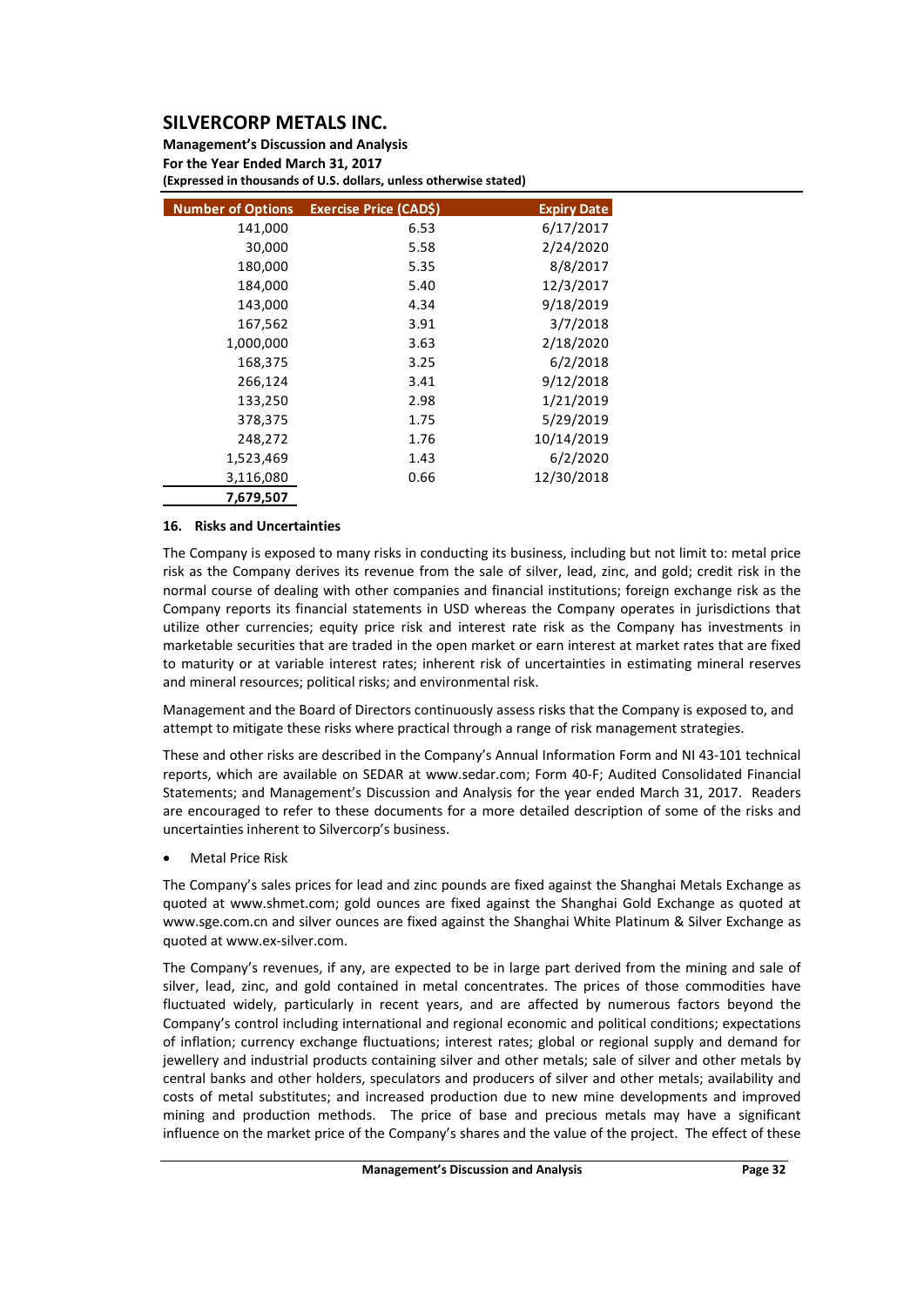| Number of Options | Exercise Price (CAD$) | Expiry Date |
|---|---|---|
| 141,000 | 6.53 | 6/17/2017 |
| 30,000 | 5.58 | 2/24/2020 |
| 180,000 | 5.35 | 8/8/2017 |
| 184,000 | 5.40 | 12/3/2017 |
| 143,000 | 4.34 | 9/18/2019 |
| 167,562 | 3.91 | 3/7/2018 |
| 1,000,000 | 3.63 | 2/18/2020 |
| 168,375 | 3.25 | 6/2/2018 |
| 266,124 | 3.41 | 9/12/2018 |
| 133,250 | 2.98 | 1/21/2019 |
| 378,375 | 1.75 | 5/29/2019 |
| 248,272 | 1.76 | 10/14/2019 |
| 1,523,469 | 1.43 | 6/2/2020 |
| 3,116,080 | 0.66 | 12/30/2018 |
| **7,679,507** | | |

## 16. Risks and Uncertainties

The Company is exposed to many risks in conducting its business, including but not limit to: metal price risk as the Company derives its revenue from the sale of silver, lead, zinc, and gold; credit risk in the normal course of dealing with other companies and financial institutions; foreign exchange risk as the Company reports its financial statements in USD whereas the Company operates in jurisdictions that utilize other currencies; equity price risk and interest rate risk as the Company has investments in marketable securities that are traded in the open market or earn interest at market rates that are fixed to maturity or at variable interest rates; inherent risk of uncertainties in estimating mineral reserves and mineral resources; political risks; and environmental risk.

Management and the Board of Directors continuously assess risks that the Company is exposed to, and attempt to mitigate these risks where practical through a range of risk management strategies.

These and other risks are described in the Company's Annual Information Form and NI 43-101 technical reports, which are available on SEDAR at www.sedar.com; Form 40-F; Audited Consolidated Financial Statements; and Management's Discussion and Analysis for the year ended March 31, 2017. Readers are encouraged to refer to these documents for a more detailed description of some of the risks and uncertainties inherent to Silvercorp's business.

- Metal Price Risk

The Company's sales prices for lead and zinc pounds are fixed against the Shanghai Metals Exchange as quoted at www.shmet.com; gold ounces are fixed against the Shanghai Gold Exchange as quoted at www.sge.com.cn and silver ounces are fixed against the Shanghai White Platinum & Silver Exchange as quoted at www.ex-silver.com.

The Company's revenues, if any, are expected to be in large part derived from the mining and sale of silver, lead, zinc, and gold contained in metal concentrates. The prices of those commodities have fluctuated widely, particularly in recent years, and are affected by numerous factors beyond the Company's control including international and regional economic and political conditions; expectations of inflation; currency exchange fluctuations; interest rates; global or regional supply and demand for jewellery and industrial products containing silver and other metals; sale of silver and other metals by central banks and other holders, speculators and producers of silver and other metals; availability and costs of metal substitutes; and increased production due to new mine developments and improved mining and production methods. The price of base and precious metals may have a significant influence on the market price of the Company's shares and the value of the project. The effect of these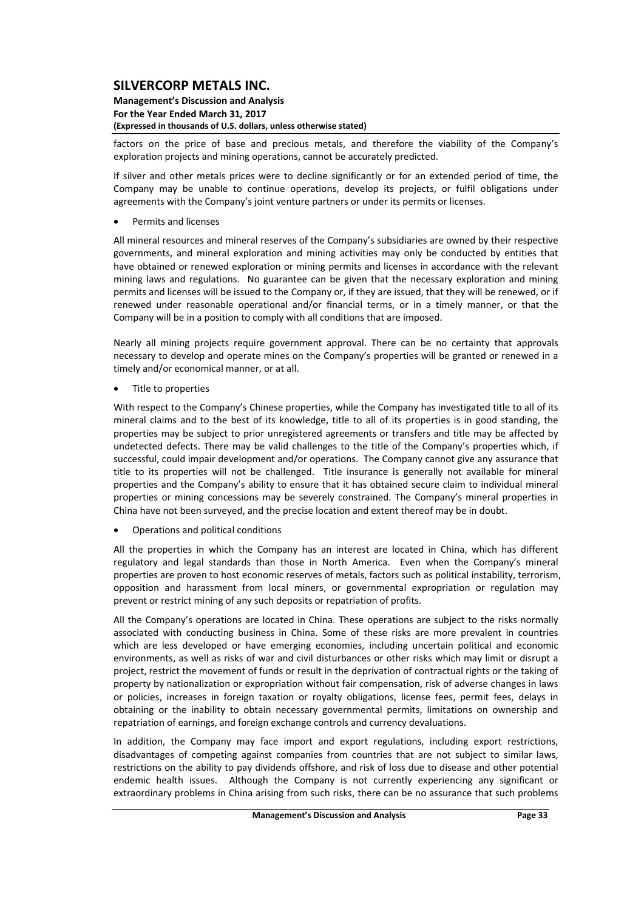factors on the price of base and precious metals, and therefore the viability of the Company's exploration projects and mining operations, cannot be accurately predicted.

If silver and other metals prices were to decline significantly or for an extended period of time, the Company may be unable to continue operations, develop its projects, or fulfil obligations under agreements with the Company's joint venture partners or under its permits or licenses.

- Permits and licenses

All mineral resources and mineral reserves of the Company's subsidiaries are owned by their respective governments, and mineral exploration and mining activities may only be conducted by entities that have obtained or renewed exploration or mining permits and licenses in accordance with the relevant mining laws and regulations. No guarantee can be given that the necessary exploration and mining permits and licenses will be issued to the Company or, if they are issued, that they will be renewed, or if renewed under reasonable operational and/or financial terms, or in a timely manner, or that the Company will be in a position to comply with all conditions that are imposed.

Nearly all mining projects require government approval. There can be no certainty that approvals necessary to develop and operate mines on the Company's properties will be granted or renewed in a timely and/or economical manner, or at all.

- Title to properties

With respect to the Company's Chinese properties, while the Company has investigated title to all of its mineral claims and to the best of its knowledge, title to all of its properties is in good standing, the properties may be subject to prior unregistered agreements or transfers and title may be affected by undetected defects. There may be valid challenges to the title of the Company's properties which, if successful, could impair development and/or operations. The Company cannot give any assurance that title to its properties will not be challenged. Title insurance is generally not available for mineral properties and the Company's ability to ensure that it has obtained secure claim to individual mineral properties or mining concessions may be severely constrained. The Company's mineral properties in China have not been surveyed, and the precise location and extent thereof may be in doubt.

- Operations and political conditions

All the properties in which the Company has an interest are located in China, which has different regulatory and legal standards than those in North America. Even when the Company's mineral properties are proven to host economic reserves of metals, factors such as political instability, terrorism, opposition and harassment from local miners, or governmental expropriation or regulation may prevent or restrict mining of any such deposits or repatriation of profits.

All the Company's operations are located in China. These operations are subject to the risks normally associated with conducting business in China. Some of these risks are more prevalent in countries which are less developed or have emerging economies, including uncertain political and economic environments, as well as risks of war and civil disturbances or other risks which may limit or disrupt a project, restrict the movement of funds or result in the deprivation of contractual rights or the taking of property by nationalization or expropriation without fair compensation, risk of adverse changes in laws or policies, increases in foreign taxation or royalty obligations, license fees, permit fees, delays in obtaining or the inability to obtain necessary governmental permits, limitations on ownership and repatriation of earnings, and foreign exchange controls and currency devaluations.

In addition, the Company may face import and export regulations, including export restrictions, disadvantages of competing against companies from countries that are not subject to similar laws, restrictions on the ability to pay dividends offshore, and risk of loss due to disease and other potential endemic health issues. Although the Company is not currently experiencing any significant or extraordinary problems in China arising from such risks, there can be no assurance that such problems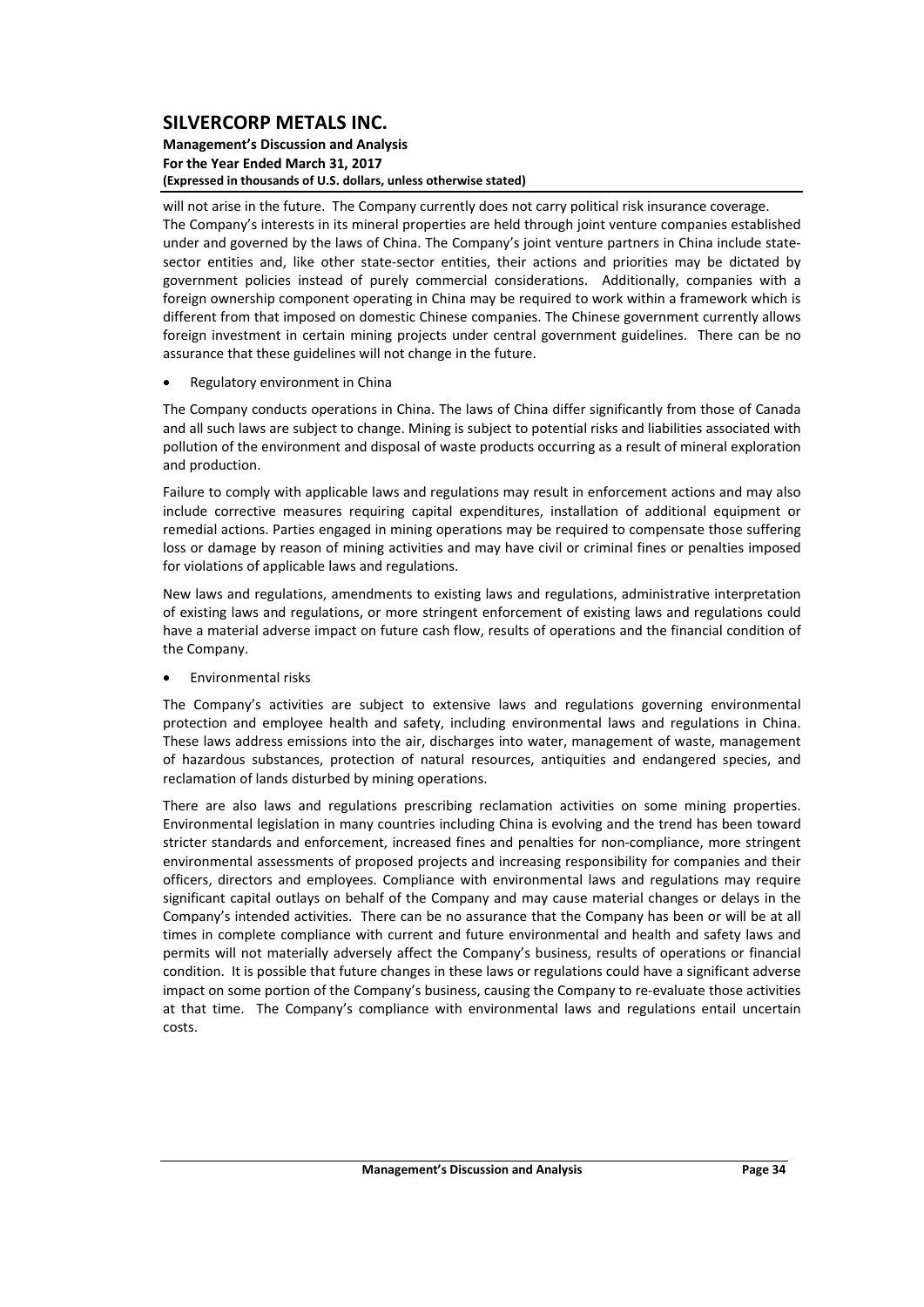will not arise in the future. The Company currently does not carry political risk insurance coverage. The Company's interests in its mineral properties are held through joint venture companies established under and governed by the laws of China. The Company's joint venture partners in China include state-sector entities and, like other state-sector entities, their actions and priorities may be dictated by government policies instead of purely commercial considerations. Additionally, companies with a foreign ownership component operating in China may be required to work within a framework which is different from that imposed on domestic Chinese companies. The Chinese government currently allows foreign investment in certain mining projects under central government guidelines. There can be no assurance that these guidelines will not change in the future.

- Regulatory environment in China

The Company conducts operations in China. The laws of China differ significantly from those of Canada and all such laws are subject to change. Mining is subject to potential risks and liabilities associated with pollution of the environment and disposal of waste products occurring as a result of mineral exploration and production.

Failure to comply with applicable laws and regulations may result in enforcement actions and may also include corrective measures requiring capital expenditures, installation of additional equipment or remedial actions. Parties engaged in mining operations may be required to compensate those suffering loss or damage by reason of mining activities and may have civil or criminal fines or penalties imposed for violations of applicable laws and regulations.

New laws and regulations, amendments to existing laws and regulations, administrative interpretation of existing laws and regulations, or more stringent enforcement of existing laws and regulations could have a material adverse impact on future cash flow, results of operations and the financial condition of the Company.

- Environmental risks

The Company's activities are subject to extensive laws and regulations governing environmental protection and employee health and safety, including environmental laws and regulations in China. These laws address emissions into the air, discharges into water, management of waste, management of hazardous substances, protection of natural resources, antiquities and endangered species, and reclamation of lands disturbed by mining operations.

There are also laws and regulations prescribing reclamation activities on some mining properties. Environmental legislation in many countries including China is evolving and the trend has been toward stricter standards and enforcement, increased fines and penalties for non-compliance, more stringent environmental assessments of proposed projects and increasing responsibility for companies and their officers, directors and employees. Compliance with environmental laws and regulations may require significant capital outlays on behalf of the Company and may cause material changes or delays in the Company's intended activities. There can be no assurance that the Company has been or will be at all times in complete compliance with current and future environmental and health and safety laws and permits will not materially adversely affect the Company's business, results of operations or financial condition. It is possible that future changes in these laws or regulations could have a significant adverse impact on some portion of the Company's business, causing the Company to re-evaluate those activities at that time. The Company's compliance with environmental laws and regulations entail uncertain costs.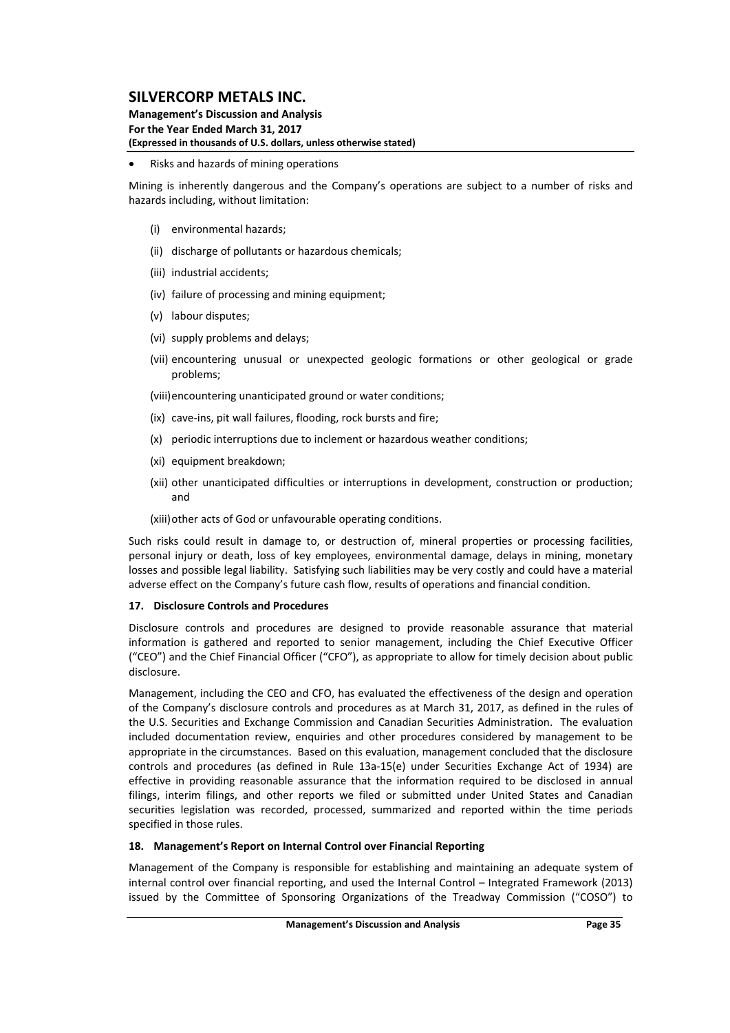- Risks and hazards of mining operations

Mining is inherently dangerous and the Company's operations are subject to a number of risks and hazards including, without limitation:

(i) environmental hazards;

(ii) discharge of pollutants or hazardous chemicals;

(iii) industrial accidents;

(iv) failure of processing and mining equipment;

(v) labour disputes;

(vi) supply problems and delays;

(vii) encountering unusual or unexpected geologic formations or other geological or grade problems;

(viii) encountering unanticipated ground or water conditions;

(ix) cave-ins, pit wall failures, flooding, rock bursts and fire;

(x) periodic interruptions due to inclement or hazardous weather conditions;

(xi) equipment breakdown;

(xii) other unanticipated difficulties or interruptions in development, construction or production; and

(xiii) other acts of God or unfavourable operating conditions.

Such risks could result in damage to, or destruction of, mineral properties or processing facilities, personal injury or death, loss of key employees, environmental damage, delays in mining, monetary losses and possible legal liability. Satisfying such liabilities may be very costly and could have a material adverse effect on the Company's future cash flow, results of operations and financial condition.

## 17. Disclosure Controls and Procedures

Disclosure controls and procedures are designed to provide reasonable assurance that material information is gathered and reported to senior management, including the Chief Executive Officer ("CEO") and the Chief Financial Officer ("CFO"), as appropriate to allow for timely decision about public disclosure.

Management, including the CEO and CFO, has evaluated the effectiveness of the design and operation of the Company's disclosure controls and procedures as at March 31, 2017, as defined in the rules of the U.S. Securities and Exchange Commission and Canadian Securities Administration. The evaluation included documentation review, enquiries and other procedures considered by management to be appropriate in the circumstances. Based on this evaluation, management concluded that the disclosure controls and procedures (as defined in Rule 13a-15(e) under Securities Exchange Act of 1934) are effective in providing reasonable assurance that the information required to be disclosed in annual filings, interim filings, and other reports we filed or submitted under United States and Canadian securities legislation was recorded, processed, summarized and reported within the time periods specified in those rules.

## 18. Management's Report on Internal Control over Financial Reporting

Management of the Company is responsible for establishing and maintaining an adequate system of internal control over financial reporting, and used the Internal Control – Integrated Framework (2013) issued by the Committee of Sponsoring Organizations of the Treadway Commission ("COSO") to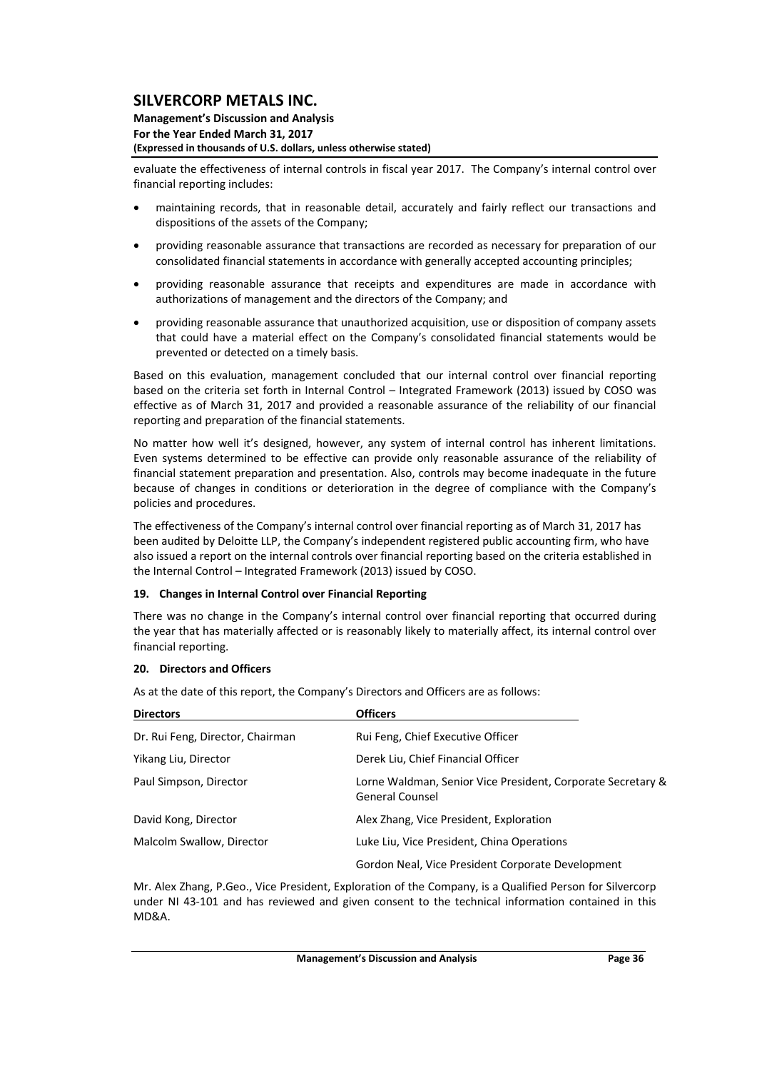evaluate the effectiveness of internal controls in fiscal year 2017. The Company's internal control over financial reporting includes:

- maintaining records, that in reasonable detail, accurately and fairly reflect our transactions and dispositions of the assets of the Company;
- providing reasonable assurance that transactions are recorded as necessary for preparation of our consolidated financial statements in accordance with generally accepted accounting principles;
- providing reasonable assurance that receipts and expenditures are made in accordance with authorizations of management and the directors of the Company; and
- providing reasonable assurance that unauthorized acquisition, use or disposition of company assets that could have a material effect on the Company's consolidated financial statements would be prevented or detected on a timely basis.

Based on this evaluation, management concluded that our internal control over financial reporting based on the criteria set forth in Internal Control – Integrated Framework (2013) issued by COSO was effective as of March 31, 2017 and provided a reasonable assurance of the reliability of our financial reporting and preparation of the financial statements.

No matter how well it's designed, however, any system of internal control has inherent limitations. Even systems determined to be effective can provide only reasonable assurance of the reliability of financial statement preparation and presentation. Also, controls may become inadequate in the future because of changes in conditions or deterioration in the degree of compliance with the Company's policies and procedures.

The effectiveness of the Company's internal control over financial reporting as of March 31, 2017 has been audited by Deloitte LLP, the Company's independent registered public accounting firm, who have also issued a report on the internal controls over financial reporting based on the criteria established in the Internal Control – Integrated Framework (2013) issued by COSO.

## 19. Changes in Internal Control over Financial Reporting

There was no change in the Company's internal control over financial reporting that occurred during the year that has materially affected or is reasonably likely to materially affect, its internal control over financial reporting.

## 20. Directors and Officers

As at the date of this report, the Company's Directors and Officers are as follows:

| Directors | Officers |
|---|---|
| Dr. Rui Feng, Director, Chairman | Rui Feng, Chief Executive Officer |
| Yikang Liu, Director | Derek Liu, Chief Financial Officer |
| Paul Simpson, Director | Lorne Waldman, Senior Vice President, Corporate Secretary & General Counsel |
| David Kong, Director | Alex Zhang, Vice President, Exploration |
| Malcolm Swallow, Director | Luke Liu, Vice President, China Operations |
| | Gordon Neal, Vice President Corporate Development |

Mr. Alex Zhang, P.Geo., Vice President, Exploration of the Company, is a Qualified Person for Silvercorp under NI 43-101 and has reviewed and given consent to the technical information contained in this MD&A.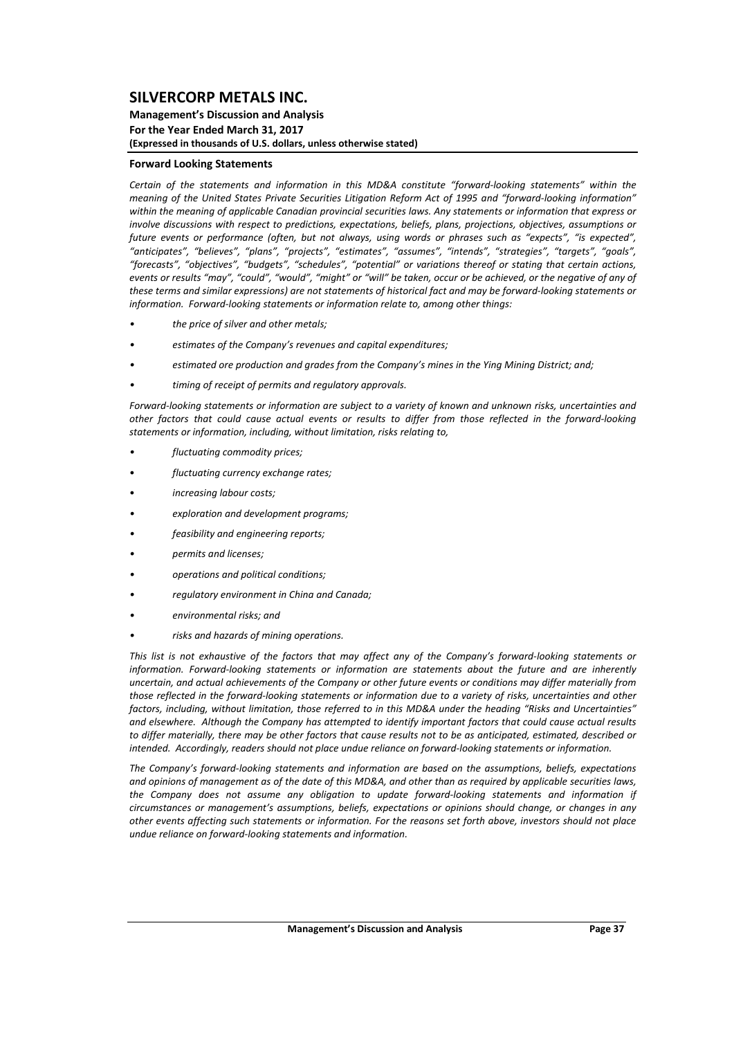## Forward Looking Statements

*Certain of the statements and information in this MD&A constitute "forward-looking statements" within the meaning of the United States Private Securities Litigation Reform Act of 1995 and "forward-looking information" within the meaning of applicable Canadian provincial securities laws. Any statements or information that express or involve discussions with respect to predictions, expectations, beliefs, plans, projections, objectives, assumptions or future events or performance (often, but not always, using words or phrases such as "expects", "is expected", "anticipates", "believes", "plans", "projects", "estimates", "assumes", "intends", "strategies", "targets", "goals", "forecasts", "objectives", "budgets", "schedules", "potential" or variations thereof or stating that certain actions, events or results "may", "could", "would", "might" or "will" be taken, occur or be achieved, or the negative of any of these terms and similar expressions) are not statements of historical fact and may be forward-looking statements or information. Forward-looking statements or information relate to, among other things:*

- *the price of silver and other metals;*
- *estimates of the Company's revenues and capital expenditures;*
- *estimated ore production and grades from the Company's mines in the Ying Mining District; and;*
- *timing of receipt of permits and regulatory approvals.*

*Forward-looking statements or information are subject to a variety of known and unknown risks, uncertainties and other factors that could cause actual events or results to differ from those reflected in the forward-looking statements or information, including, without limitation, risks relating to,*

- *fluctuating commodity prices;*
- *fluctuating currency exchange rates;*
- *increasing labour costs;*
- *exploration and development programs;*
- *feasibility and engineering reports;*
- *permits and licenses;*
- *operations and political conditions;*
- *regulatory environment in China and Canada;*
- *environmental risks; and*
- *risks and hazards of mining operations.*

*This list is not exhaustive of the factors that may affect any of the Company's forward-looking statements or information. Forward-looking statements or information are statements about the future and are inherently uncertain, and actual achievements of the Company or other future events or conditions may differ materially from those reflected in the forward-looking statements or information due to a variety of risks, uncertainties and other factors, including, without limitation, those referred to in this MD&A under the heading "Risks and Uncertainties" and elsewhere. Although the Company has attempted to identify important factors that could cause actual results to differ materially, there may be other factors that cause results not to be as anticipated, estimated, described or intended. Accordingly, readers should not place undue reliance on forward-looking statements or information.*

*The Company's forward-looking statements and information are based on the assumptions, beliefs, expectations and opinions of management as of the date of this MD&A, and other than as required by applicable securities laws, the Company does not assume any obligation to update forward-looking statements and information if circumstances or management's assumptions, beliefs, expectations or opinions should change, or changes in any other events affecting such statements or information. For the reasons set forth above, investors should not place undue reliance on forward-looking statements and information.*